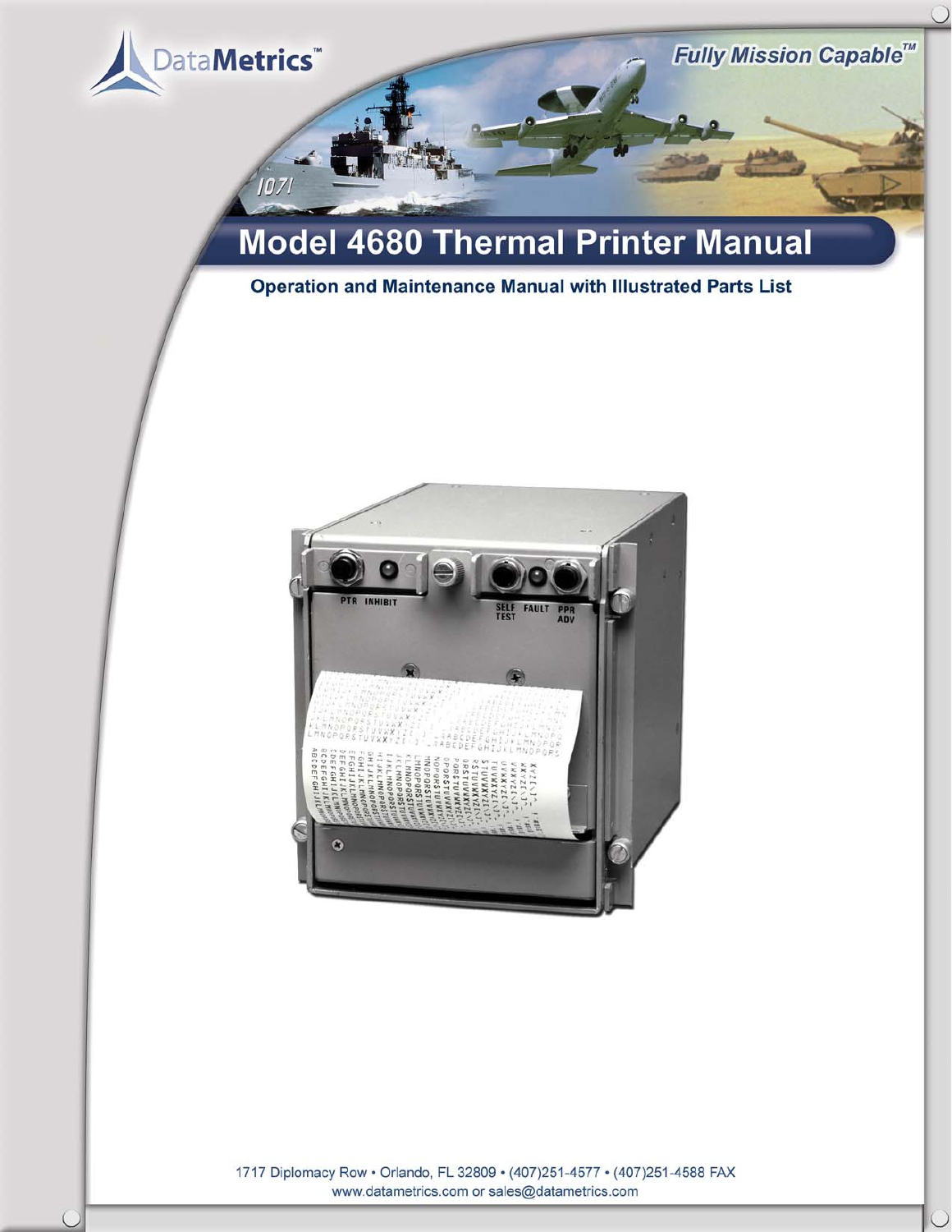DataMetrics™

*Fully Mission Capable™*

# Model 4680 Thermal Printer Manual

**Operation and Maintenance Manual with Illustrated Parts List**

1717 Diplomacy Row • Orlando, FL 32809 • (407)251-4577 • (407)251-4588 FAX
www.datametrics.com or sales@datametrics.com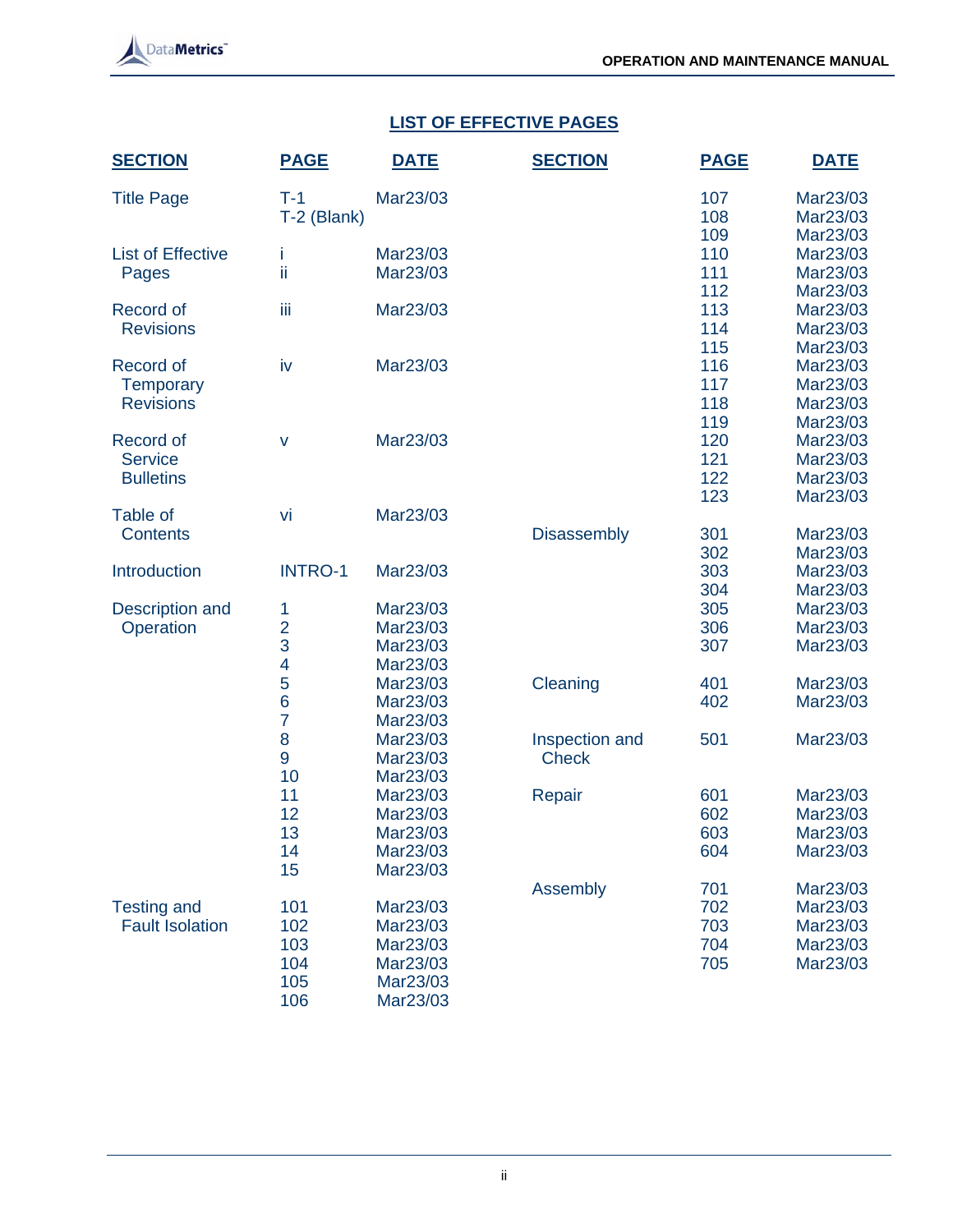## LIST OF EFFECTIVE PAGES

| SECTION | PAGE | DATE |
|---|---|---|
| Title Page | T-1 | Mar23/03 |
| | T-2 (Blank) | |
| List of Effective Pages | i | Mar23/03 |
| | ii | Mar23/03 |
| Record of Revisions | iii | Mar23/03 |
| Record of Temporary Revisions | iv | Mar23/03 |
| Record of Service Bulletins | v | Mar23/03 |
| Table of Contents | vi | Mar23/03 |
| Introduction | INTRO-1 | Mar23/03 |
| Description and Operation | 1 | Mar23/03 |
| | 2 | Mar23/03 |
| | 3 | Mar23/03 |
| | 4 | Mar23/03 |
| | 5 | Mar23/03 |
| | 6 | Mar23/03 |
| | 7 | Mar23/03 |
| | 8 | Mar23/03 |
| | 9 | Mar23/03 |
| | 10 | Mar23/03 |
| | 11 | Mar23/03 |
| | 12 | Mar23/03 |
| | 13 | Mar23/03 |
| | 14 | Mar23/03 |
| | 15 | Mar23/03 |
| Testing and Fault Isolation | 101 | Mar23/03 |
| | 102 | Mar23/03 |
| | 103 | Mar23/03 |
| | 104 | Mar23/03 |
| | 105 | Mar23/03 |
| | 106 | Mar23/03 |
| | 107 | Mar23/03 |
| | 108 | Mar23/03 |
| | 109 | Mar23/03 |
| | 110 | Mar23/03 |
| | 111 | Mar23/03 |
| | 112 | Mar23/03 |
| | 113 | Mar23/03 |
| | 114 | Mar23/03 |
| | 115 | Mar23/03 |
| | 116 | Mar23/03 |
| | 117 | Mar23/03 |
| | 118 | Mar23/03 |
| | 119 | Mar23/03 |
| | 120 | Mar23/03 |
| | 121 | Mar23/03 |
| | 122 | Mar23/03 |
| | 123 | Mar23/03 |
| Disassembly | 301 | Mar23/03 |
| | 302 | Mar23/03 |
| | 303 | Mar23/03 |
| | 304 | Mar23/03 |
| | 305 | Mar23/03 |
| | 306 | Mar23/03 |
| | 307 | Mar23/03 |
| Cleaning | 401 | Mar23/03 |
| | 402 | Mar23/03 |
| Inspection and Check | 501 | Mar23/03 |
| Repair | 601 | Mar23/03 |
| | 602 | Mar23/03 |
| | 603 | Mar23/03 |
| | 604 | Mar23/03 |
| Assembly | 701 | Mar23/03 |
| | 702 | Mar23/03 |
| | 703 | Mar23/03 |
| | 704 | Mar23/03 |
| | 705 | Mar23/03 |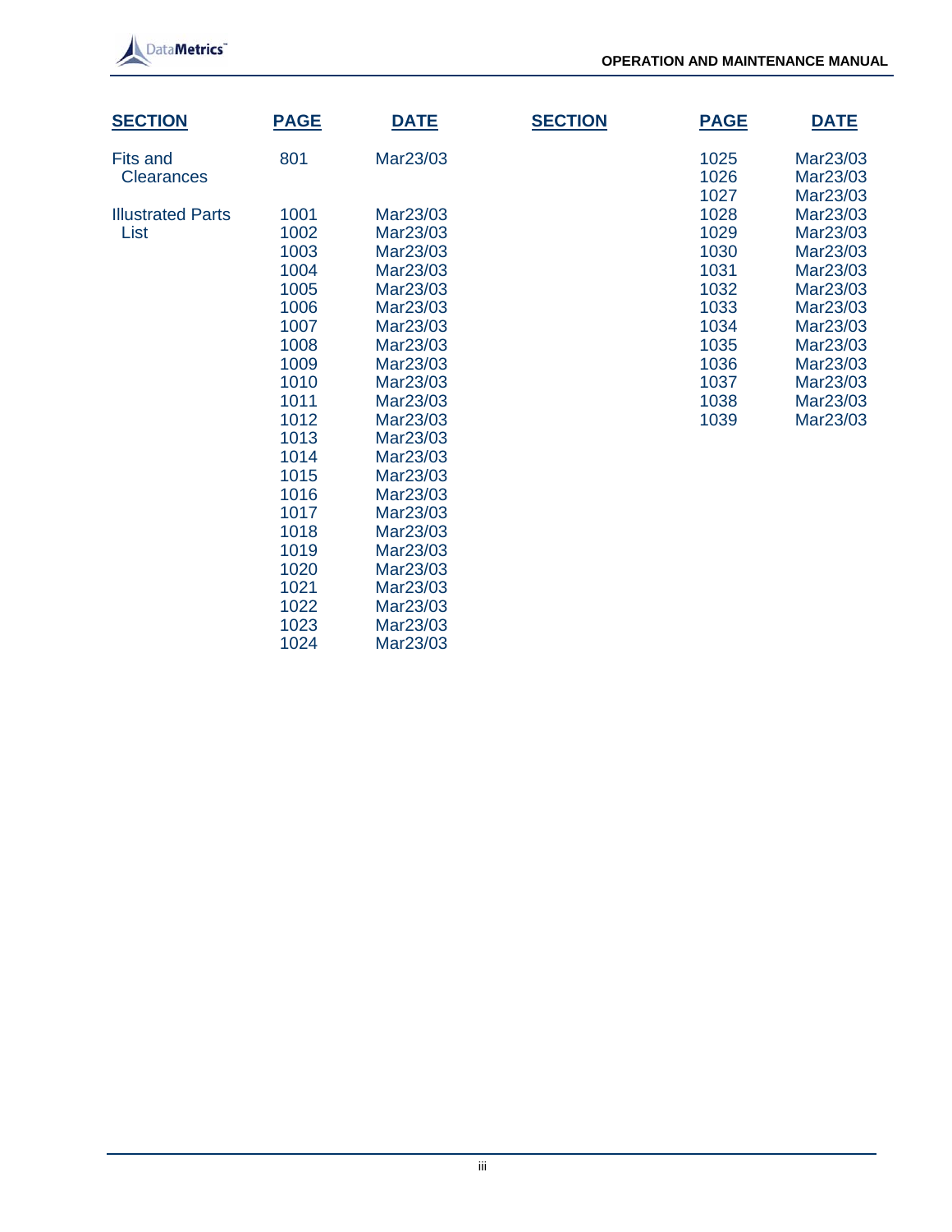| SECTION | PAGE | DATE | SECTION | PAGE | DATE |
|---|---|---|---|---|---|
| Fits and Clearances | 801 | Mar23/03 | | 1025 | Mar23/03 |
| | | | | 1026 | Mar23/03 |
| | | | | 1027 | Mar23/03 |
| Illustrated Parts List | 1001 | Mar23/03 | | 1028 | Mar23/03 |
| | 1002 | Mar23/03 | | 1029 | Mar23/03 |
| | 1003 | Mar23/03 | | 1030 | Mar23/03 |
| | 1004 | Mar23/03 | | 1031 | Mar23/03 |
| | 1005 | Mar23/03 | | 1032 | Mar23/03 |
| | 1006 | Mar23/03 | | 1033 | Mar23/03 |
| | 1007 | Mar23/03 | | 1034 | Mar23/03 |
| | 1008 | Mar23/03 | | 1035 | Mar23/03 |
| | 1009 | Mar23/03 | | 1036 | Mar23/03 |
| | 1010 | Mar23/03 | | 1037 | Mar23/03 |
| | 1011 | Mar23/03 | | 1038 | Mar23/03 |
| | 1012 | Mar23/03 | | 1039 | Mar23/03 |
| | 1013 | Mar23/03 | | | |
| | 1014 | Mar23/03 | | | |
| | 1015 | Mar23/03 | | | |
| | 1016 | Mar23/03 | | | |
| | 1017 | Mar23/03 | | | |
| | 1018 | Mar23/03 | | | |
| | 1019 | Mar23/03 | | | |
| | 1020 | Mar23/03 | | | |
| | 1021 | Mar23/03 | | | |
| | 1022 | Mar23/03 | | | |
| | 1023 | Mar23/03 | | | |
| | 1024 | Mar23/03 | | | |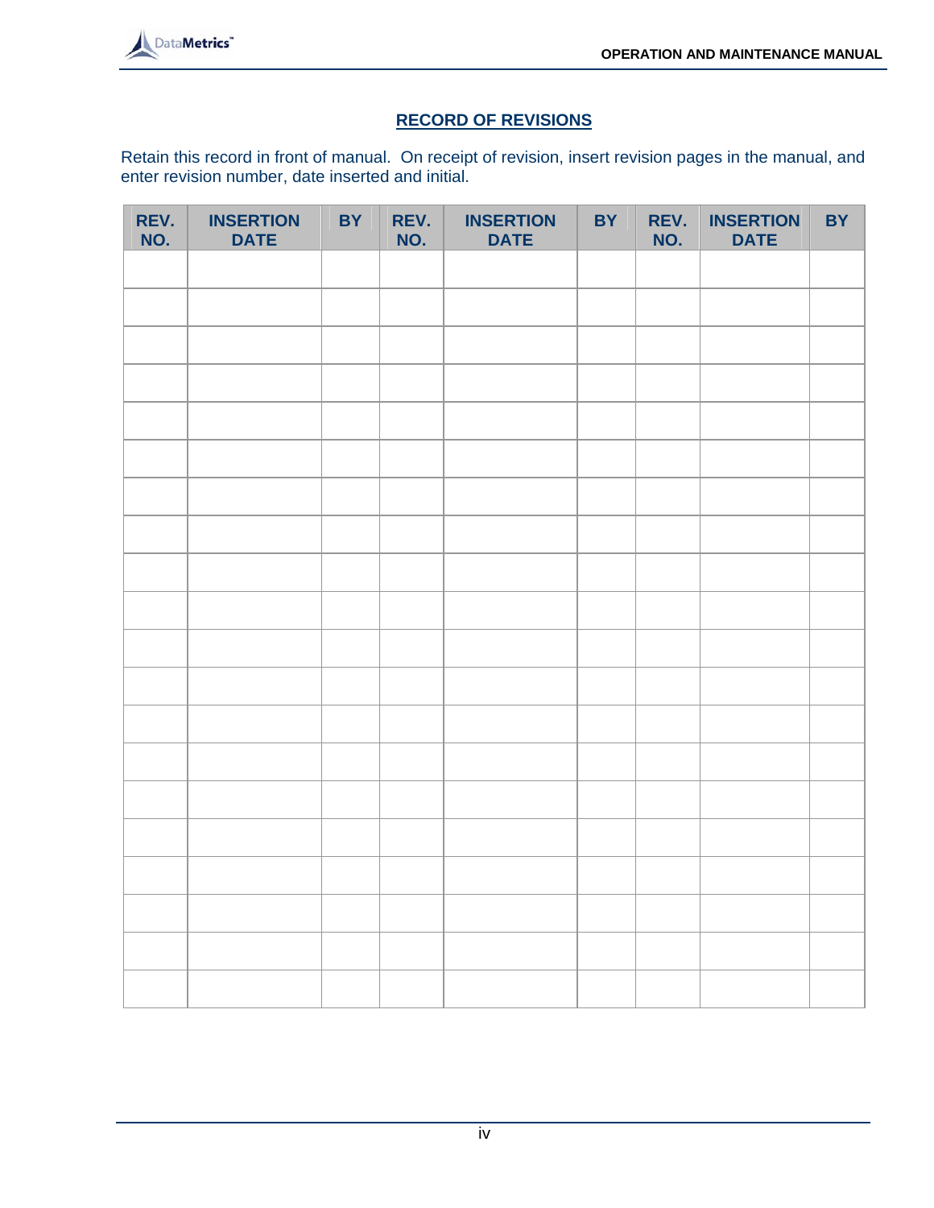## RECORD OF REVISIONS

Retain this record in front of manual. On receipt of revision, insert revision pages in the manual, and enter revision number, date inserted and initial.

| REV. NO. | INSERTION DATE | BY | REV. NO. | INSERTION DATE | BY | REV. NO. | INSERTION DATE | BY |
|---|---|---|---|---|---|---|---|---|
| | | | | | | | | |
| | | | | | | | | |
| | | | | | | | | |
| | | | | | | | | |
| | | | | | | | | |
| | | | | | | | | |
| | | | | | | | | |
| | | | | | | | | |
| | | | | | | | | |
| | | | | | | | | |
| | | | | | | | | |
| | | | | | | | | |
| | | | | | | | | |
| | | | | | | | | |
| | | | | | | | | |
| | | | | | | | | |
| | | | | | | | | |
| | | | | | | | | |
| | | | | | | | | |
| | | | | | | | | |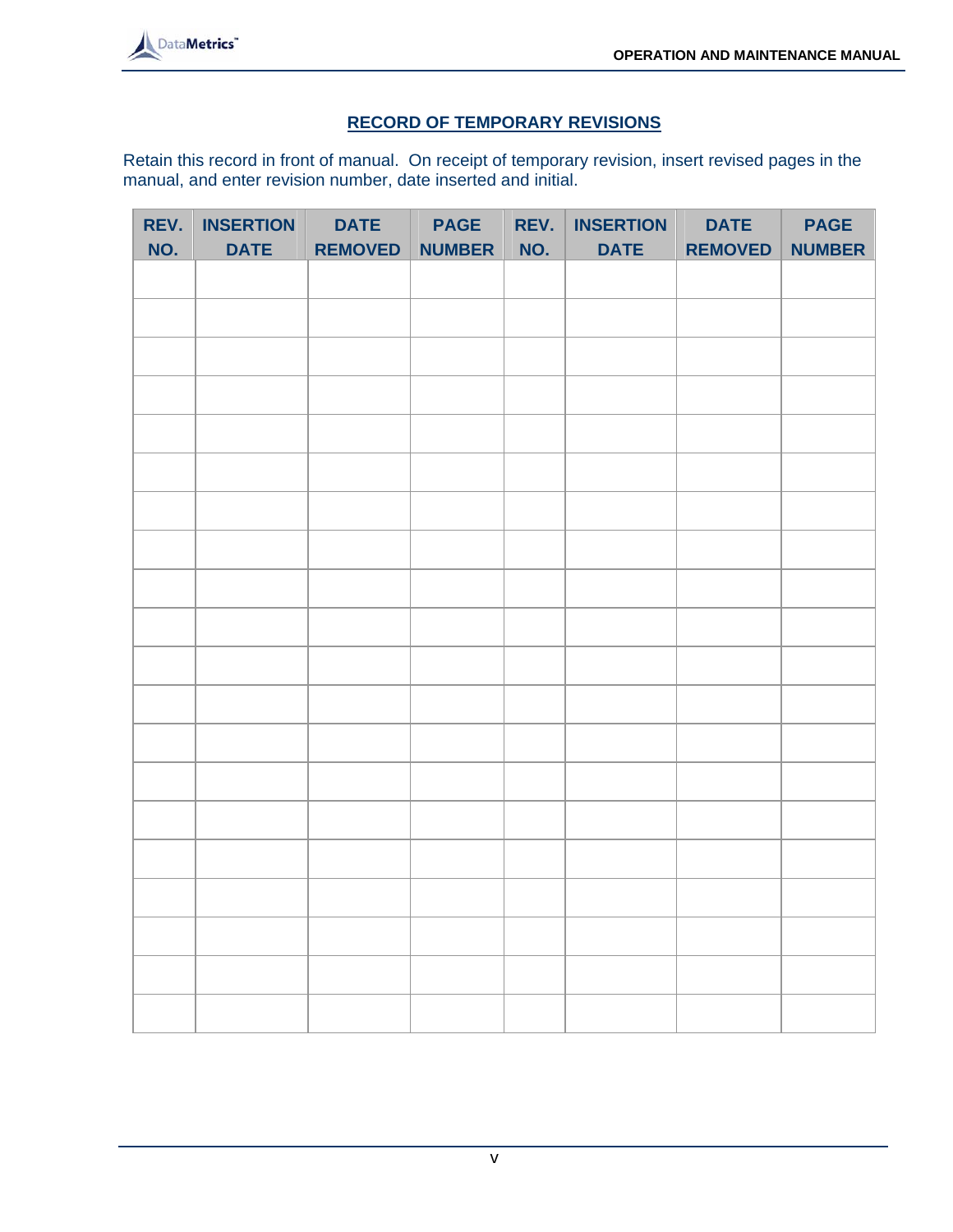## RECORD OF TEMPORARY REVISIONS

Retain this record in front of manual. On receipt of temporary revision, insert revised pages in the manual, and enter revision number, date inserted and initial.

| REV. NO. | INSERTION DATE | DATE REMOVED | PAGE NUMBER | REV. NO. | INSERTION DATE | DATE REMOVED | PAGE NUMBER |
|---|---|---|---|---|---|---|---|
| | | | | | | | |
| | | | | | | | |
| | | | | | | | |
| | | | | | | | |
| | | | | | | | |
| | | | | | | | |
| | | | | | | | |
| | | | | | | | |
| | | | | | | | |
| | | | | | | | |
| | | | | | | | |
| | | | | | | | |
| | | | | | | | |
| | | | | | | | |
| | | | | | | | |
| | | | | | | | |
| | | | | | | | |
| | | | | | | | |
| | | | | | | | |
| | | | | | | | |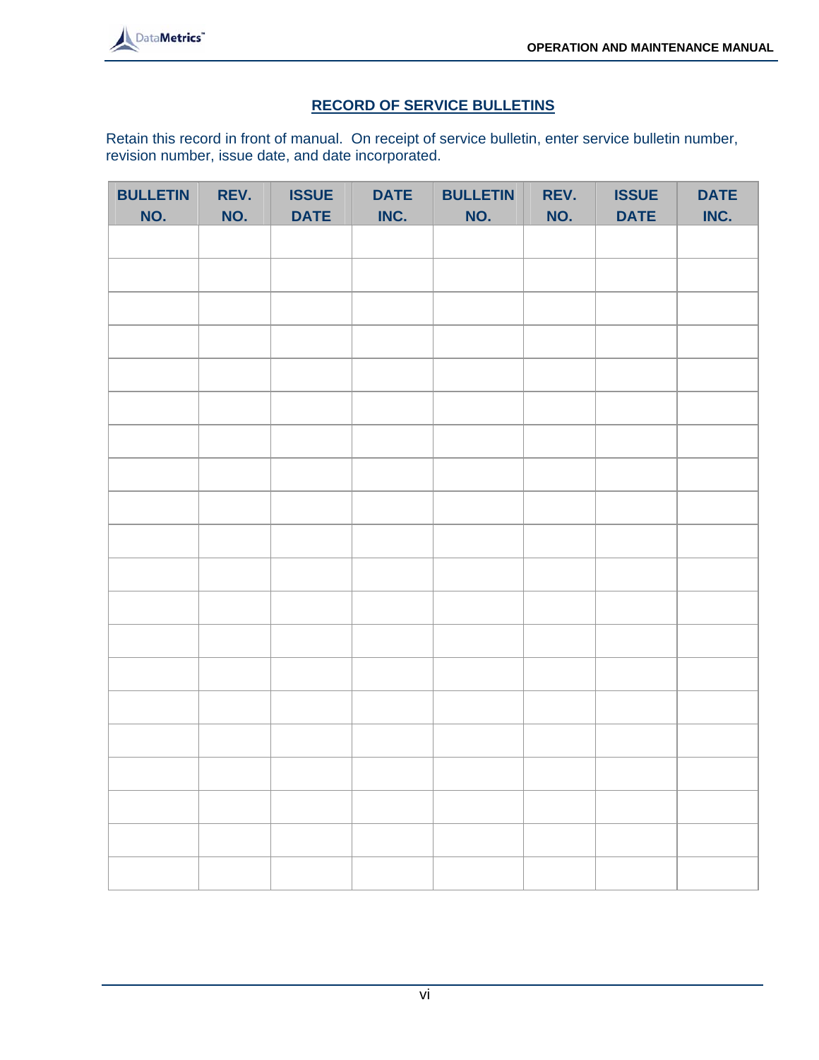## RECORD OF SERVICE BULLETINS

Retain this record in front of manual. On receipt of service bulletin, enter service bulletin number, revision number, issue date, and date incorporated.

| BULLETIN NO. | REV. NO. | ISSUE DATE | DATE INC. | BULLETIN NO. | REV. NO. | ISSUE DATE | DATE INC. |
|---|---|---|---|---|---|---|---|
| | | | | | | | |
| | | | | | | | |
| | | | | | | | |
| | | | | | | | |
| | | | | | | | |
| | | | | | | | |
| | | | | | | | |
| | | | | | | | |
| | | | | | | | |
| | | | | | | | |
| | | | | | | | |
| | | | | | | | |
| | | | | | | | |
| | | | | | | | |
| | | | | | | | |
| | | | | | | | |
| | | | | | | | |
| | | | | | | | |
| | | | | | | | |
| | | | | | | | |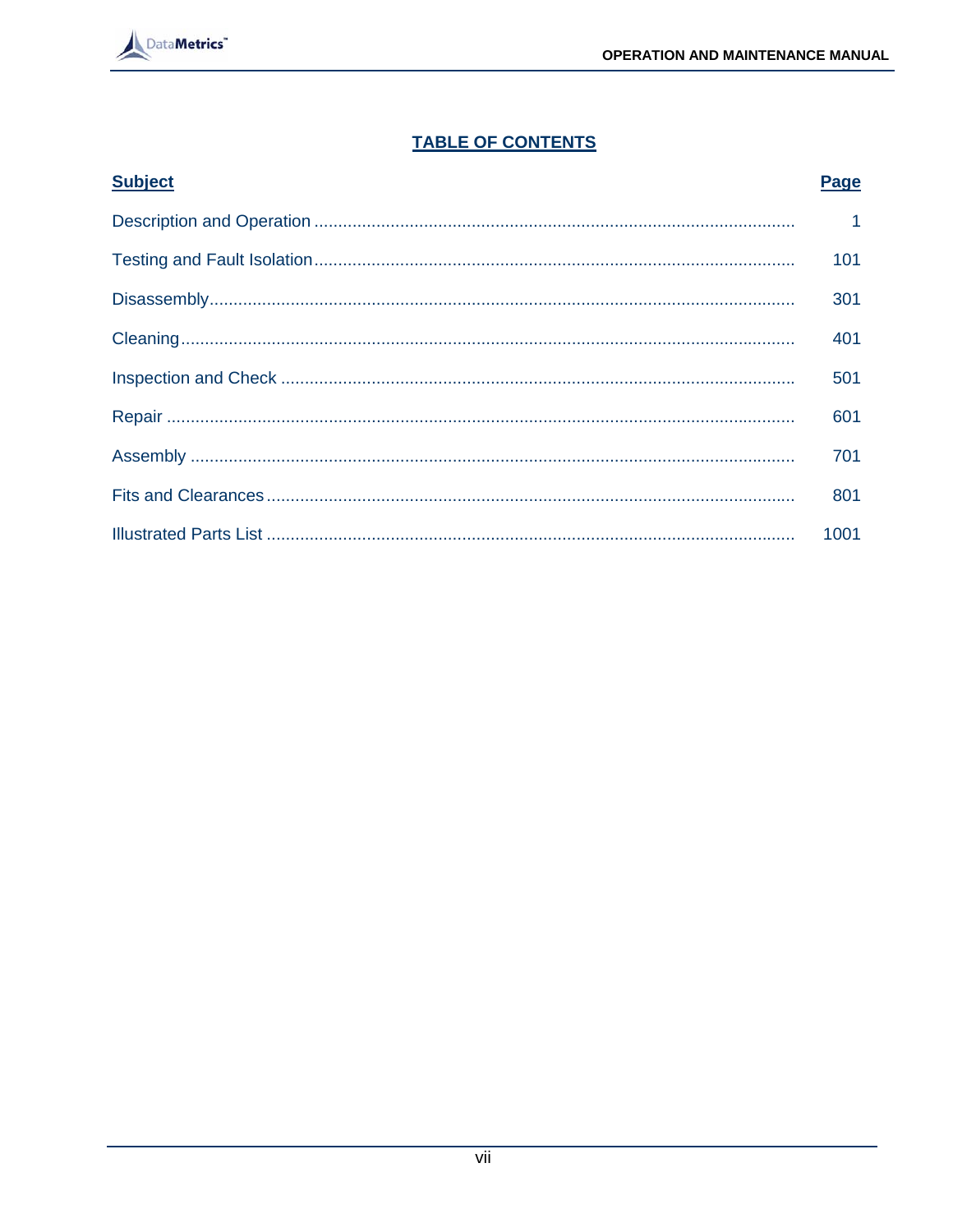## TABLE OF CONTENTS

| Subject | Page |
| --- | --- |
| Description and Operation | 1 |
| Testing and Fault Isolation | 101 |
| Disassembly | 301 |
| Cleaning | 401 |
| Inspection and Check | 501 |
| Repair | 601 |
| Assembly | 701 |
| Fits and Clearances | 801 |
| Illustrated Parts List | 1001 |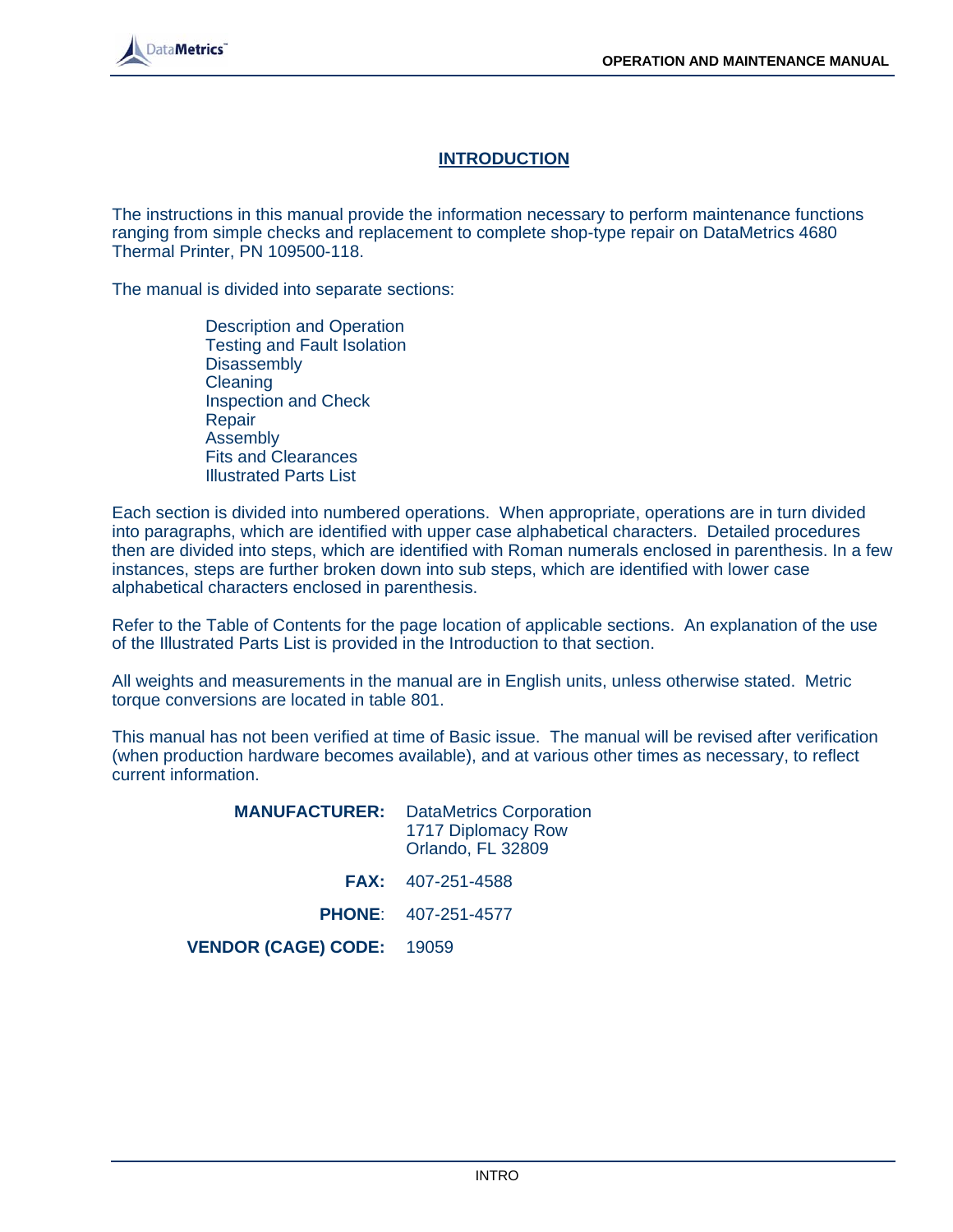# INTRODUCTION

The instructions in this manual provide the information necessary to perform maintenance functions ranging from simple checks and replacement to complete shop-type repair on DataMetrics 4680 Thermal Printer, PN 109500-118.

The manual is divided into separate sections:

- Description and Operation
- Testing and Fault Isolation
- Disassembly
- Cleaning
- Inspection and Check
- Repair
- Assembly
- Fits and Clearances
- Illustrated Parts List

Each section is divided into numbered operations. When appropriate, operations are in turn divided into paragraphs, which are identified with upper case alphabetical characters. Detailed procedures then are divided into steps, which are identified with Roman numerals enclosed in parenthesis. In a few instances, steps are further broken down into sub steps, which are identified with lower case alphabetical characters enclosed in parenthesis.

Refer to the Table of Contents for the page location of applicable sections. An explanation of the use of the Illustrated Parts List is provided in the Introduction to that section.

All weights and measurements in the manual are in English units, unless otherwise stated. Metric torque conversions are located in table 801.

This manual has not been verified at time of Basic issue. The manual will be revised after verification (when production hardware becomes available), and at various other times as necessary, to reflect current information.

**MANUFACTURER:** DataMetrics Corporation
1717 Diplomacy Row
Orlando, FL 32809

**FAX:** 407-251-4588

**PHONE**: 407-251-4577

**VENDOR (CAGE) CODE:** 19059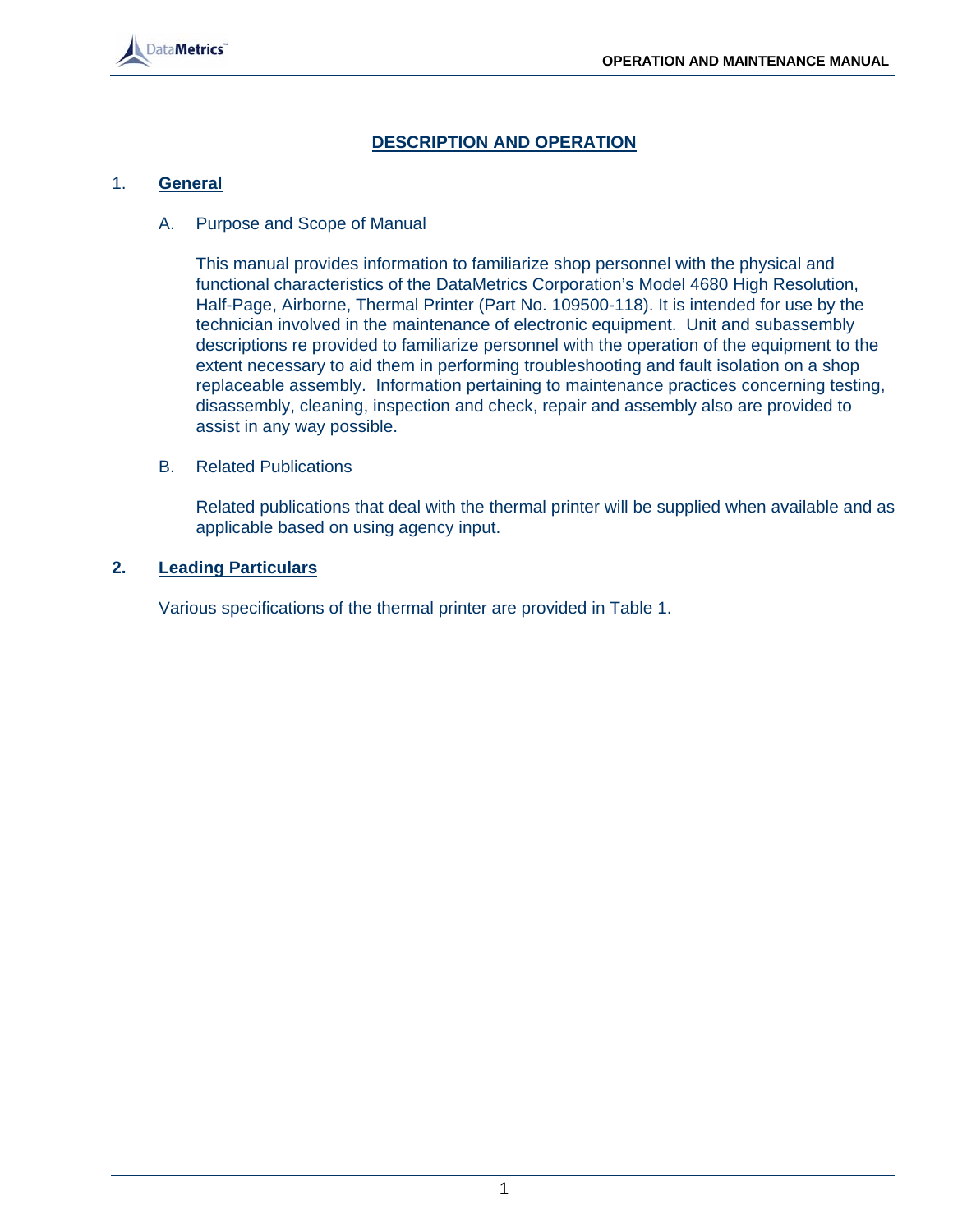# DESCRIPTION AND OPERATION

## 1. General

### A. Purpose and Scope of Manual

This manual provides information to familiarize shop personnel with the physical and functional characteristics of the DataMetrics Corporation's Model 4680 High Resolution, Half-Page, Airborne, Thermal Printer (Part No. 109500-118). It is intended for use by the technician involved in the maintenance of electronic equipment. Unit and subassembly descriptions re provided to familiarize personnel with the operation of the equipment to the extent necessary to aid them in performing troubleshooting and fault isolation on a shop replaceable assembly. Information pertaining to maintenance practices concerning testing, disassembly, cleaning, inspection and check, repair and assembly also are provided to assist in any way possible.

### B. Related Publications

Related publications that deal with the thermal printer will be supplied when available and as applicable based on using agency input.

## 2. Leading Particulars

Various specifications of the thermal printer are provided in Table 1.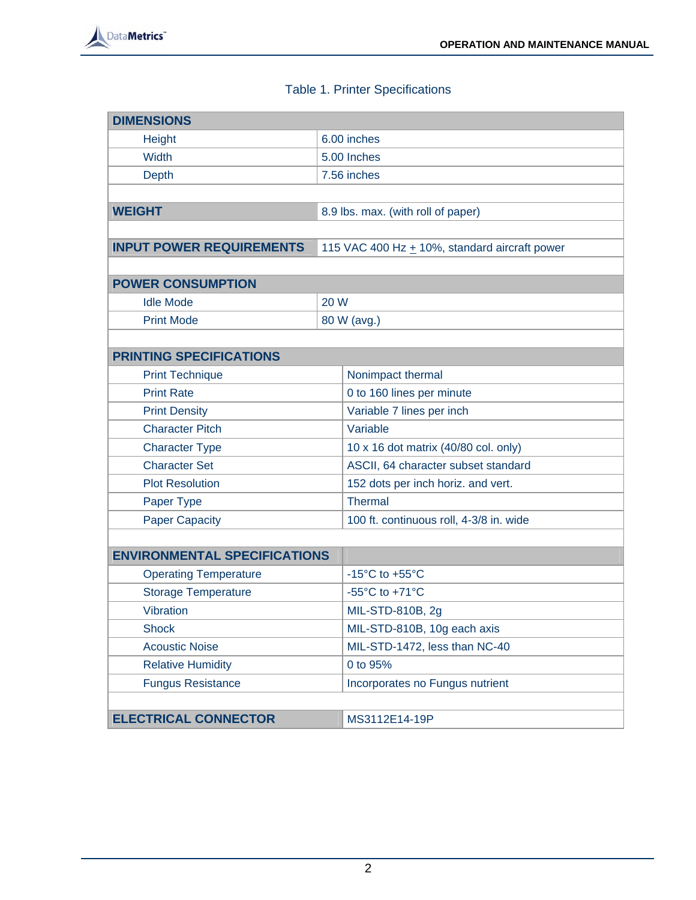Table 1. Printer Specifications

| **DIMENSIONS** | |
|---|---|
| Height | 6.00 inches |
| Width | 5.00 Inches |
| Depth | 7.56 inches |
| | |
| **WEIGHT** | 8.9 lbs. max. (with roll of paper) |
| | |
| **INPUT POWER REQUIREMENTS** | 115 VAC 400 Hz ± 10%, standard aircraft power |
| | |
| **POWER CONSUMPTION** | |
| Idle Mode | 20 W |
| Print Mode | 80 W (avg.) |
| | |
| **PRINTING SPECIFICATIONS** | |
| Print Technique | Nonimpact thermal |
| Print Rate | 0 to 160 lines per minute |
| Print Density | Variable 7 lines per inch |
| Character Pitch | Variable |
| Character Type | 10 x 16 dot matrix (40/80 col. only) |
| Character Set | ASCII, 64 character subset standard |
| Plot Resolution | 152 dots per inch horiz. and vert. |
| Paper Type | Thermal |
| Paper Capacity | 100 ft. continuous roll, 4-3/8 in. wide |
| | |
| **ENVIRONMENTAL SPECIFICATIONS** | |
| Operating Temperature | -15°C to +55°C |
| Storage Temperature | -55°C to +71°C |
| Vibration | MIL-STD-810B, 2g |
| Shock | MIL-STD-810B, 10g each axis |
| Acoustic Noise | MIL-STD-1472, less than NC-40 |
| Relative Humidity | 0 to 95% |
| Fungus Resistance | Incorporates no Fungus nutrient |
| | |
| **ELECTRICAL CONNECTOR** | MS3112E14-19P |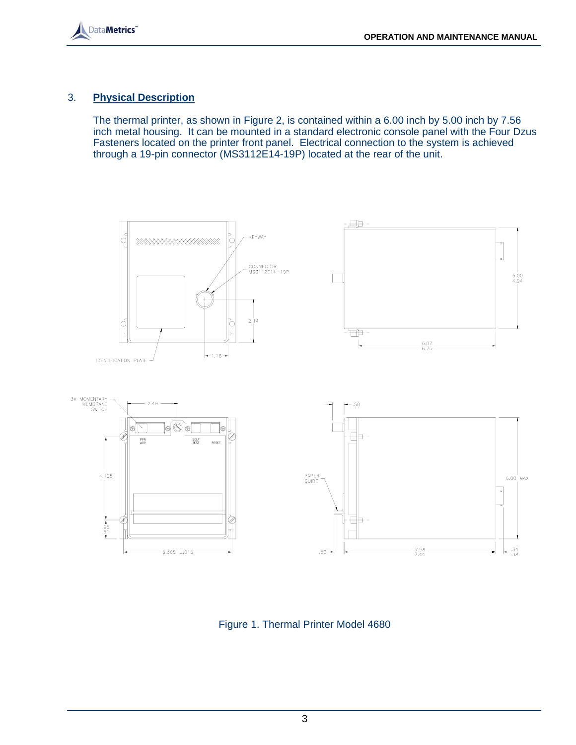## 3. Physical Description

The thermal printer, as shown in Figure 2, is contained within a 6.00 inch by 5.00 inch by 7.56 inch metal housing. It can be mounted in a standard electronic console panel with the Four Dzus Fasteners located on the printer front panel. Electrical connection to the system is achieved through a 19-pin connector (MS3112E14-19P) located at the rear of the unit.

Figure 1. Thermal Printer Model 4680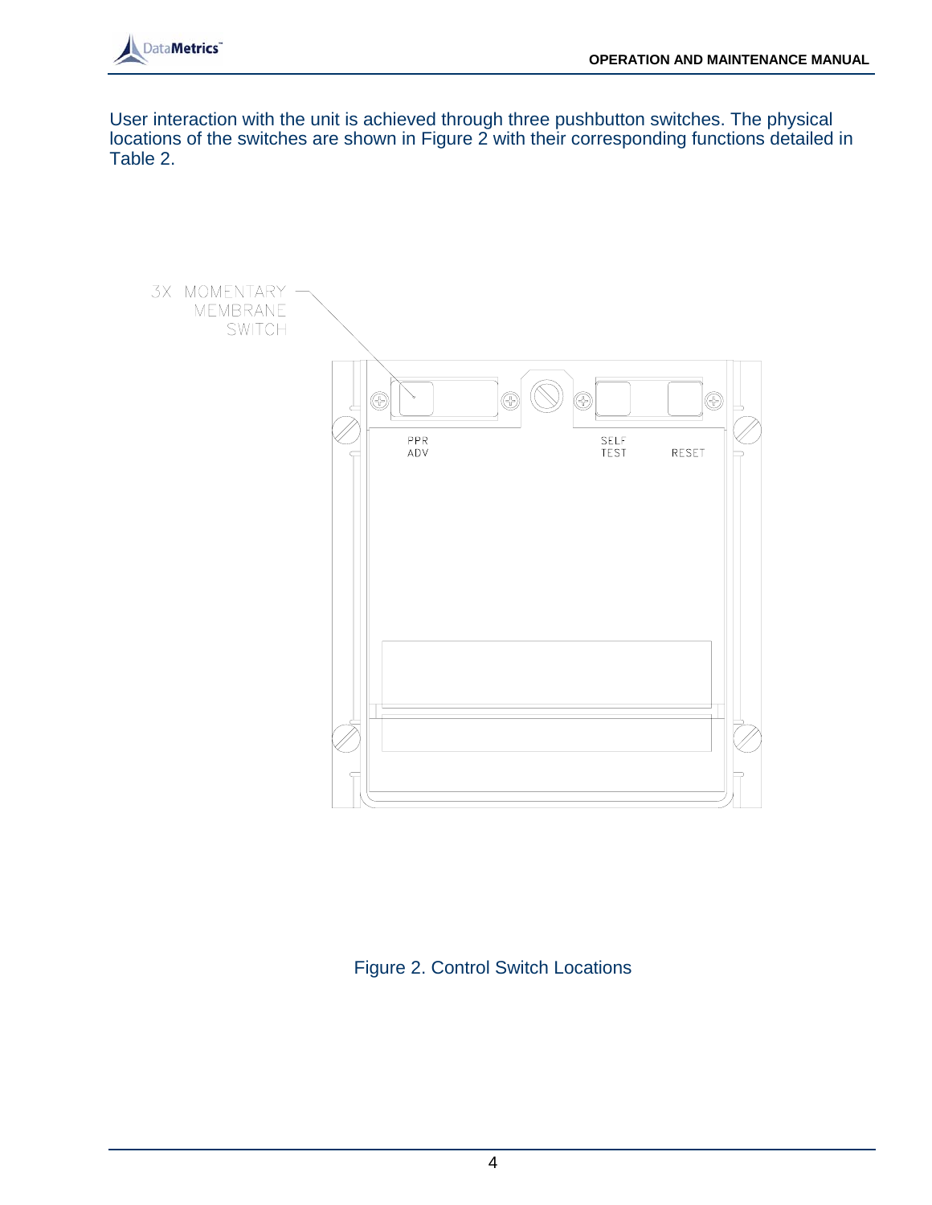User interaction with the unit is achieved through three pushbutton switches. The physical locations of the switches are shown in Figure 2 with their corresponding functions detailed in Table 2.

Figure 2. Control Switch Locations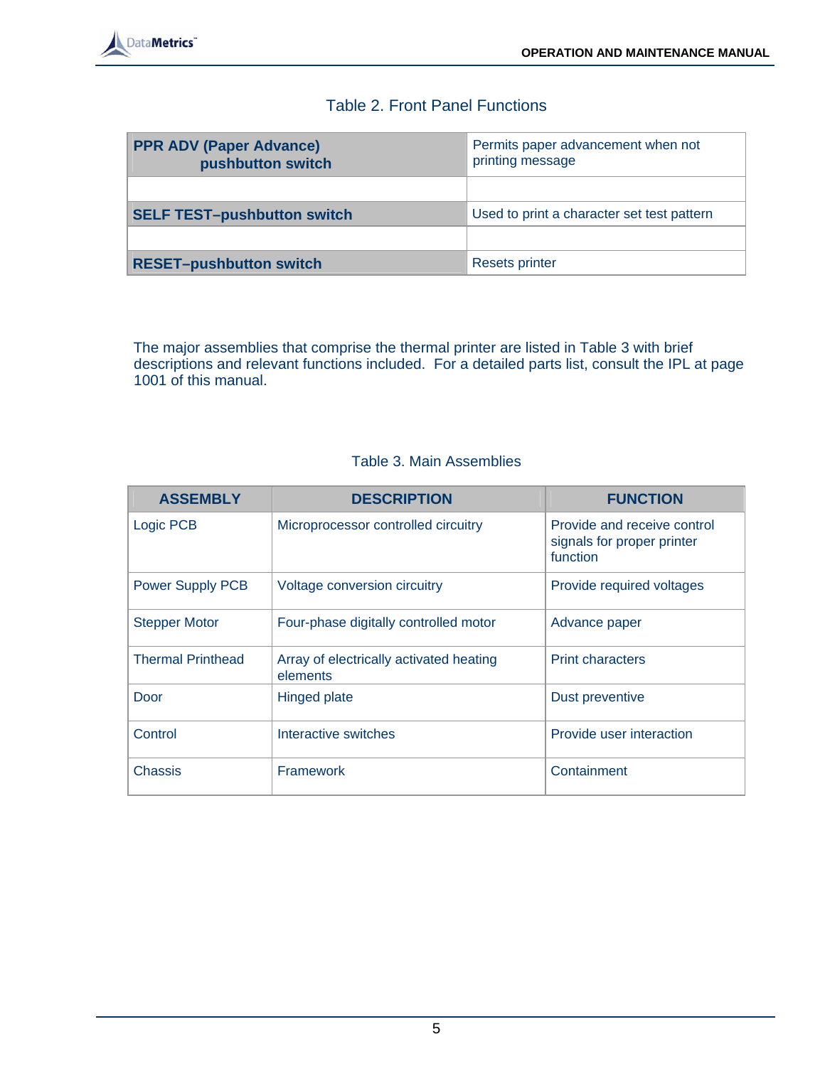Table 2. Front Panel Functions

| | |
|---|---|
| **PPR ADV (Paper Advance) pushbutton switch** | Permits paper advancement when not printing message |
| | |
| **SELF TEST–pushbutton switch** | Used to print a character set test pattern |
| | |
| **RESET–pushbutton switch** | Resets printer |

The major assemblies that comprise the thermal printer are listed in Table 3 with brief descriptions and relevant functions included. For a detailed parts list, consult the IPL at page 1001 of this manual.

Table 3. Main Assemblies

| ASSEMBLY | DESCRIPTION | FUNCTION |
|---|---|---|
| Logic PCB | Microprocessor controlled circuitry | Provide and receive control signals for proper printer function |
| Power Supply PCB | Voltage conversion circuitry | Provide required voltages |
| Stepper Motor | Four-phase digitally controlled motor | Advance paper |
| Thermal Printhead | Array of electrically activated heating elements | Print characters |
| Door | Hinged plate | Dust preventive |
| Control | Interactive switches | Provide user interaction |
| Chassis | Framework | Containment |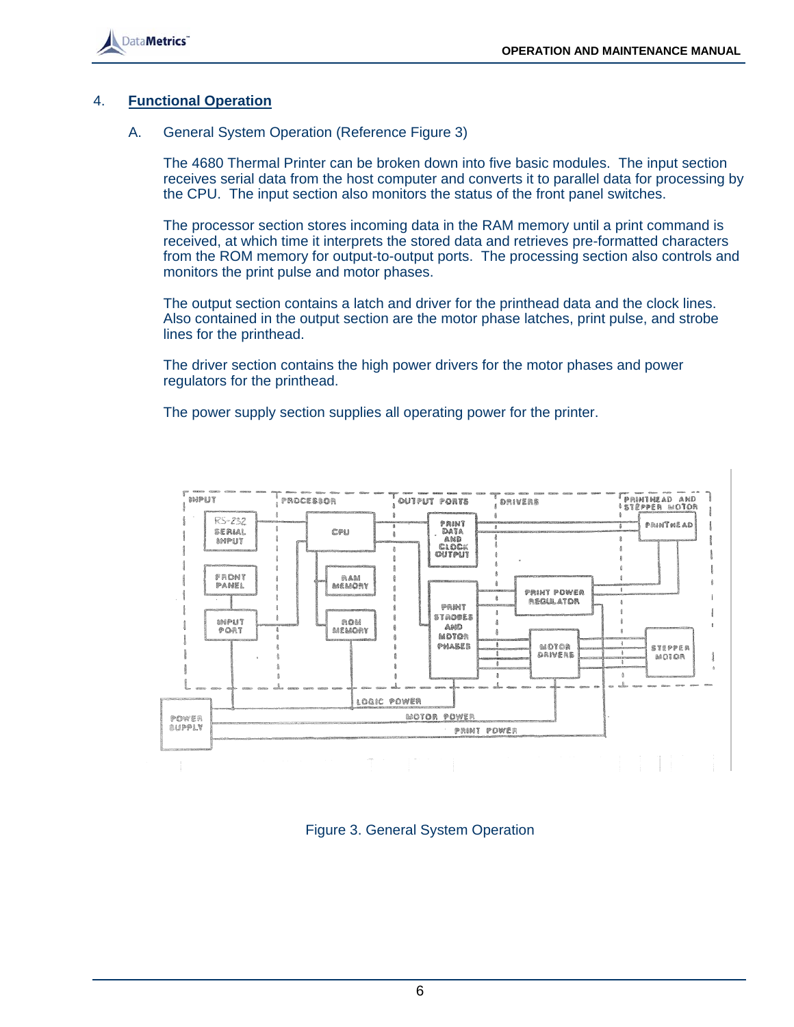## 4. Functional Operation

### A. General System Operation (Reference Figure 3)

The 4680 Thermal Printer can be broken down into five basic modules. The input section receives serial data from the host computer and converts it to parallel data for processing by the CPU. The input section also monitors the status of the front panel switches.

The processor section stores incoming data in the RAM memory until a print command is received, at which time it interprets the stored data and retrieves pre-formatted characters from the ROM memory for output-to-output ports. The processing section also controls and monitors the print pulse and motor phases.

The output section contains a latch and driver for the printhead data and the clock lines. Also contained in the output section are the motor phase latches, print pulse, and strobe lines for the printhead.

The driver section contains the high power drivers for the motor phases and power regulators for the printhead.

The power supply section supplies all operating power for the printer.

Figure 3. General System Operation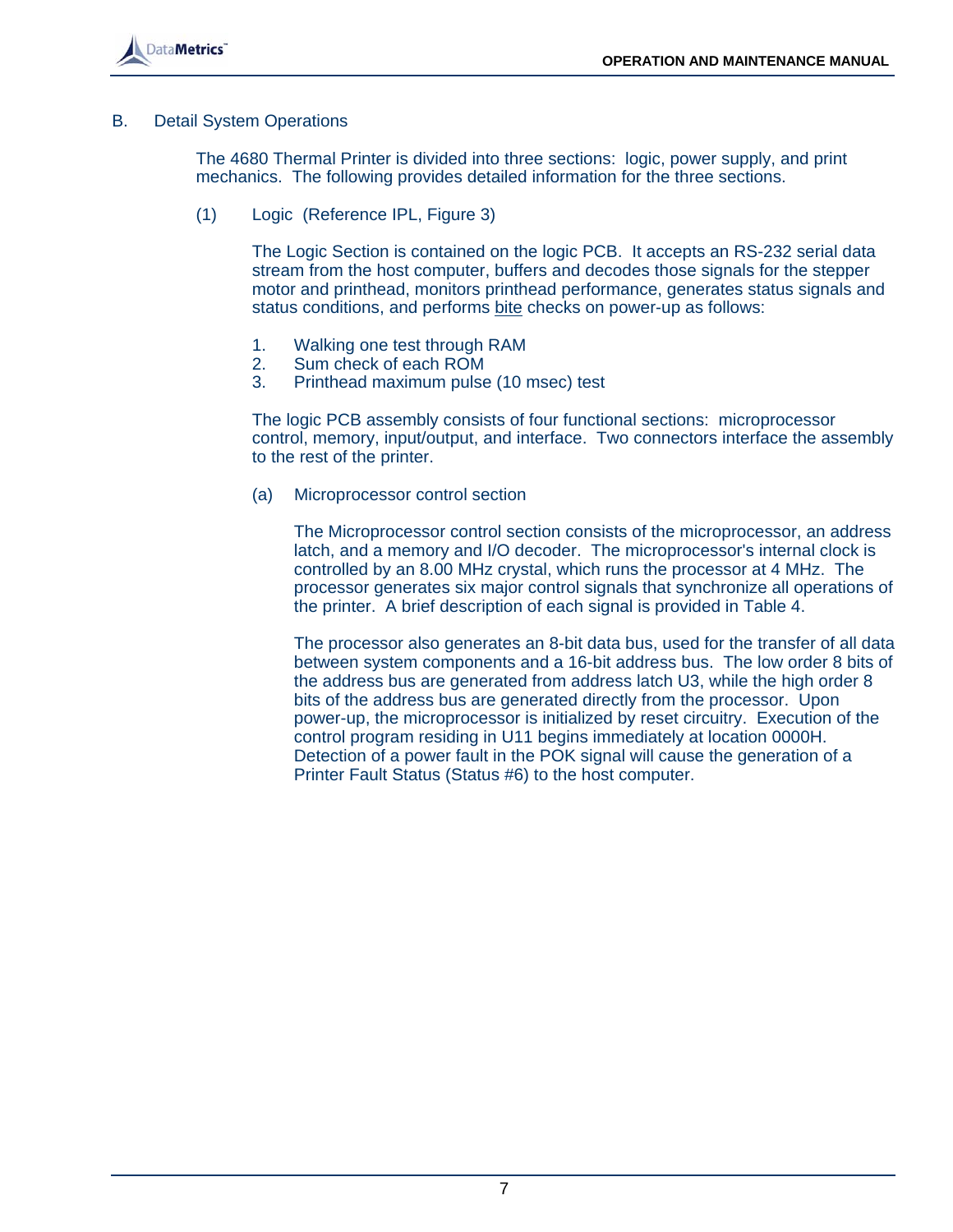B. Detail System Operations

The 4680 Thermal Printer is divided into three sections: logic, power supply, and print mechanics. The following provides detailed information for the three sections.

(1) Logic (Reference IPL, Figure 3)

The Logic Section is contained on the logic PCB. It accepts an RS-232 serial data stream from the host computer, buffers and decodes those signals for the stepper motor and printhead, monitors printhead performance, generates status signals and status conditions, and performs <u>bite</u> checks on power-up as follows:

1. Walking one test through RAM
2. Sum check of each ROM
3. Printhead maximum pulse (10 msec) test

The logic PCB assembly consists of four functional sections: microprocessor control, memory, input/output, and interface. Two connectors interface the assembly to the rest of the printer.

(a) Microprocessor control section

The Microprocessor control section consists of the microprocessor, an address latch, and a memory and I/O decoder. The microprocessor's internal clock is controlled by an 8.00 MHz crystal, which runs the processor at 4 MHz. The processor generates six major control signals that synchronize all operations of the printer. A brief description of each signal is provided in Table 4.

The processor also generates an 8-bit data bus, used for the transfer of all data between system components and a 16-bit address bus. The low order 8 bits of the address bus are generated from address latch U3, while the high order 8 bits of the address bus are generated directly from the processor. Upon power-up, the microprocessor is initialized by reset circuitry. Execution of the control program residing in U11 begins immediately at location 0000H. Detection of a power fault in the POK signal will cause the generation of a Printer Fault Status (Status #6) to the host computer.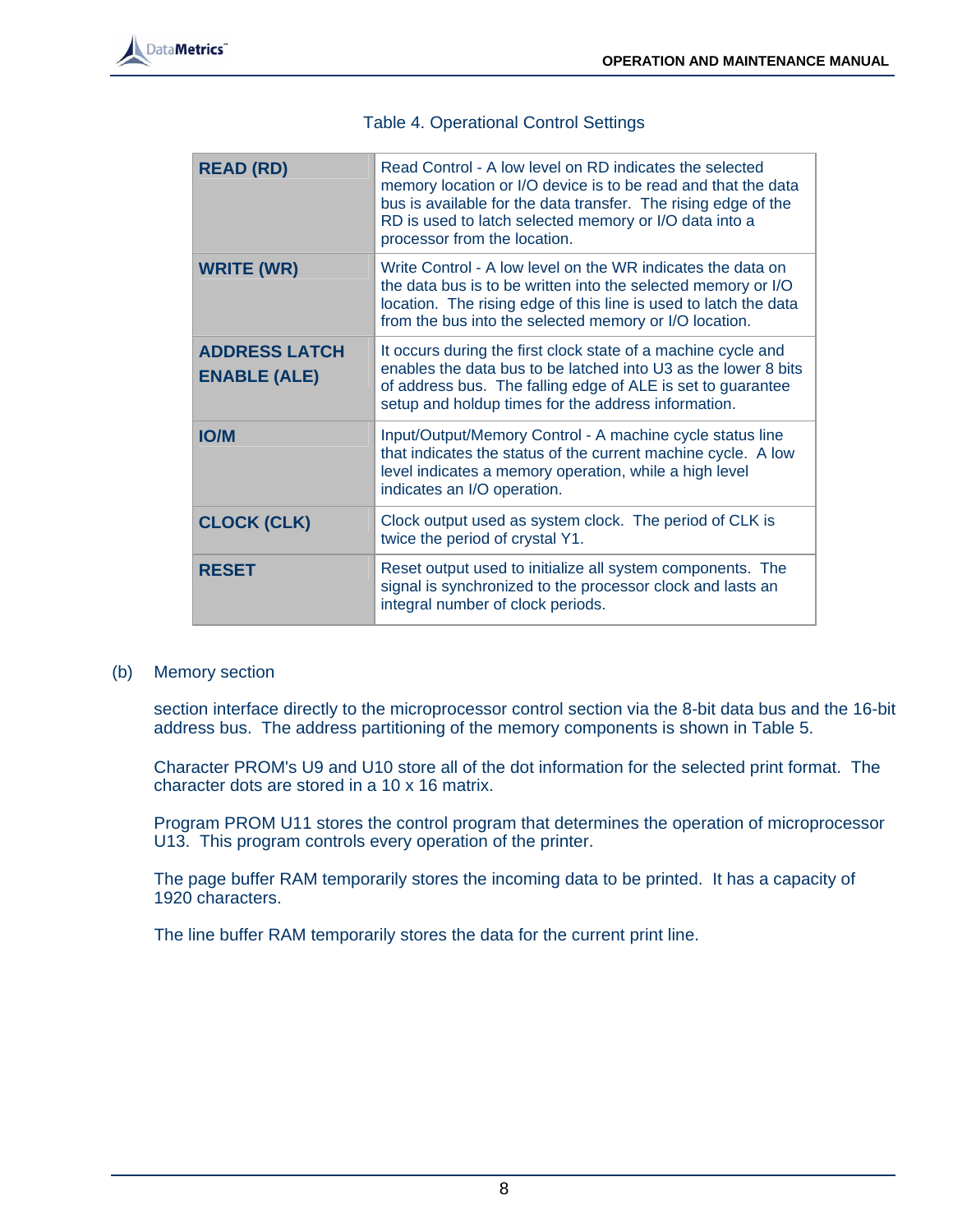Table 4. Operational Control Settings

| | |
|---|---|
| **READ (RD)** | Read Control - A low level on RD indicates the selected memory location or I/O device is to be read and that the data bus is available for the data transfer. The rising edge of the RD is used to latch selected memory or I/O data into a processor from the location. |
| **WRITE (WR)** | Write Control - A low level on the WR indicates the data on the data bus is to be written into the selected memory or I/O location. The rising edge of this line is used to latch the data from the bus into the selected memory or I/O location. |
| **ADDRESS LATCH ENABLE (ALE)** | It occurs during the first clock state of a machine cycle and enables the data bus to be latched into U3 as the lower 8 bits of address bus. The falling edge of ALE is set to guarantee setup and holdup times for the address information. |
| **IO/M** | Input/Output/Memory Control - A machine cycle status line that indicates the status of the current machine cycle. A low level indicates a memory operation, while a high level indicates an I/O operation. |
| **CLOCK (CLK)** | Clock output used as system clock. The period of CLK is twice the period of crystal Y1. |
| **RESET** | Reset output used to initialize all system components. The signal is synchronized to the processor clock and lasts an integral number of clock periods. |

(b) Memory section

section interface directly to the microprocessor control section via the 8-bit data bus and the 16-bit address bus. The address partitioning of the memory components is shown in Table 5.

Character PROM's U9 and U10 store all of the dot information for the selected print format. The character dots are stored in a 10 x 16 matrix.

Program PROM U11 stores the control program that determines the operation of microprocessor U13. This program controls every operation of the printer.

The page buffer RAM temporarily stores the incoming data to be printed. It has a capacity of 1920 characters.

The line buffer RAM temporarily stores the data for the current print line.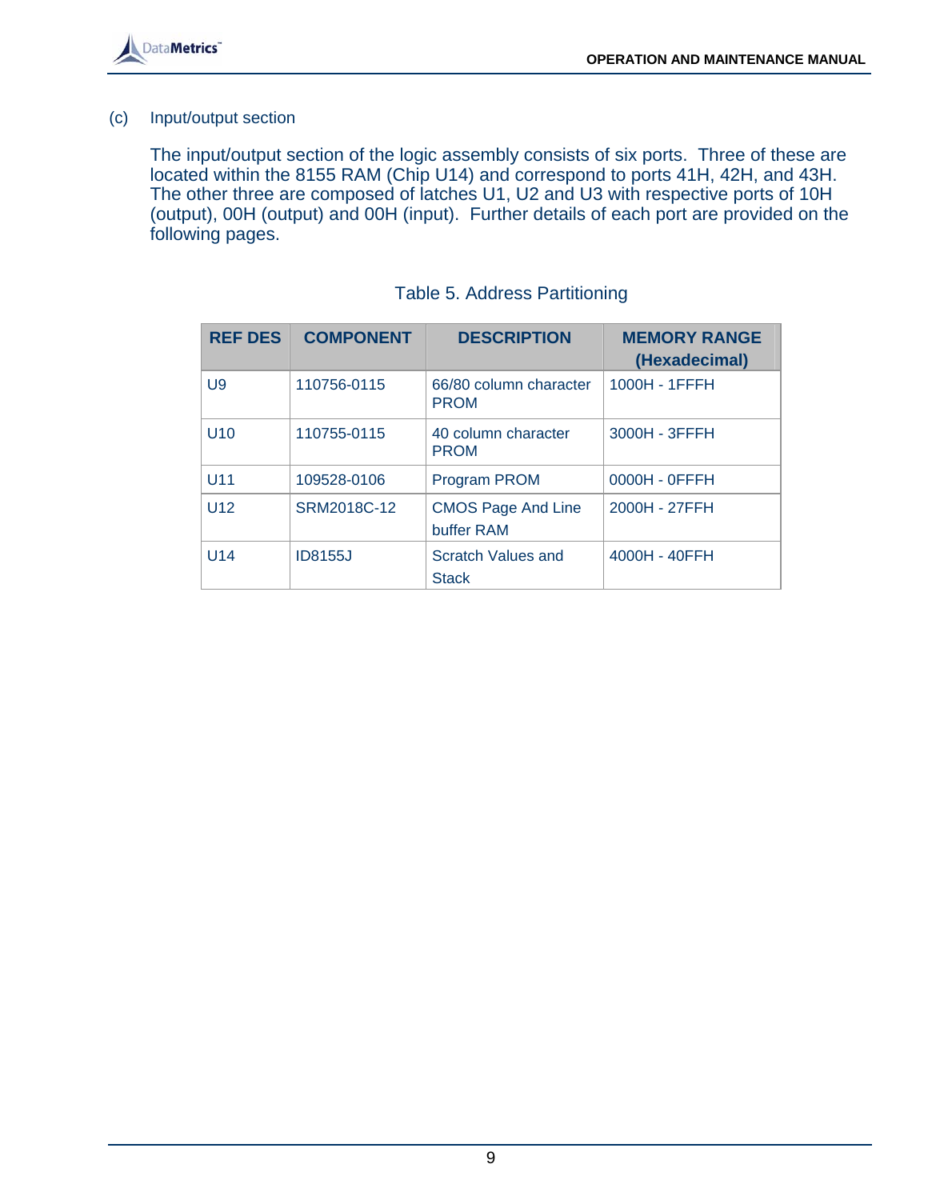(c) Input/output section

The input/output section of the logic assembly consists of six ports. Three of these are located within the 8155 RAM (Chip U14) and correspond to ports 41H, 42H, and 43H. The other three are composed of latches U1, U2 and U3 with respective ports of 10H (output), 00H (output) and 00H (input). Further details of each port are provided on the following pages.

Table 5. Address Partitioning

| REF DES | COMPONENT | DESCRIPTION | MEMORY RANGE (Hexadecimal) |
|---|---|---|---|
| U9 | 110756-0115 | 66/80 column character PROM | 1000H - 1FFFH |
| U10 | 110755-0115 | 40 column character PROM | 3000H - 3FFFH |
| U11 | 109528-0106 | Program PROM | 0000H - 0FFFH |
| U12 | SRM2018C-12 | CMOS Page And Line buffer RAM | 2000H - 27FFH |
| U14 | ID8155J | Scratch Values and Stack | 4000H - 40FFH |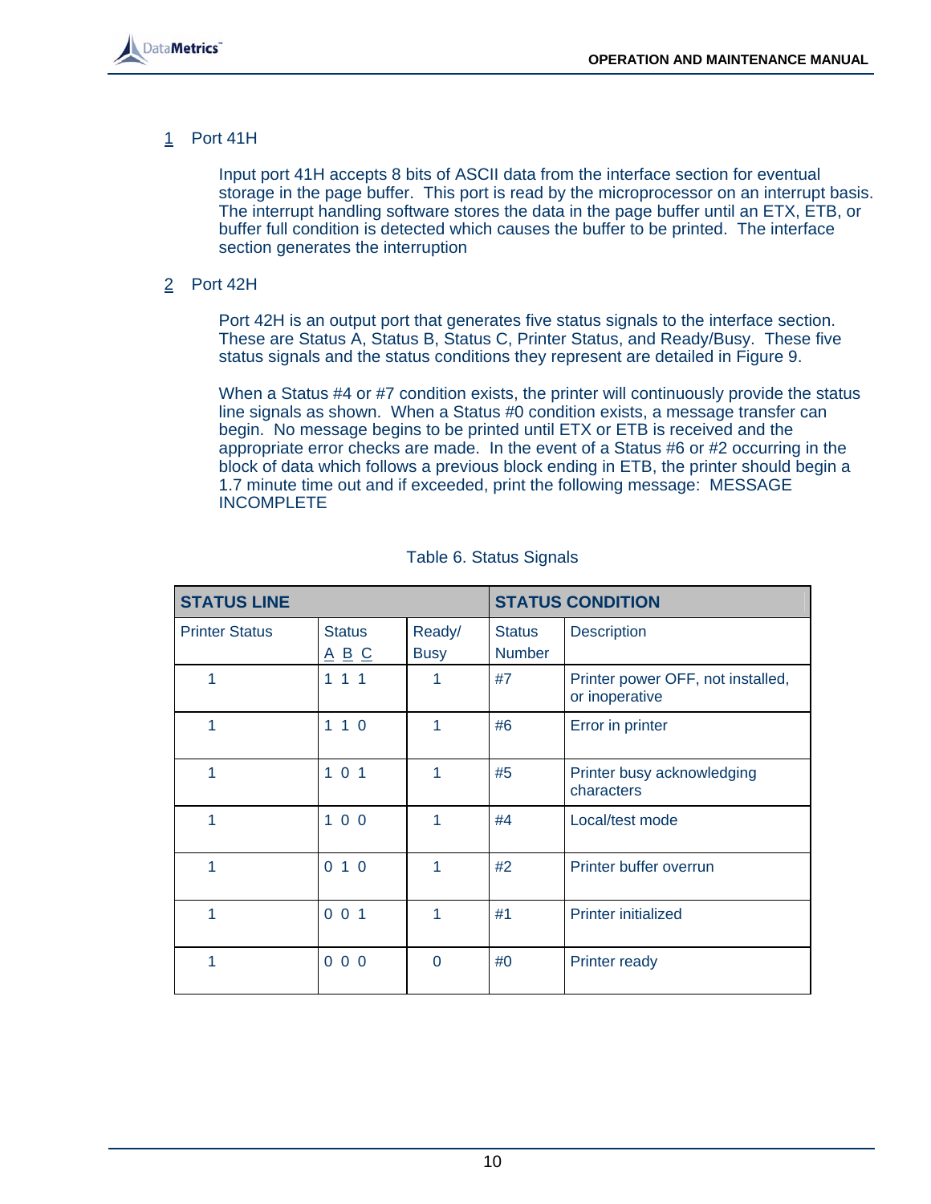1 Port 41H

Input port 41H accepts 8 bits of ASCII data from the interface section for eventual storage in the page buffer. This port is read by the microprocessor on an interrupt basis. The interrupt handling software stores the data in the page buffer until an ETX, ETB, or buffer full condition is detected which causes the buffer to be printed. The interface section generates the interruption

2 Port 42H

Port 42H is an output port that generates five status signals to the interface section. These are Status A, Status B, Status C, Printer Status, and Ready/Busy. These five status signals and the status conditions they represent are detailed in Figure 9.

When a Status #4 or #7 condition exists, the printer will continuously provide the status line signals as shown. When a Status #0 condition exists, a message transfer can begin. No message begins to be printed until ETX or ETB is received and the appropriate error checks are made. In the event of a Status #6 or #2 occurring in the block of data which follows a previous block ending in ETB, the printer should begin a 1.7 minute time out and if exceeded, print the following message: MESSAGE INCOMPLETE

Table 6. Status Signals

| **STATUS LINE** | | | **STATUS CONDITION** | |
|---|---|---|---|---|
| Printer Status | Status A B C | Ready/ Busy | Status Number | Description |
| 1 | 1 1 1 | 1 | #7 | Printer power OFF, not installed, or inoperative |
| 1 | 1 1 0 | 1 | #6 | Error in printer |
| 1 | 1 0 1 | 1 | #5 | Printer busy acknowledging characters |
| 1 | 1 0 0 | 1 | #4 | Local/test mode |
| 1 | 0 1 0 | 1 | #2 | Printer buffer overrun |
| 1 | 0 0 1 | 1 | #1 | Printer initialized |
| 1 | 0 0 0 | 0 | #0 | Printer ready |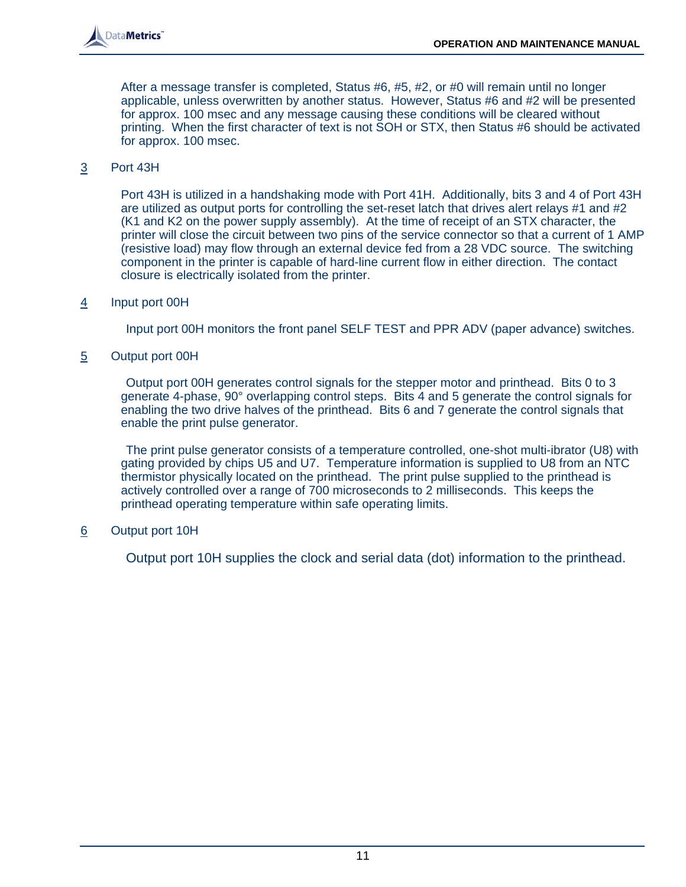After a message transfer is completed, Status #6, #5, #2, or #0 will remain until no longer applicable, unless overwritten by another status. However, Status #6 and #2 will be presented for approx. 100 msec and any message causing these conditions will be cleared without printing. When the first character of text is not SOH or STX, then Status #6 should be activated for approx. 100 msec.

3 Port 43H

Port 43H is utilized in a handshaking mode with Port 41H. Additionally, bits 3 and 4 of Port 43H are utilized as output ports for controlling the set-reset latch that drives alert relays #1 and #2 (K1 and K2 on the power supply assembly). At the time of receipt of an STX character, the printer will close the circuit between two pins of the service connector so that a current of 1 AMP (resistive load) may flow through an external device fed from a 28 VDC source. The switching component in the printer is capable of hard-line current flow in either direction. The contact closure is electrically isolated from the printer.

4 Input port 00H

Input port 00H monitors the front panel SELF TEST and PPR ADV (paper advance) switches.

5 Output port 00H

Output port 00H generates control signals for the stepper motor and printhead. Bits 0 to 3 generate 4-phase, 90° overlapping control steps. Bits 4 and 5 generate the control signals for enabling the two drive halves of the printhead. Bits 6 and 7 generate the control signals that enable the print pulse generator.

The print pulse generator consists of a temperature controlled, one-shot multi-ibrator (U8) with gating provided by chips U5 and U7. Temperature information is supplied to U8 from an NTC thermistor physically located on the printhead. The print pulse supplied to the printhead is actively controlled over a range of 700 microseconds to 2 milliseconds. This keeps the printhead operating temperature within safe operating limits.

6 Output port 10H

Output port 10H supplies the clock and serial data (dot) information to the printhead.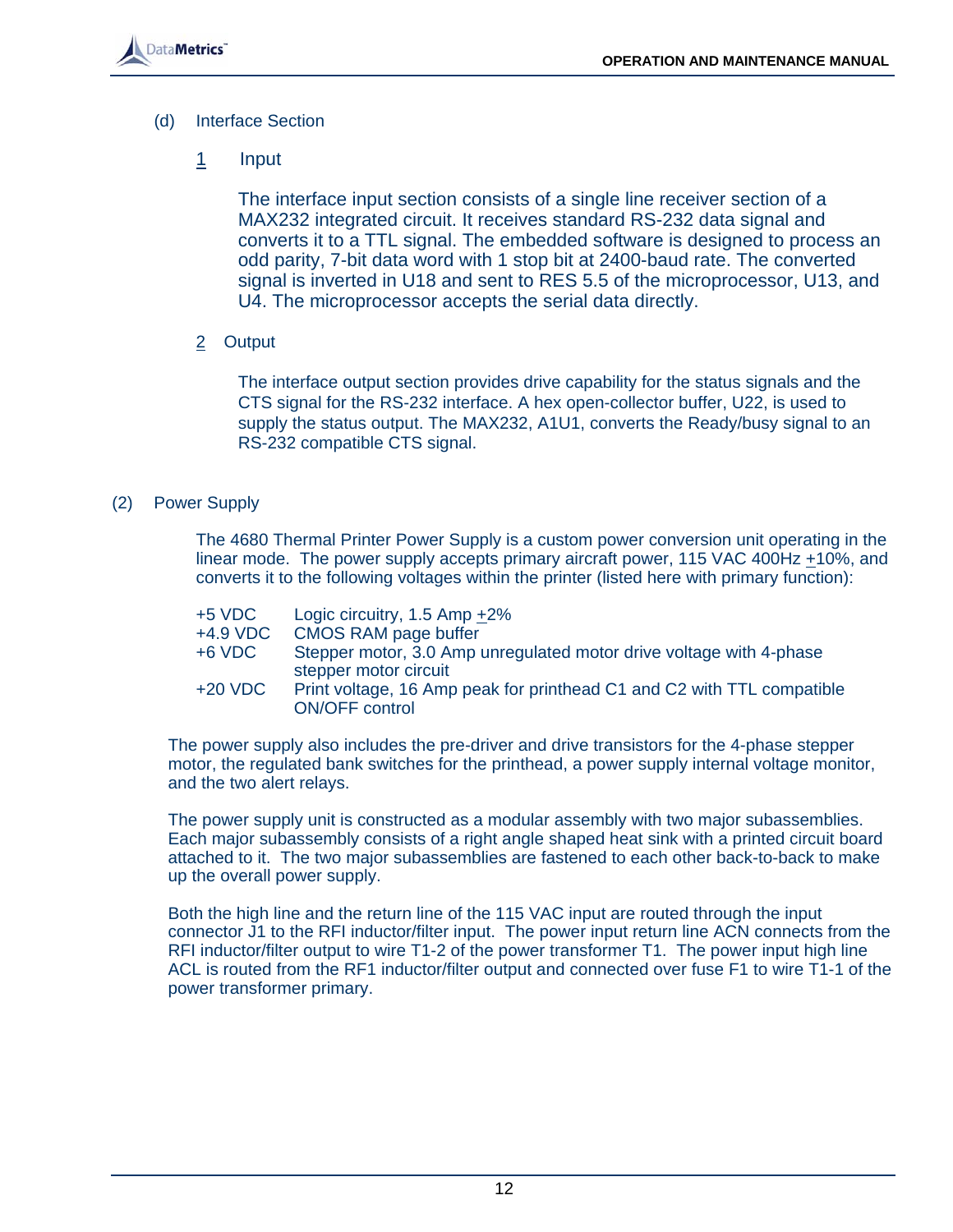(d) Interface Section

1 Input

The interface input section consists of a single line receiver section of a MAX232 integrated circuit. It receives standard RS-232 data signal and converts it to a TTL signal. The embedded software is designed to process an odd parity, 7-bit data word with 1 stop bit at 2400-baud rate. The converted signal is inverted in U18 and sent to RES 5.5 of the microprocessor, U13, and U4. The microprocessor accepts the serial data directly.

2 Output

The interface output section provides drive capability for the status signals and the CTS signal for the RS-232 interface. A hex open-collector buffer, U22, is used to supply the status output. The MAX232, A1U1, converts the Ready/busy signal to an RS-232 compatible CTS signal.

(2) Power Supply

The 4680 Thermal Printer Power Supply is a custom power conversion unit operating in the linear mode. The power supply accepts primary aircraft power, 115 VAC 400Hz ±10%, and converts it to the following voltages within the printer (listed here with primary function):

| | |
|---|---|
| +5 VDC | Logic circuitry, 1.5 Amp ±2% |
| +4.9 VDC | CMOS RAM page buffer |
| +6 VDC | Stepper motor, 3.0 Amp unregulated motor drive voltage with 4-phase stepper motor circuit |
| +20 VDC | Print voltage, 16 Amp peak for printhead C1 and C2 with TTL compatible ON/OFF control |

The power supply also includes the pre-driver and drive transistors for the 4-phase stepper motor, the regulated bank switches for the printhead, a power supply internal voltage monitor, and the two alert relays.

The power supply unit is constructed as a modular assembly with two major subassemblies. Each major subassembly consists of a right angle shaped heat sink with a printed circuit board attached to it. The two major subassemblies are fastened to each other back-to-back to make up the overall power supply.

Both the high line and the return line of the 115 VAC input are routed through the input connector J1 to the RFI inductor/filter input. The power input return line ACN connects from the RFI inductor/filter output to wire T1-2 of the power transformer T1. The power input high line ACL is routed from the RF1 inductor/filter output and connected over fuse F1 to wire T1-1 of the power transformer primary.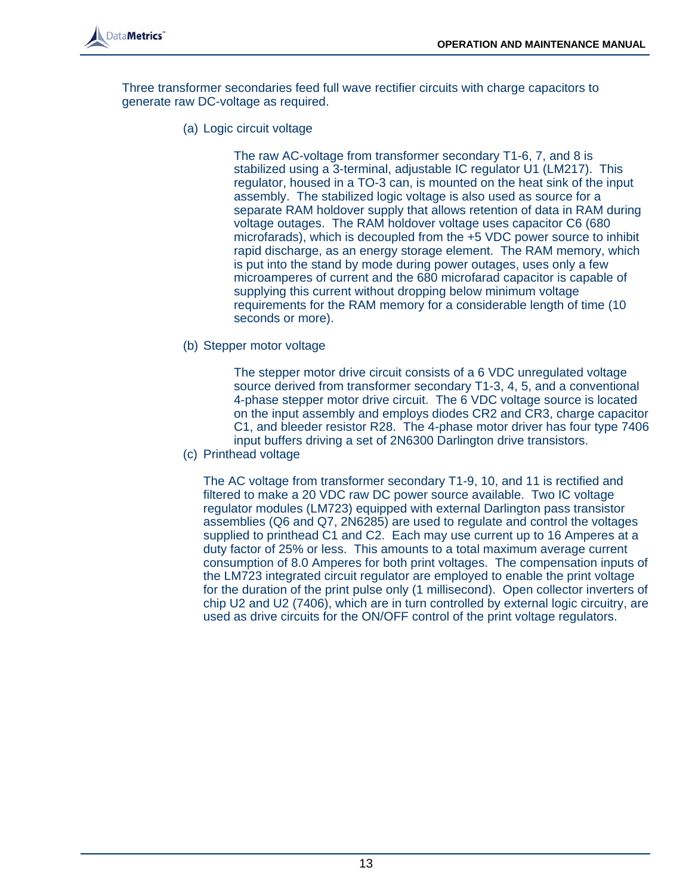Three transformer secondaries feed full wave rectifier circuits with charge capacitors to generate raw DC-voltage as required.

(a) Logic circuit voltage

The raw AC-voltage from transformer secondary T1-6, 7, and 8 is stabilized using a 3-terminal, adjustable IC regulator U1 (LM217). This regulator, housed in a TO-3 can, is mounted on the heat sink of the input assembly. The stabilized logic voltage is also used as source for a separate RAM holdover supply that allows retention of data in RAM during voltage outages. The RAM holdover voltage uses capacitor C6 (680 microfarads), which is decoupled from the +5 VDC power source to inhibit rapid discharge, as an energy storage element. The RAM memory, which is put into the stand by mode during power outages, uses only a few microamperes of current and the 680 microfarad capacitor is capable of supplying this current without dropping below minimum voltage requirements for the RAM memory for a considerable length of time (10 seconds or more).

(b) Stepper motor voltage

The stepper motor drive circuit consists of a 6 VDC unregulated voltage source derived from transformer secondary T1-3, 4, 5, and a conventional 4-phase stepper motor drive circuit. The 6 VDC voltage source is located on the input assembly and employs diodes CR2 and CR3, charge capacitor C1, and bleeder resistor R28. The 4-phase motor driver has four type 7406 input buffers driving a set of 2N6300 Darlington drive transistors.

(c) Printhead voltage

The AC voltage from transformer secondary T1-9, 10, and 11 is rectified and filtered to make a 20 VDC raw DC power source available. Two IC voltage regulator modules (LM723) equipped with external Darlington pass transistor assemblies (Q6 and Q7, 2N6285) are used to regulate and control the voltages supplied to printhead C1 and C2. Each may use current up to 16 Amperes at a duty factor of 25% or less. This amounts to a total maximum average current consumption of 8.0 Amperes for both print voltages. The compensation inputs of the LM723 integrated circuit regulator are employed to enable the print voltage for the duration of the print pulse only (1 millisecond). Open collector inverters of chip U2 and U2 (7406), which are in turn controlled by external logic circuitry, are used as drive circuits for the ON/OFF control of the print voltage regulators.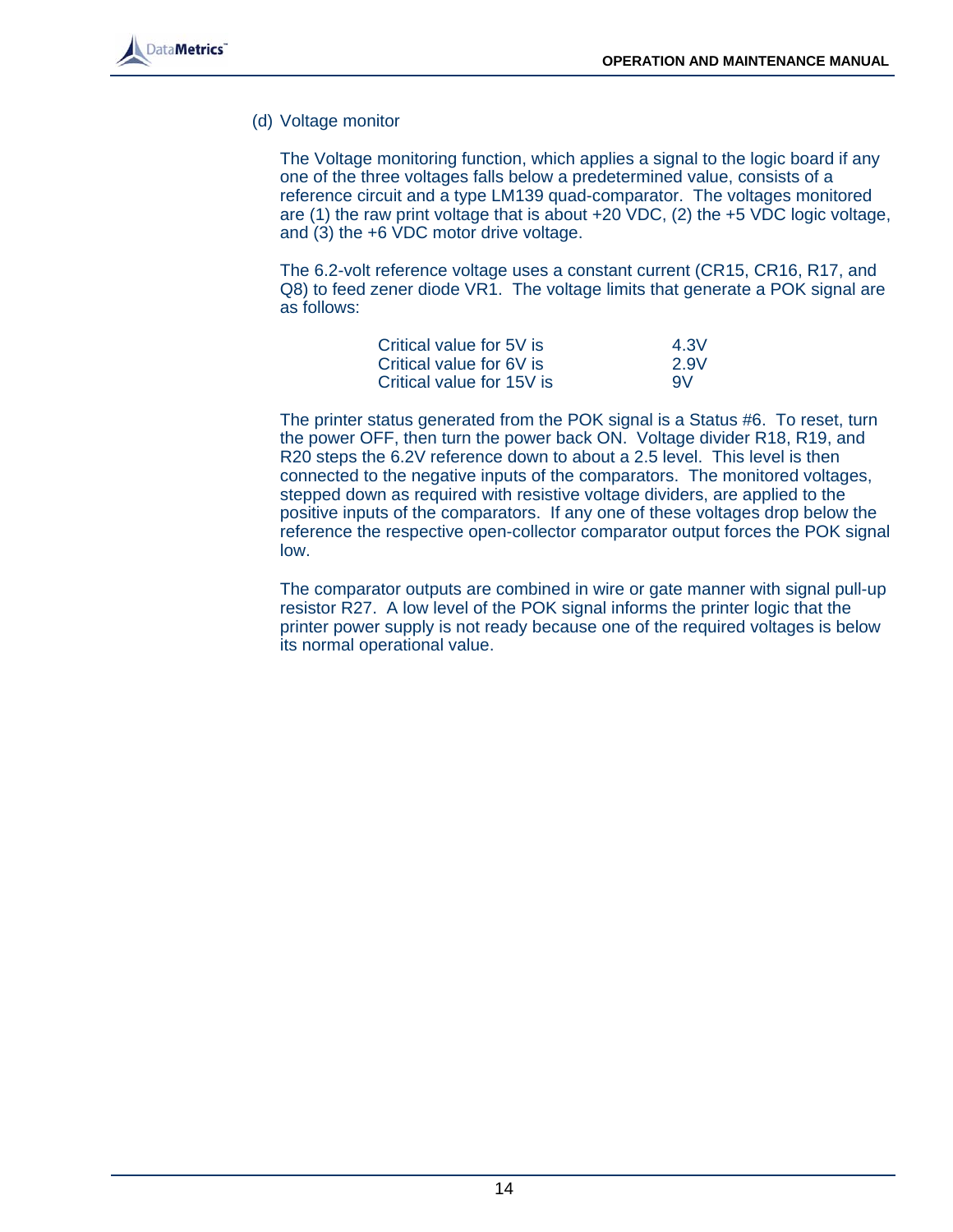(d) Voltage monitor

The Voltage monitoring function, which applies a signal to the logic board if any one of the three voltages falls below a predetermined value, consists of a reference circuit and a type LM139 quad-comparator. The voltages monitored are (1) the raw print voltage that is about +20 VDC, (2) the +5 VDC logic voltage, and (3) the +6 VDC motor drive voltage.

The 6.2-volt reference voltage uses a constant current (CR15, CR16, R17, and Q8) to feed zener diode VR1. The voltage limits that generate a POK signal are as follows:

| | |
|---|---|
| Critical value for 5V is | 4.3V |
| Critical value for 6V is | 2.9V |
| Critical value for 15V is | 9V |

The printer status generated from the POK signal is a Status #6. To reset, turn the power OFF, then turn the power back ON. Voltage divider R18, R19, and R20 steps the 6.2V reference down to about a 2.5 level. This level is then connected to the negative inputs of the comparators. The monitored voltages, stepped down as required with resistive voltage dividers, are applied to the positive inputs of the comparators. If any one of these voltages drop below the reference the respective open-collector comparator output forces the POK signal low.

The comparator outputs are combined in wire or gate manner with signal pull-up resistor R27. A low level of the POK signal informs the printer logic that the printer power supply is not ready because one of the required voltages is below its normal operational value.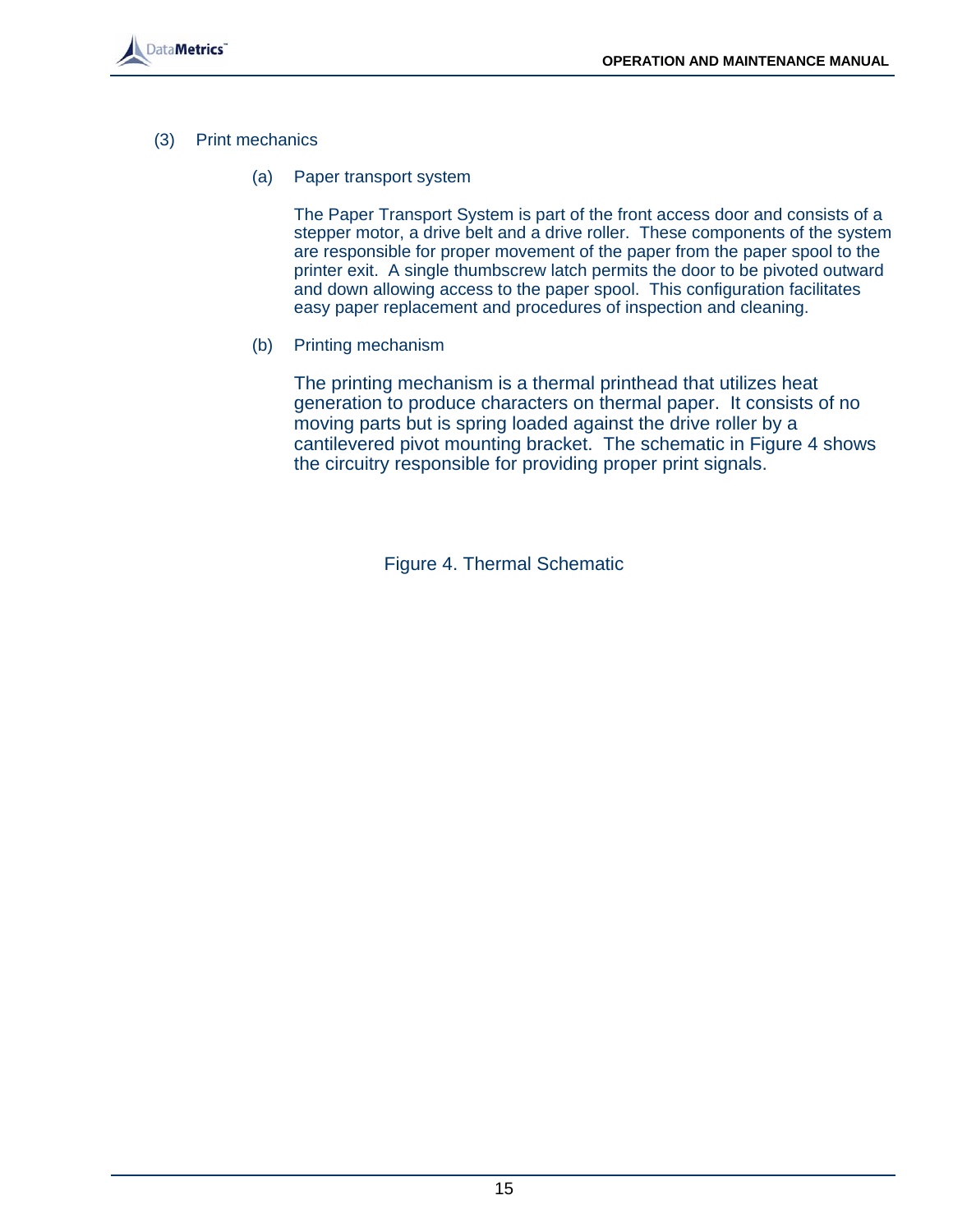(3) Print mechanics

(a) Paper transport system

The Paper Transport System is part of the front access door and consists of a stepper motor, a drive belt and a drive roller. These components of the system are responsible for proper movement of the paper from the paper spool to the printer exit. A single thumbscrew latch permits the door to be pivoted outward and down allowing access to the paper spool. This configuration facilitates easy paper replacement and procedures of inspection and cleaning.

(b) Printing mechanism

The printing mechanism is a thermal printhead that utilizes heat generation to produce characters on thermal paper. It consists of no moving parts but is spring loaded against the drive roller by a cantilevered pivot mounting bracket. The schematic in Figure 4 shows the circuitry responsible for providing proper print signals.

Figure 4. Thermal Schematic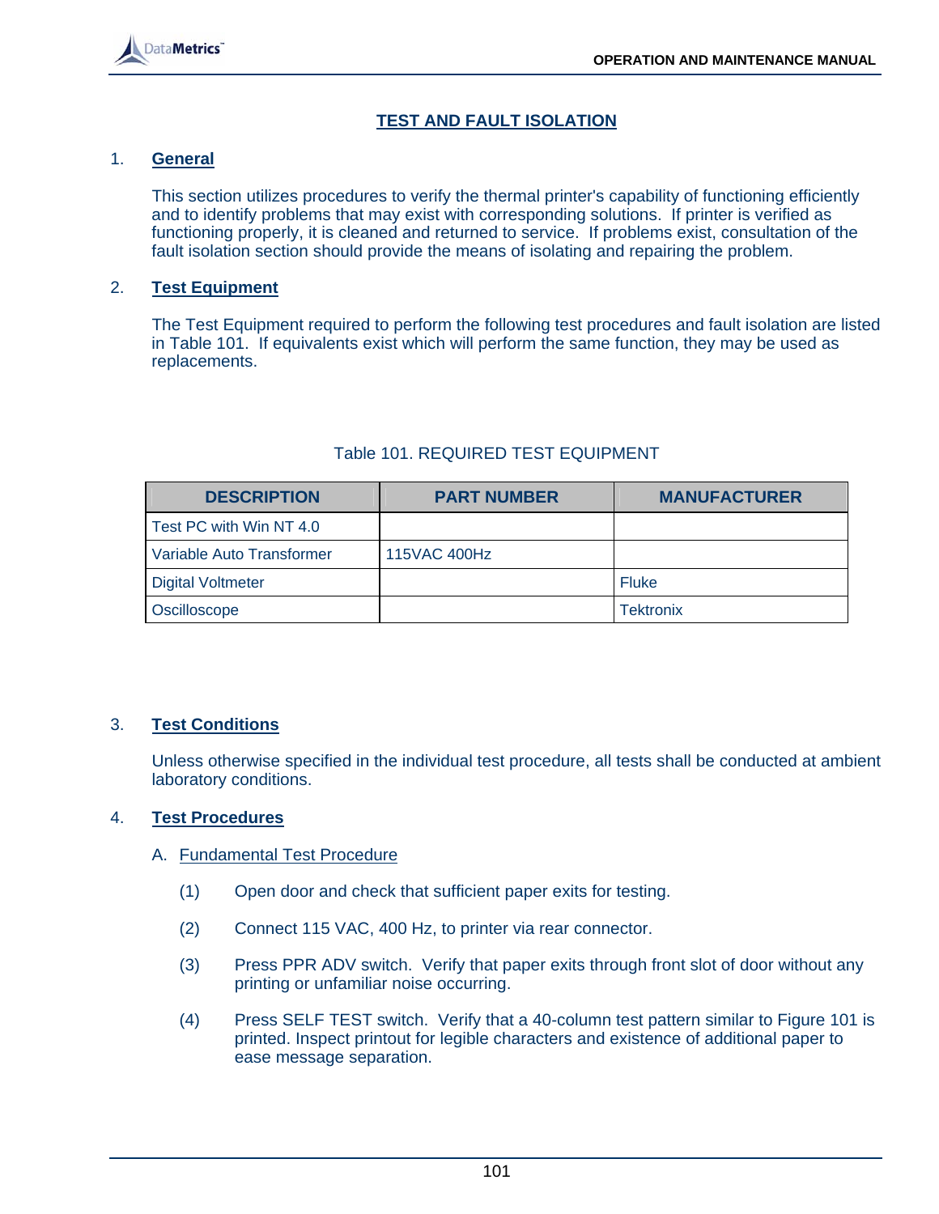# TEST AND FAULT ISOLATION

## 1. General

This section utilizes procedures to verify the thermal printer's capability of functioning efficiently and to identify problems that may exist with corresponding solutions. If printer is verified as functioning properly, it is cleaned and returned to service. If problems exist, consultation of the fault isolation section should provide the means of isolating and repairing the problem.

## 2. Test Equipment

The Test Equipment required to perform the following test procedures and fault isolation are listed in Table 101. If equivalents exist which will perform the same function, they may be used as replacements.

Table 101. REQUIRED TEST EQUIPMENT

| DESCRIPTION | PART NUMBER | MANUFACTURER |
|---|---|---|
| Test PC with Win NT 4.0 | | |
| Variable Auto Transformer | 115VAC 400Hz | |
| Digital Voltmeter | | Fluke |
| Oscilloscope | | Tektronix |

## 3. Test Conditions

Unless otherwise specified in the individual test procedure, all tests shall be conducted at ambient laboratory conditions.

## 4. Test Procedures

### A. Fundamental Test Procedure

(1) Open door and check that sufficient paper exits for testing.

(2) Connect 115 VAC, 400 Hz, to printer via rear connector.

(3) Press PPR ADV switch. Verify that paper exits through front slot of door without any printing or unfamiliar noise occurring.

(4) Press SELF TEST switch. Verify that a 40-column test pattern similar to Figure 101 is printed. Inspect printout for legible characters and existence of additional paper to ease message separation.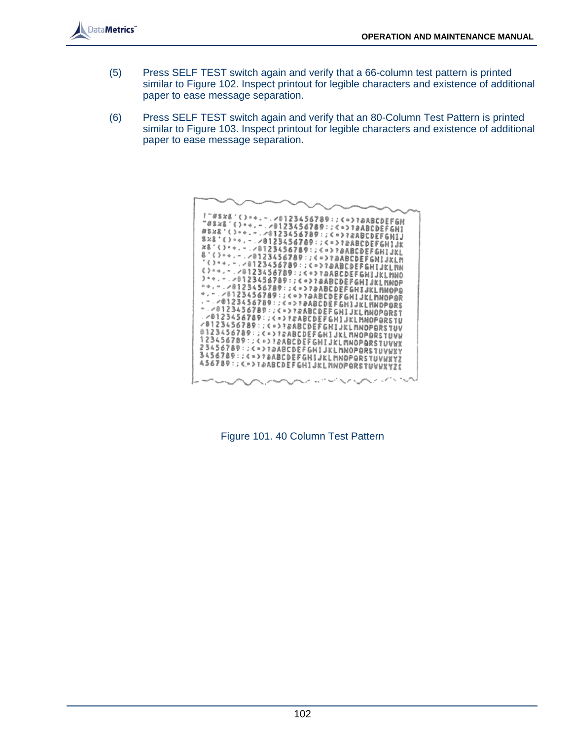(5) Press SELF TEST switch again and verify that a 66-column test pattern is printed similar to Figure 102. Inspect printout for legible characters and existence of additional paper to ease message separation.

(6) Press SELF TEST switch again and verify that an 80-Column Test Pattern is printed similar to Figure 103. Inspect printout for legible characters and existence of additional paper to ease message separation.

```
!"#$%&'()*+,-./0123456789:;<=>?@ABCDEFGH
"#$%&'()*+,-./0123456789:;<=>?@ABCDEFGHI
#$%&'()*+,-./0123456789:;<=>?@ABCDEFGHIJ
$%&'()*+,-./0123456789:;<=>?@ABCDEFGHIJK
%&'()*+,-./0123456789:;<=>?@ABCDEFGHIJKL
&'()*+,-./0123456789:;<=>?@ABCDEFGHIJKLM
'()*+,-./0123456789:;<=>?@ABCDEFGHIJKLMN
()*+,-./0123456789:;<=>?@ABCDEFGHIJKLMNO
)*+,-./0123456789:;<=>?@ABCDEFGHIJKLMNOP
*+,-./0123456789:;<=>?@ABCDEFGHIJKLMNOPQ
+,-./0123456789:;<=>?@ABCDEFGHIJKLMNOPQR
,-./0123456789:;<=>?@ABCDEFGHIJKLMNOPQRS
-./0123456789:;<=>?@ABCDEFGHIJKLMNOPQRST
./0123456789:;<=>?@ABCDEFGHIJKLMNOPQRSTU
/0123456789:;<=>?@ABCDEFGHIJKLMNOPQRSTUV
0123456789:;<=>?@ABCDEFGHIJKLMNOPQRSTUVW
123456789:;<=>?@ABCDEFGHIJKLMNOPQRSTUVWX
23456789:;<=>?@ABCDEFGHIJKLMNOPQRSTUVWXY
3456789:;<=>?@ABCDEFGHIJKLMNOPQRSTUVWXYZ
456789:;<=>?@ABCDEFGHIJKLMNOPQRSTUVWXYZ[
```

Figure 101. 40 Column Test Pattern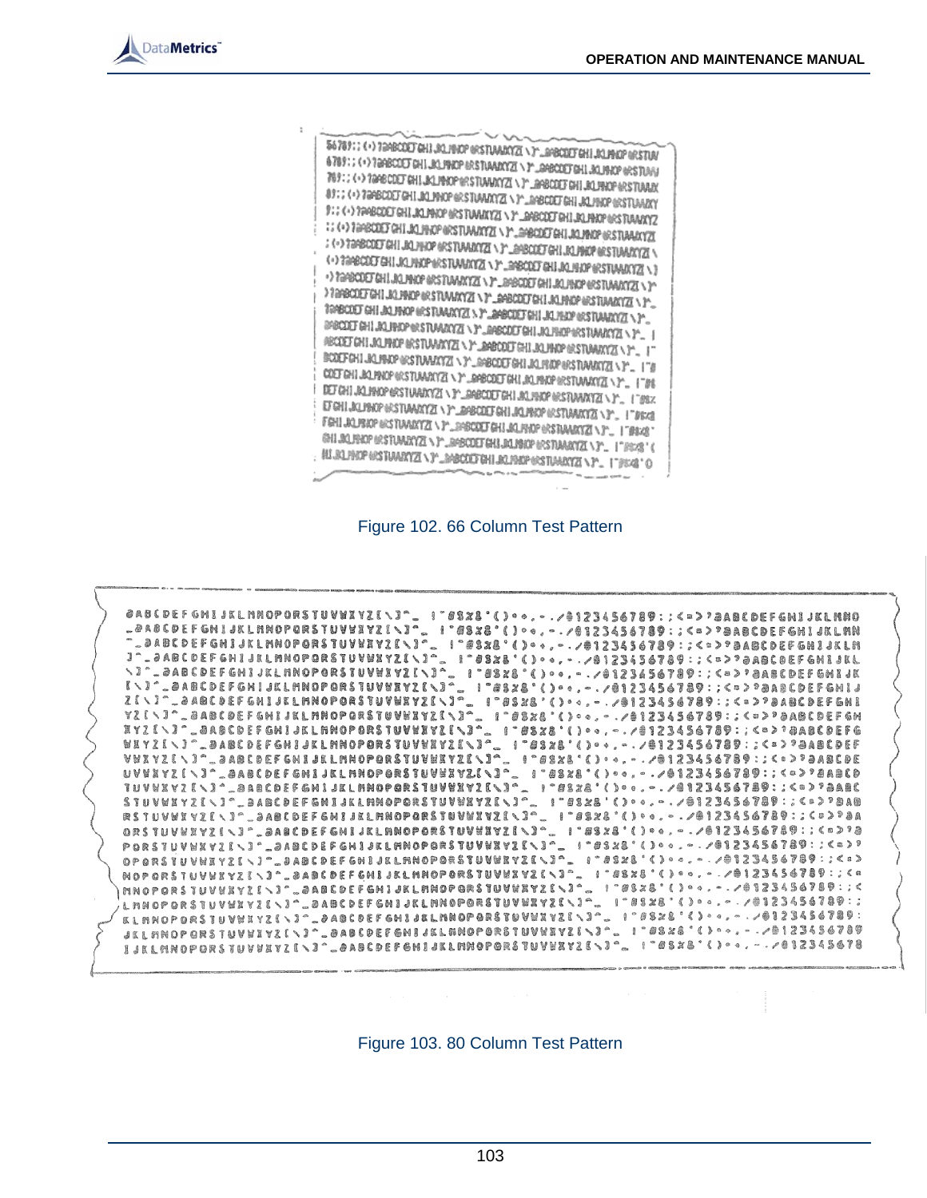Figure 102. 66 Column Test Pattern

Figure 103. 80 Column Test Pattern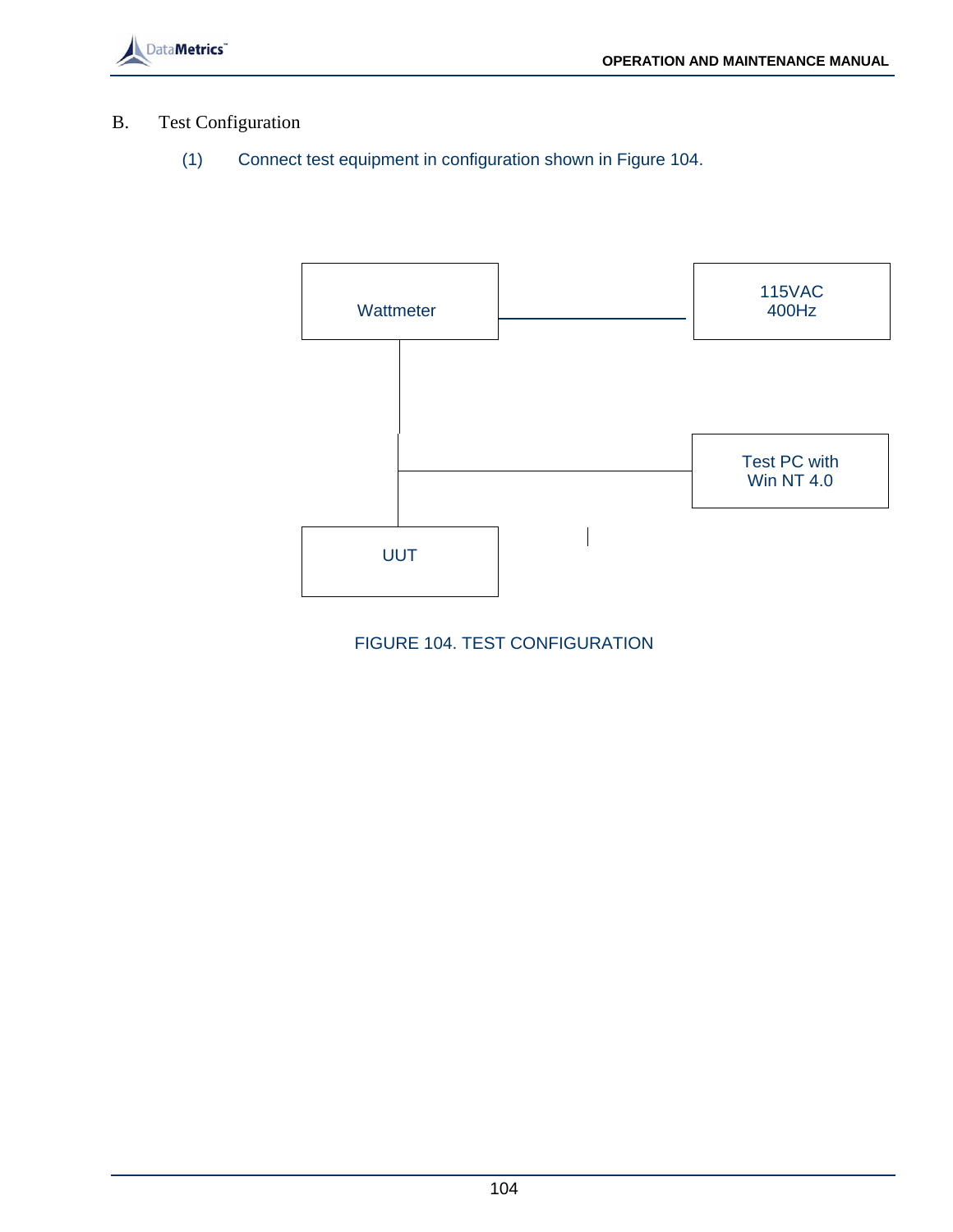B. Test Configuration

(1) Connect test equipment in configuration shown in Figure 104.

Wattmeter

115VAC
400Hz

Test PC with
Win NT 4.0

UUT

FIGURE 104. TEST CONFIGURATION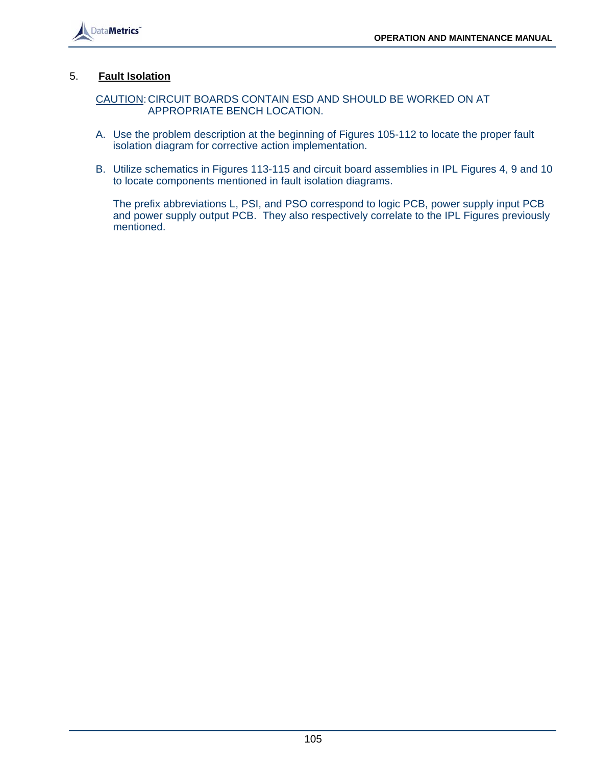## 5. Fault Isolation

CAUTION: CIRCUIT BOARDS CONTAIN ESD AND SHOULD BE WORKED ON AT APPROPRIATE BENCH LOCATION.

A. Use the problem description at the beginning of Figures 105-112 to locate the proper fault isolation diagram for corrective action implementation.

B. Utilize schematics in Figures 113-115 and circuit board assemblies in IPL Figures 4, 9 and 10 to locate components mentioned in fault isolation diagrams.

   The prefix abbreviations L, PSI, and PSO correspond to logic PCB, power supply input PCB and power supply output PCB. They also respectively correlate to the IPL Figures previously mentioned.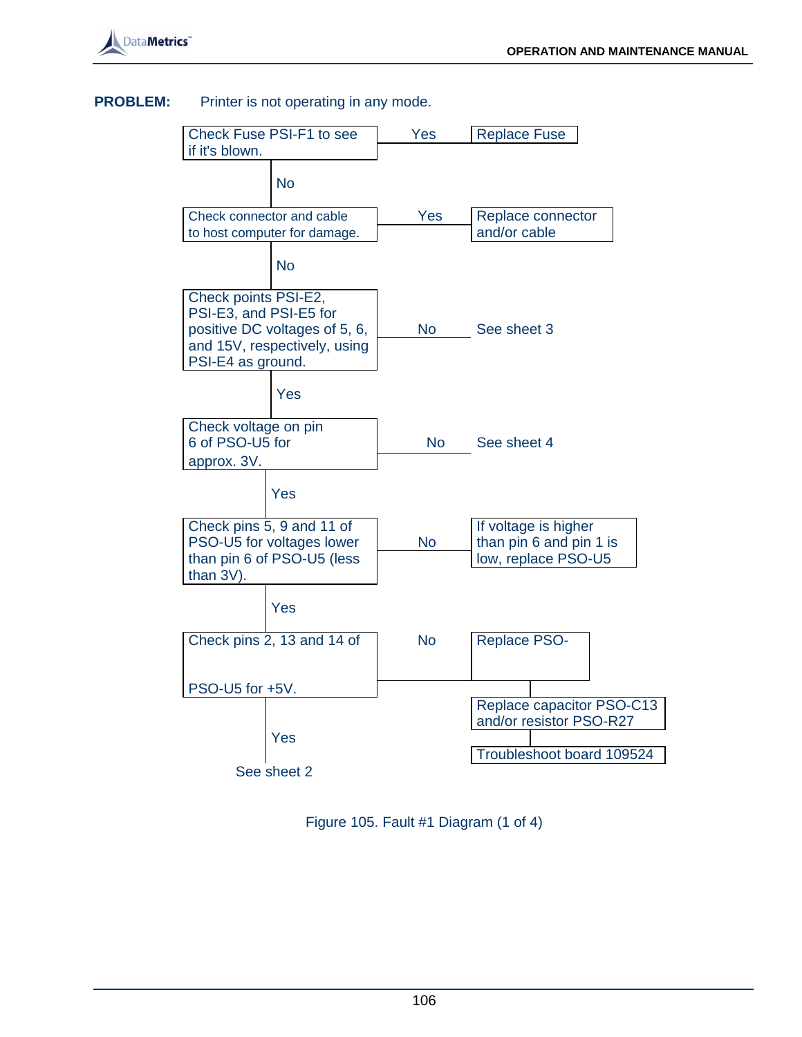**PROBLEM:** Printer is not operating in any mode.

- Check Fuse PSI-F1 to see if it's blown.
  - Yes → Replace Fuse
  - No ↓
- Check connector and cable to host computer for damage.
  - Yes → Replace connector and/or cable
  - No ↓
- Check points PSI-E2, PSI-E3, and PSI-E5 for positive DC voltages of 5, 6, and 15V, respectively, using PSI-E4 as ground.
  - No → See sheet 3
  - Yes ↓
- Check voltage on pin 6 of PSO-U5 for approx. 3V.
  - No → See sheet 4
  - Yes ↓
- Check pins 5, 9 and 11 of PSO-U5 for voltages lower than pin 6 of PSO-U5 (less than 3V).
  - No → If voltage is higher than pin 6 and pin 1 is low, replace PSO-U5
  - Yes ↓
- Check pins 2, 13 and 14 of PSO-U5 for +5V.
  - No → Replace PSO- → Replace capacitor PSO-C13 and/or resistor PSO-R27 → Troubleshoot board 109524
  - Yes → See sheet 2

Figure 105. Fault #1 Diagram (1 of 4)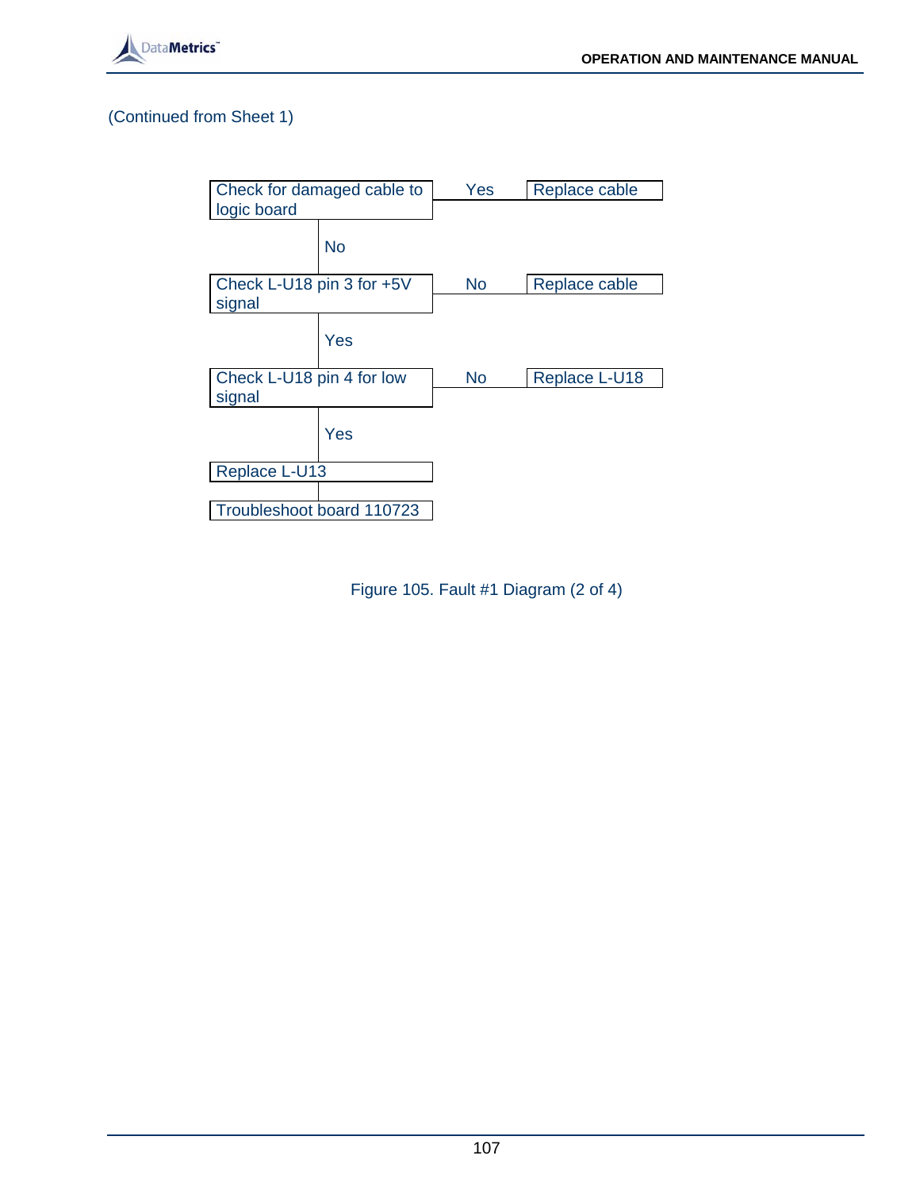(Continued from Sheet 1)

| Step | Condition | Action |
| --- | --- | --- |
| Check for damaged cable to logic board | Yes | Replace cable |
| ↓ No | | |
| Check L-U18 pin 3 for +5V signal | No | Replace cable |
| ↓ Yes | | |
| Check L-U18 pin 4 for low signal | No | Replace L-U18 |
| ↓ Yes | | |
| Replace L-U13 | | |
| ↓ | | |
| Troubleshoot board 110723 | | |

Figure 105. Fault #1 Diagram (2 of 4)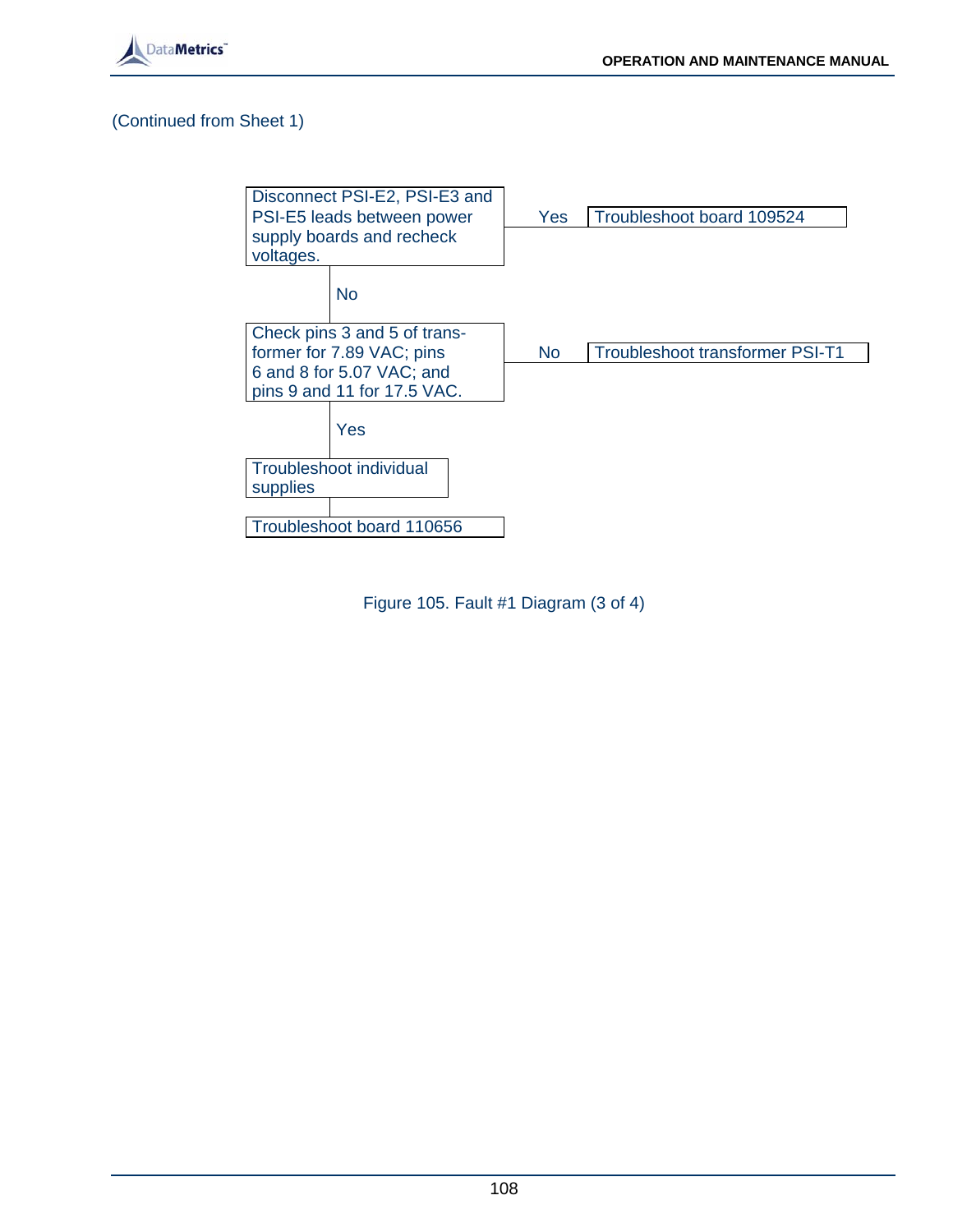(Continued from Sheet 1)

Disconnect PSI-E2, PSI-E3 and PSI-E5 leads between power supply boards and recheck voltages.

- Yes → Troubleshoot board 109524
- No ↓

Check pins 3 and 5 of transformer for 7.89 VAC; pins 6 and 8 for 5.07 VAC; and pins 9 and 11 for 17.5 VAC.

- No → Troubleshoot transformer PSI-T1
- Yes ↓

Troubleshoot individual supplies

↓

Troubleshoot board 110656

Figure 105. Fault #1 Diagram (3 of 4)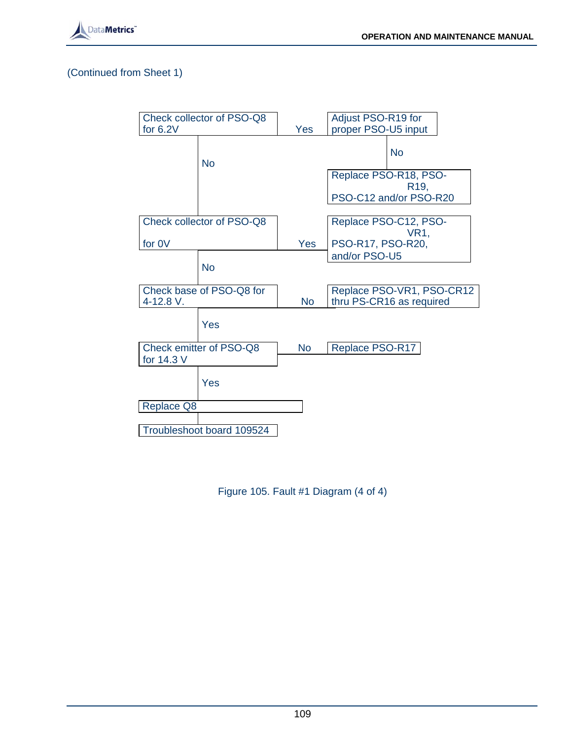(Continued from Sheet 1)

- **Check collector of PSO-Q8 for 6.2V**
  - Yes → Adjust PSO-R19 for proper PSO-U5 input
    - No → Replace PSO-R18, PSO-R19, PSO-C12 and/or PSO-R20
  - No → **Check collector of PSO-Q8 for 0V**
    - Yes → Replace PSO-C12, PSO-VR1, PSO-R17, PSO-R20, and/or PSO-U5
    - No → **Check base of PSO-Q8 for 4-12.8 V.**
      - No → Replace PSO-VR1, PSO-CR12 thru PS-CR16 as required
      - Yes → **Check emitter of PSO-Q8 for 14.3 V**
        - No → Replace PSO-R17
        - Yes → Replace Q8
          - → Troubleshoot board 109524

Figure 105. Fault #1 Diagram (4 of 4)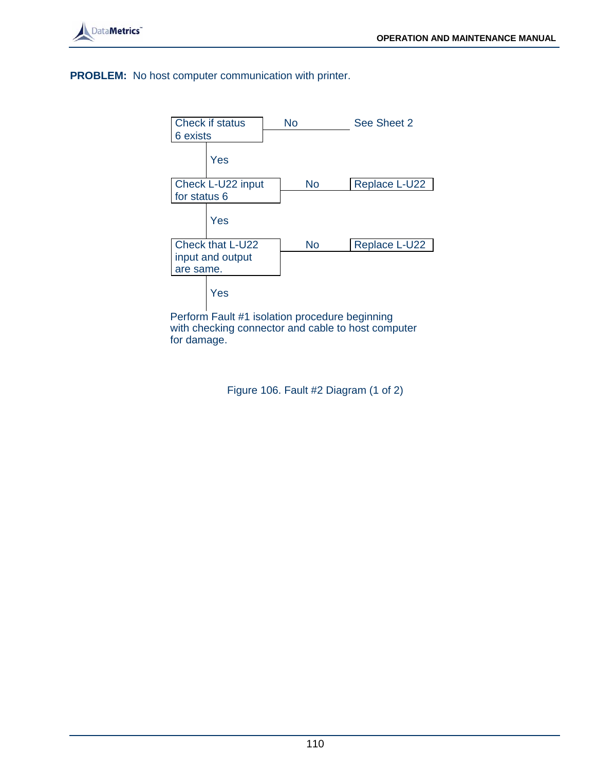**PROBLEM:** No host computer communication with printer.

Check if status 6 exists — No → See Sheet 2

Yes

Check L-U22 input for status 6 — No → Replace L-U22

Yes

Check that L-U22 input and output are same. — No → Replace L-U22

Yes

Perform Fault #1 isolation procedure beginning with checking connector and cable to host computer for damage.

Figure 106. Fault #2 Diagram (1 of 2)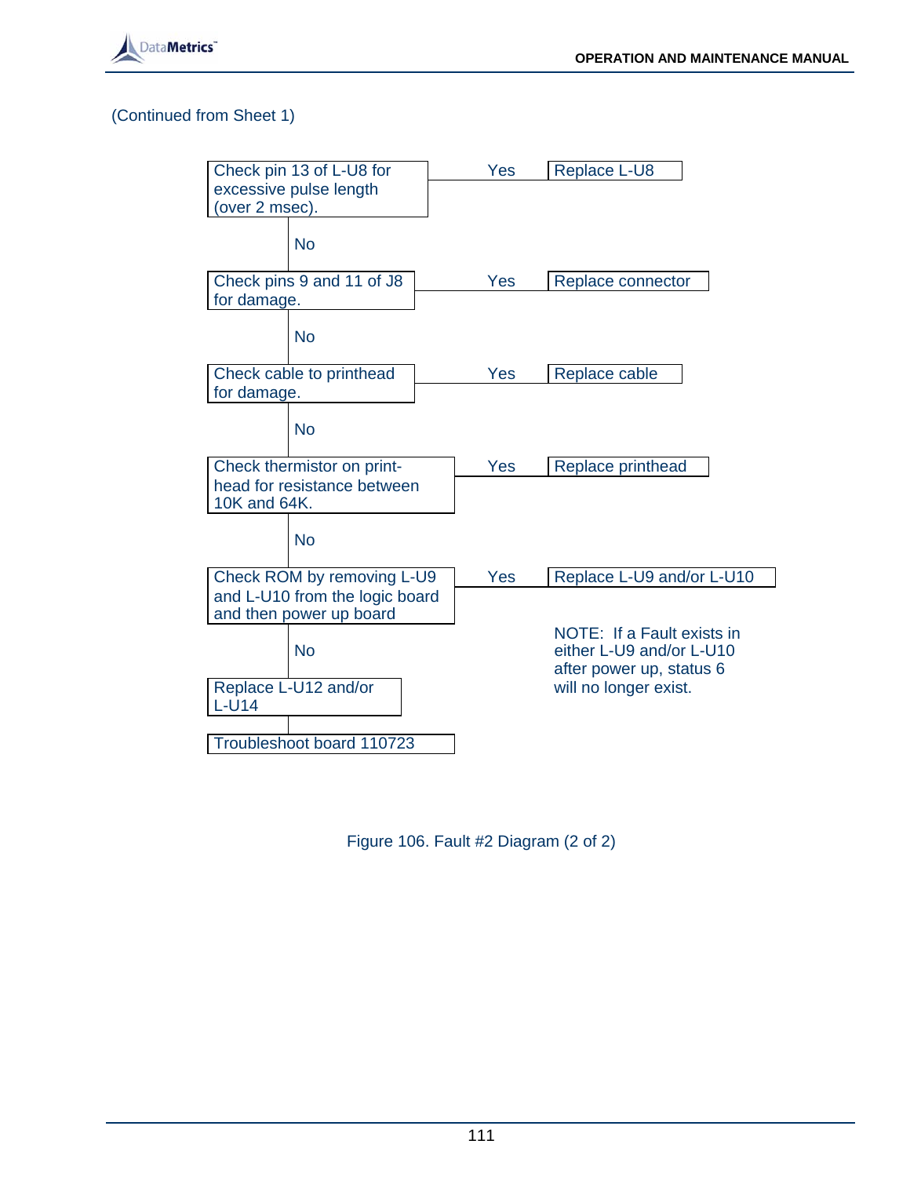(Continued from Sheet 1)

| Check | Result | Action |
|---|---|---|
| Check pin 13 of L-U8 for excessive pulse length (over 2 msec). | Yes | Replace L-U8 |
| No ↓ | | |
| Check pins 9 and 11 of J8 for damage. | Yes | Replace connector |
| No ↓ | | |
| Check cable to printhead for damage. | Yes | Replace cable |
| No ↓ | | |
| Check thermistor on print-head for resistance between 10K and 64K. | Yes | Replace printhead |
| No ↓ | | |
| Check ROM by removing L-U9 and L-U10 from the logic board and then power up board | Yes | Replace L-U9 and/or L-U10 |
| No ↓ | | |
| Replace L-U12 and/or L-U14 | | |
| ↓ | | |
| Troubleshoot board 110723 | | |

NOTE: If a Fault exists in either L-U9 and/or L-U10 after power up, status 6 will no longer exist.

Figure 106. Fault #2 Diagram (2 of 2)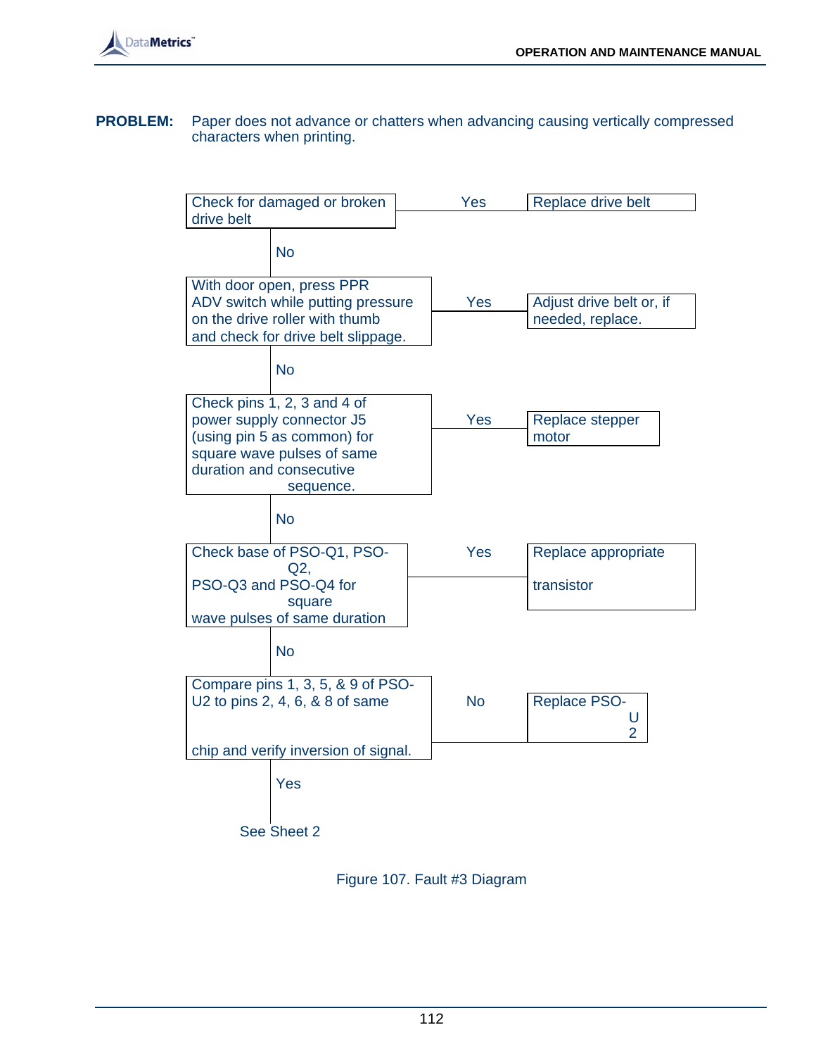**PROBLEM:** Paper does not advance or chatters when advancing causing vertically compressed characters when printing.

| Check | Result | Action |
|---|---|---|
| Check for damaged or broken drive belt | Yes | Replace drive belt |
| ↓ No | | |
| With door open, press PPR ADV switch while putting pressure on the drive roller with thumb and check for drive belt slippage. | Yes | Adjust drive belt or, if needed, replace. |
| ↓ No | | |
| Check pins 1, 2, 3 and 4 of power supply connector J5 (using pin 5 as common) for square wave pulses of same duration and consecutive sequence. | Yes | Replace stepper motor |
| ↓ No | | |
| Check base of PSO-Q1, PSO-Q2, PSO-Q3 and PSO-Q4 for square wave pulses of same duration | Yes | Replace appropriate transistor |
| ↓ No | | |
| Compare pins 1, 3, 5, & 9 of PSO-U2 to pins 2, 4, 6, & 8 of same chip and verify inversion of signal. | No | Replace PSO-U2 |
| ↓ Yes | | |
| See Sheet 2 | | |

Figure 107. Fault #3 Diagram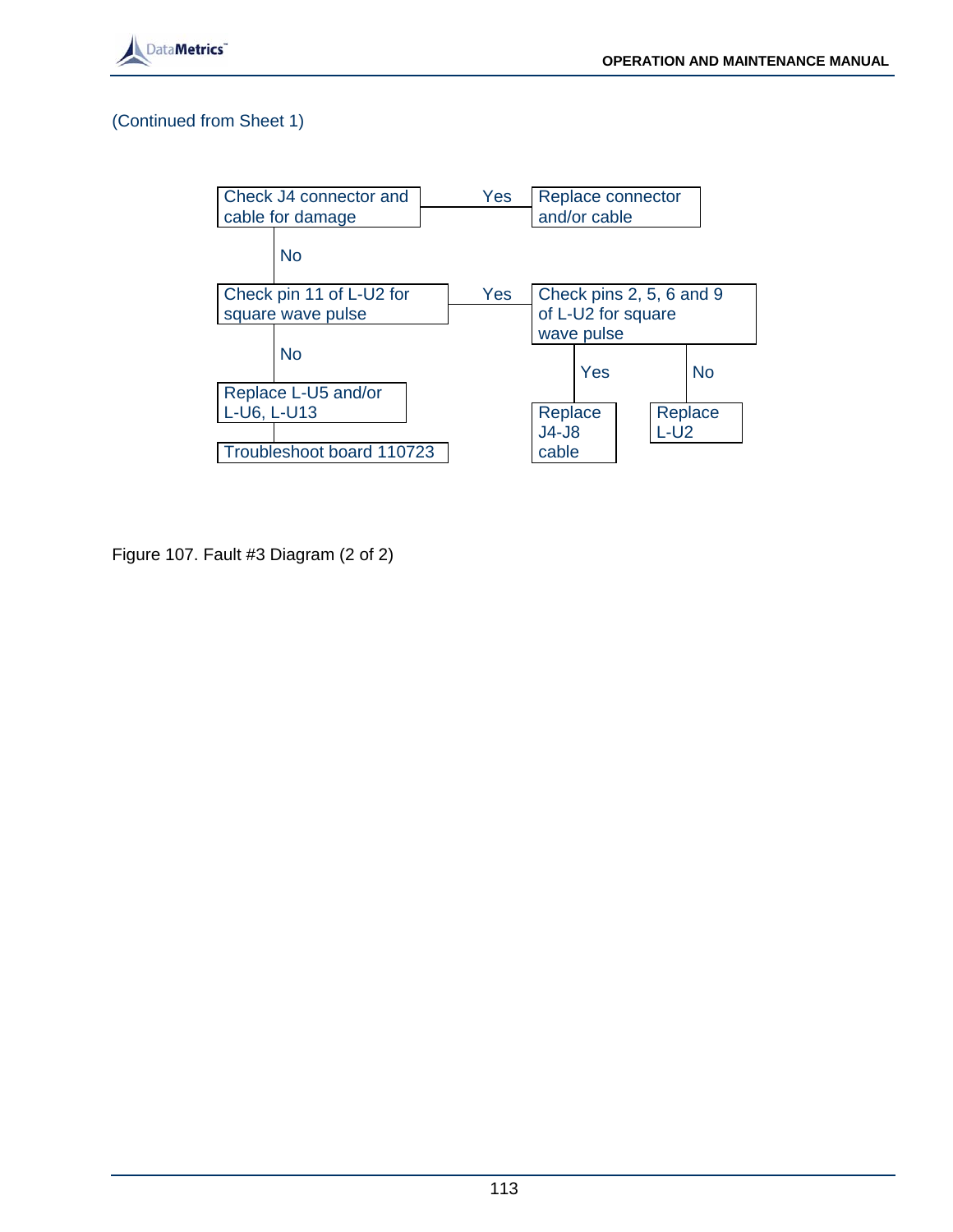(Continued from Sheet 1)

Check J4 connector and cable for damage — Yes → Replace connector and/or cable

No ↓

Check pin 11 of L-U2 for square wave pulse — Yes → Check pins 2, 5, 6 and 9 of L-U2 for square wave pulse

- Yes → Replace J4-J8 cable
- No → Replace L-U2

No ↓

Replace L-U5 and/or L-U6, L-U13

Troubleshoot board 110723

Figure 107. Fault #3 Diagram (2 of 2)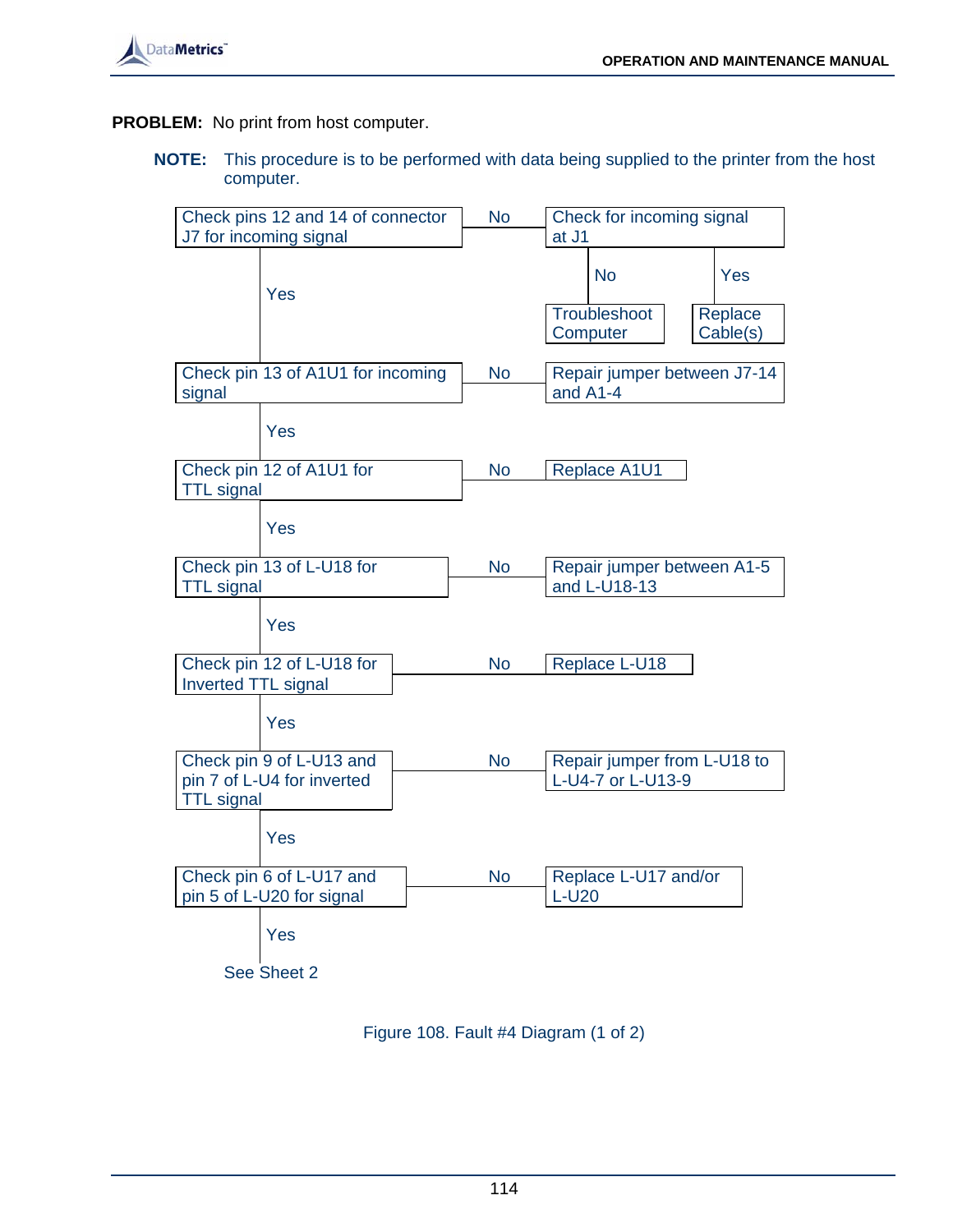**PROBLEM:** No print from host computer.

**NOTE:** This procedure is to be performed with data being supplied to the printer from the host computer.

| Check | Result | Action |
|---|---|---|
| Check pins 12 and 14 of connector J7 for incoming signal | No | Check for incoming signal at J1 — No: Troubleshoot Computer; Yes: Replace Cable(s) |
| | Yes | Go to next check |
| Check pin 13 of A1U1 for incoming signal | No | Repair jumper between J7-14 and A1-4 |
| | Yes | Go to next check |
| Check pin 12 of A1U1 for TTL signal | No | Replace A1U1 |
| | Yes | Go to next check |
| Check pin 13 of L-U18 for TTL signal | No | Repair jumper between A1-5 and L-U18-13 |
| | Yes | Go to next check |
| Check pin 12 of L-U18 for Inverted TTL signal | No | Replace L-U18 |
| | Yes | Go to next check |
| Check pin 9 of L-U13 and pin 7 of L-U4 for inverted TTL signal | No | Repair jumper from L-U18 to L-U4-7 or L-U13-9 |
| | Yes | Go to next check |
| Check pin 6 of L-U17 and pin 5 of L-U20 for signal | No | Replace L-U17 and/or L-U20 |
| | Yes | See Sheet 2 |

Figure 108. Fault #4 Diagram (1 of 2)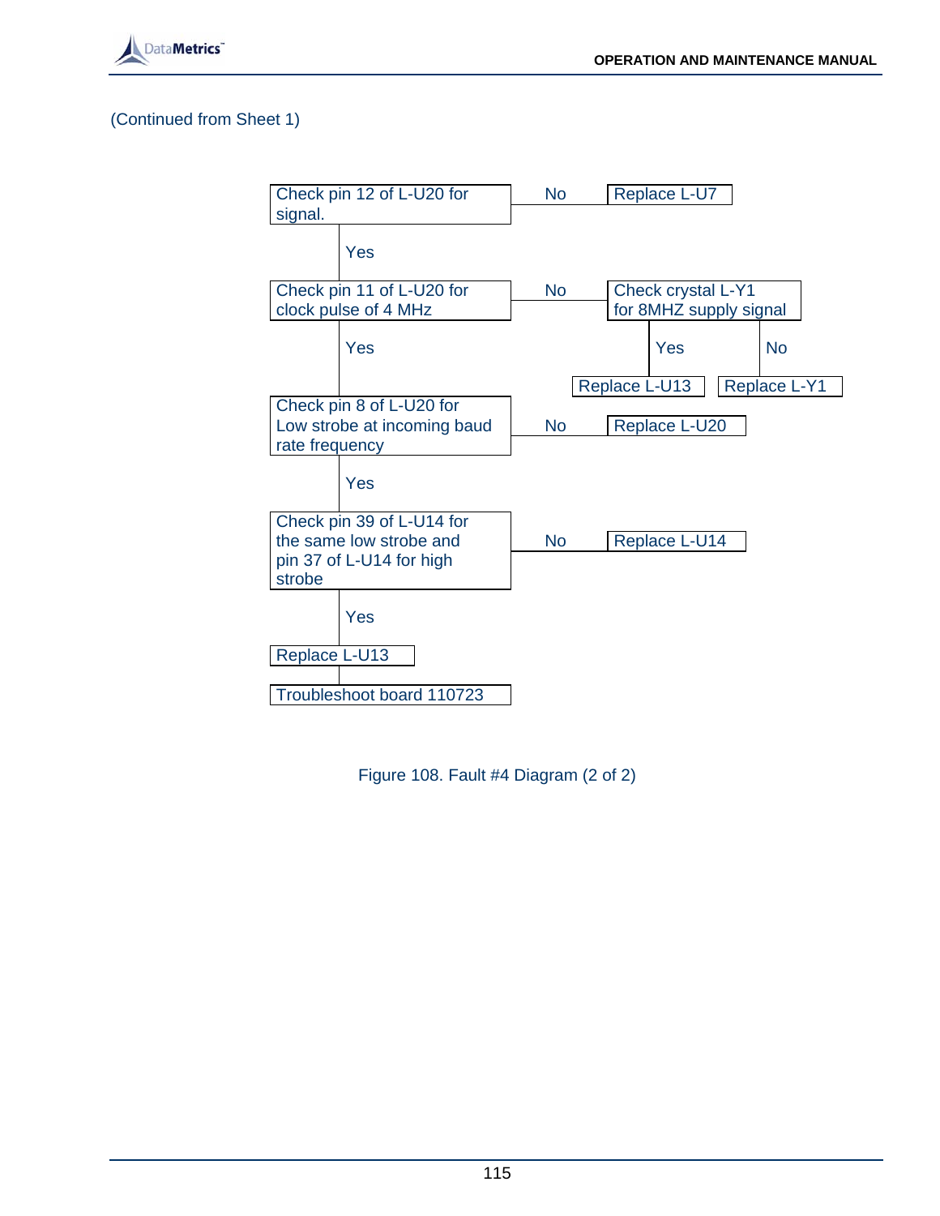(Continued from Sheet 1)

Check pin 12 of L-U20 for signal. — **No** → Replace L-U7

**Yes** ↓

Check pin 11 of L-U20 for clock pulse of 4 MHz — **No** → Check crystal L-Y1 for 8MHZ supply signal
- **Yes** → Replace L-U13
- **No** → Replace L-Y1

**Yes** ↓

Check pin 8 of L-U20 for Low strobe at incoming baud rate frequency — **No** → Replace L-U20

**Yes** ↓

Check pin 39 of L-U14 for the same low strobe and pin 37 of L-U14 for high strobe — **No** → Replace L-U14

**Yes** ↓

Replace L-U13

Troubleshoot board 110723

Figure 108. Fault #4 Diagram (2 of 2)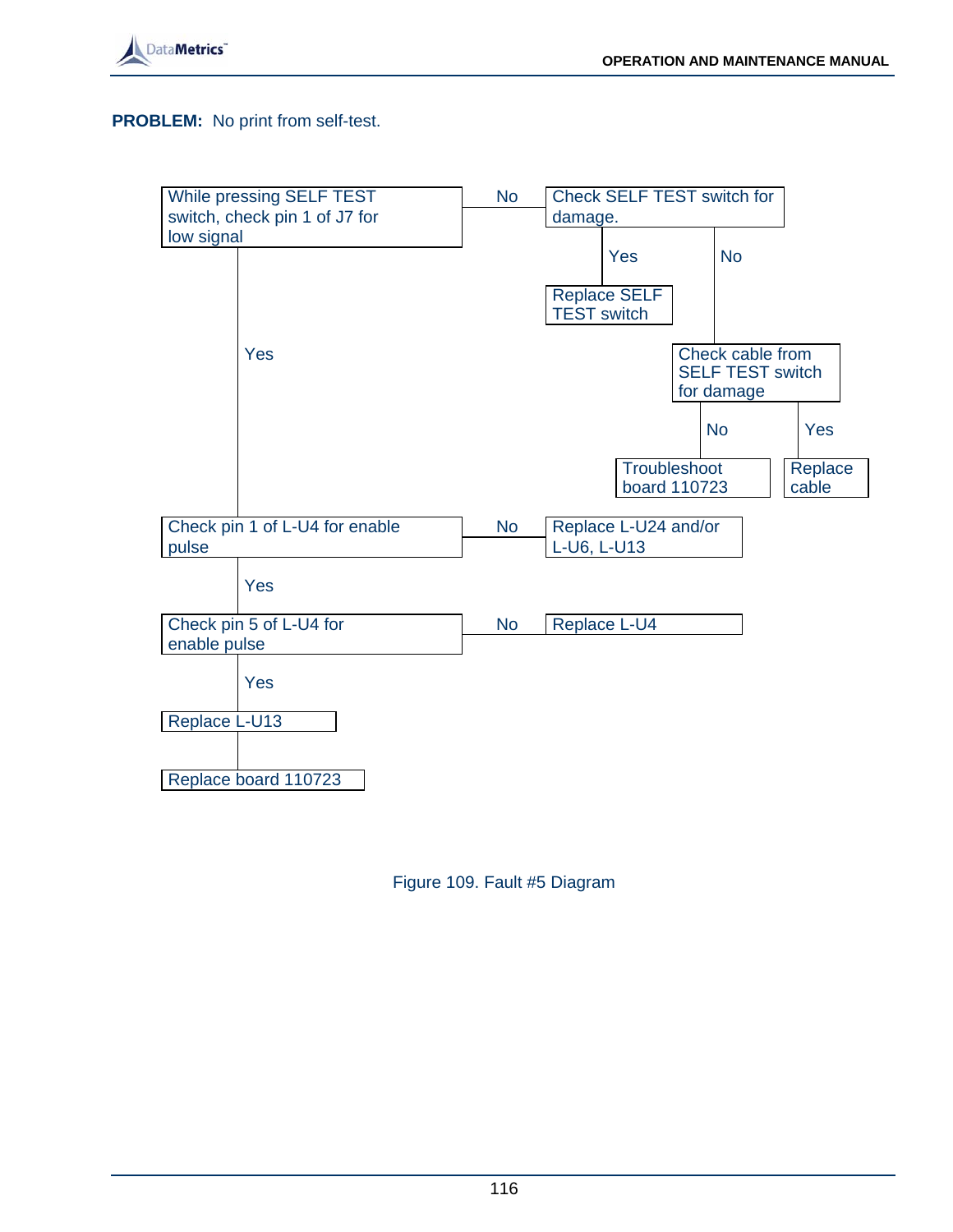**PROBLEM:** No print from self-test.

- While pressing SELF TEST switch, check pin 1 of J7 for low signal
  - **No** → Check SELF TEST switch for damage.
    - **Yes** → Replace SELF TEST switch
    - **No** → Check cable from SELF TEST switch for damage
      - **No** → Troubleshoot board 110723
      - **Yes** → Replace cable
  - **Yes** → Check pin 1 of L-U4 for enable pulse
    - **No** → Replace L-U24 and/or L-U6, L-U13
    - **Yes** → Check pin 5 of L-U4 for enable pulse
      - **No** → Replace L-U4
      - **Yes** → Replace L-U13
        - → Replace board 110723

Figure 109. Fault #5 Diagram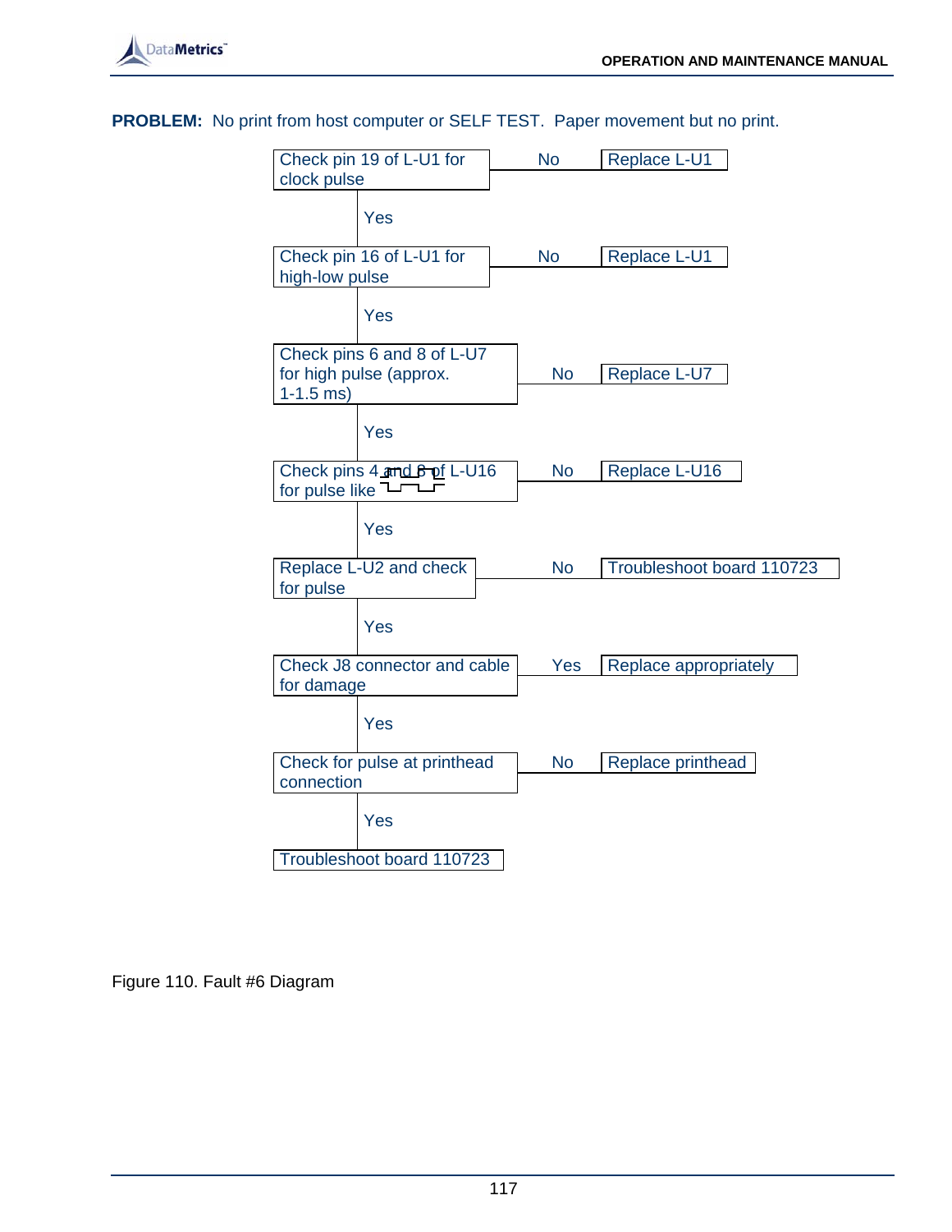**PROBLEM:** No print from host computer or SELF TEST. Paper movement but no print.

| Check | Result | Action |
| --- | --- | --- |
| Check pin 19 of L-U1 for clock pulse | No | Replace L-U1 |
| ↓ Yes | | |
| Check pin 16 of L-U1 for high-low pulse | No | Replace L-U1 |
| ↓ Yes | | |
| Check pins 6 and 8 of L-U7 for high pulse (approx. 1-1.5 ms) | No | Replace L-U7 |
| ↓ Yes | | |
| Check pins 4 and 8 of L-U16 for pulse like ‾\_‾‾\_‾ | No | Replace L-U16 |
| ↓ Yes | | |
| Replace L-U2 and check for pulse | No | Troubleshoot board 110723 |
| ↓ Yes | | |
| Check J8 connector and cable for damage | Yes | Replace appropriately |
| ↓ Yes | | |
| Check for pulse at printhead connection | No | Replace printhead |
| ↓ Yes | | |
| Troubleshoot board 110723 | | |

Figure 110. Fault #6 Diagram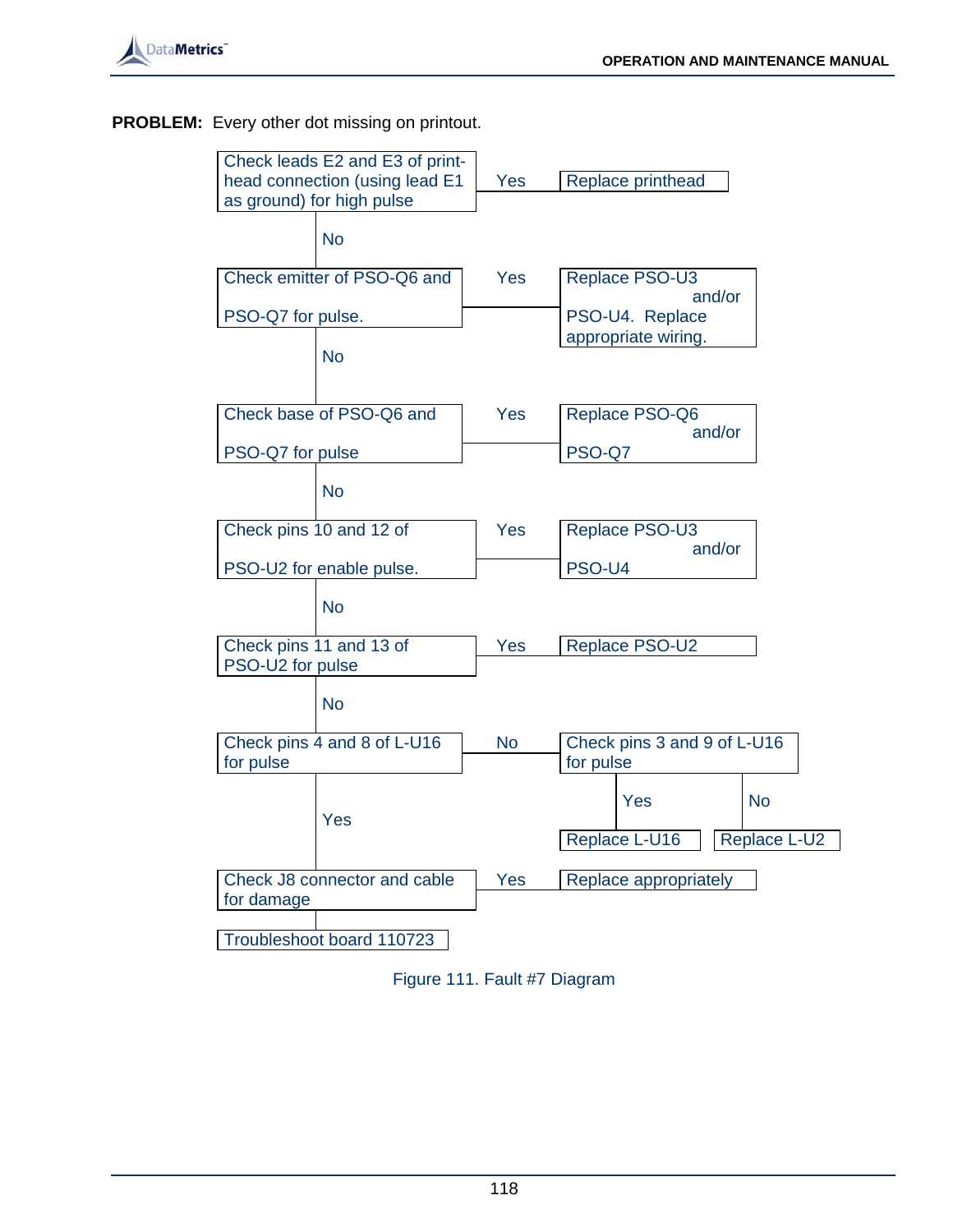**PROBLEM:** Every other dot missing on printout.

| Check | Result | Action |
|---|---|---|
| Check leads E2 and E3 of print-head connection (using lead E1 as ground) for high pulse | Yes | Replace printhead |
| | No | Go to next check |
| Check emitter of PSO-Q6 and PSO-Q7 for pulse. | Yes | Replace PSO-U3 and/or PSO-U4. Replace appropriate wiring. |
| | No | Go to next check |
| Check base of PSO-Q6 and PSO-Q7 for pulse | Yes | Replace PSO-Q6 and/or PSO-Q7 |
| | No | Go to next check |
| Check pins 10 and 12 of PSO-U2 for enable pulse. | Yes | Replace PSO-U3 and/or PSO-U4 |
| | No | Go to next check |
| Check pins 11 and 13 of PSO-U2 for pulse | Yes | Replace PSO-U2 |
| | No | Go to next check |
| Check pins 4 and 8 of L-U16 for pulse | No | Check pins 3 and 9 of L-U16 for pulse: Yes – Replace L-U16; No – Replace L-U2 |
| | Yes | Go to next check |
| Check J8 connector and cable for damage | Yes | Replace appropriately |
| | No | Troubleshoot board 110723 |

Figure 111. Fault #7 Diagram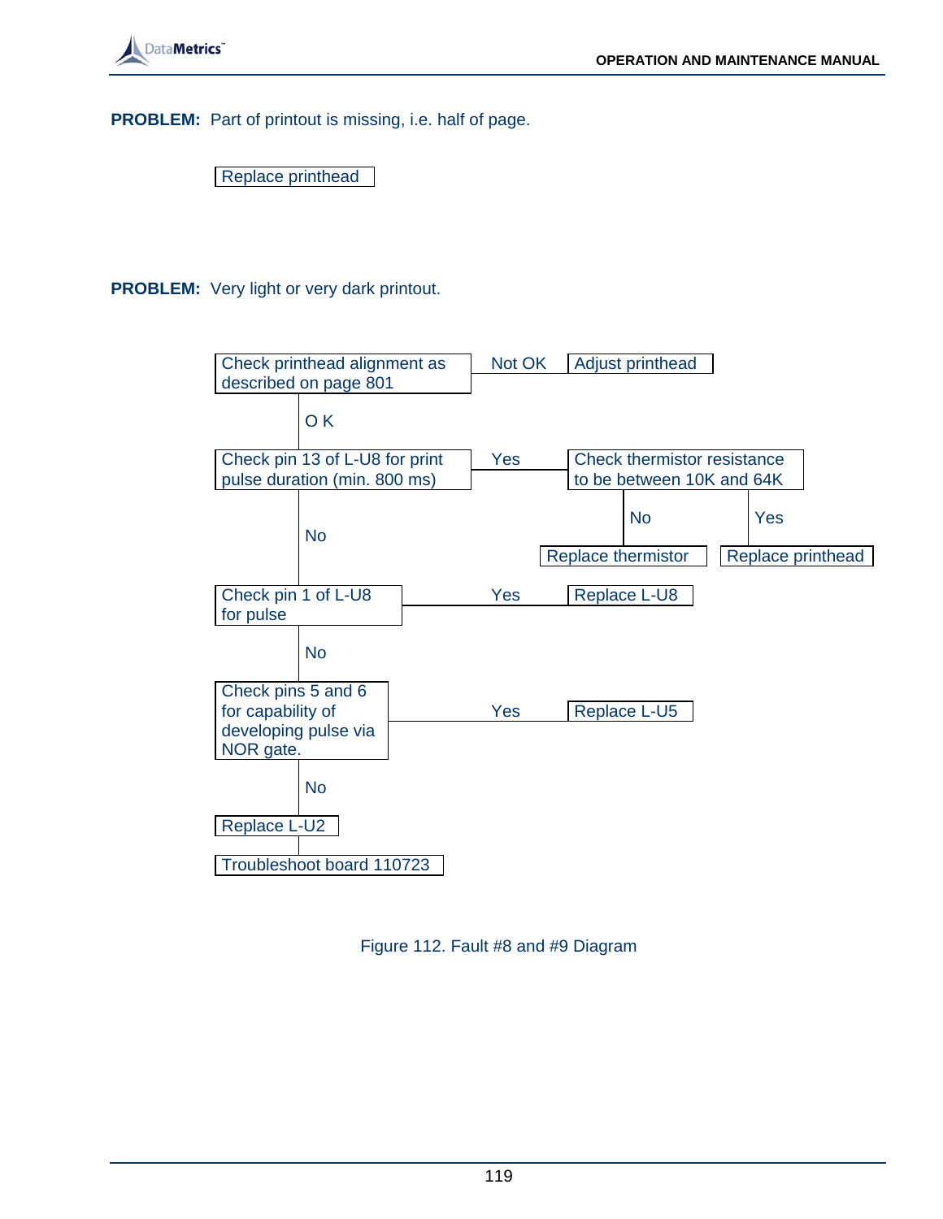**PROBLEM:** Part of printout is missing, i.e. half of page.

Replace printhead

**PROBLEM:** Very light or very dark printout.

Check printhead alignment as described on page 801 — Not OK → Adjust printhead

O K

Check pin 13 of L-U8 for print pulse duration (min. 800 ms) — Yes → Check thermistor resistance to be between 10K and 64K

- No → Replace thermistor
- Yes → Replace printhead

No

Check pin 1 of L-U8 for pulse — Yes → Replace L-U8

No

Check pins 5 and 6 for capability of developing pulse via NOR gate. — Yes → Replace L-U5

No

Replace L-U2

Troubleshoot board 110723

Figure 112. Fault #8 and #9 Diagram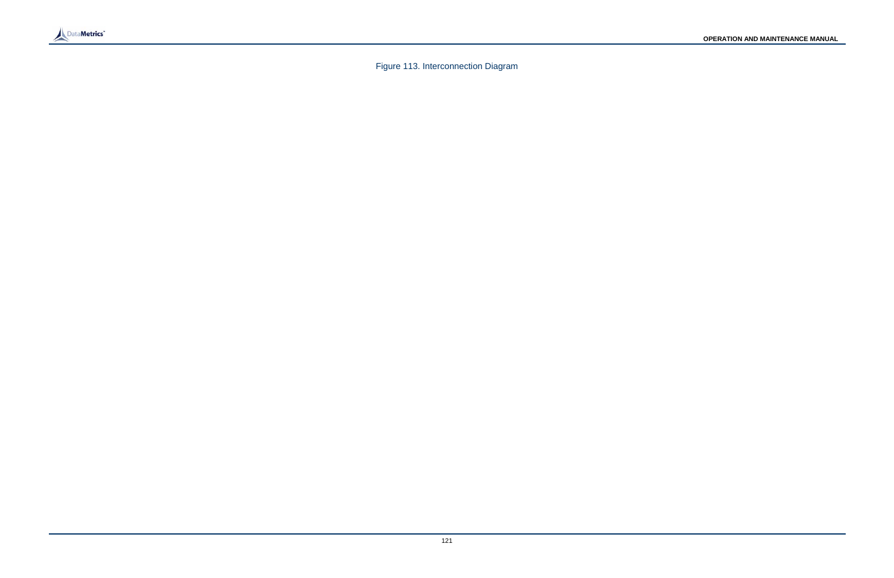Figure 113. Interconnection Diagram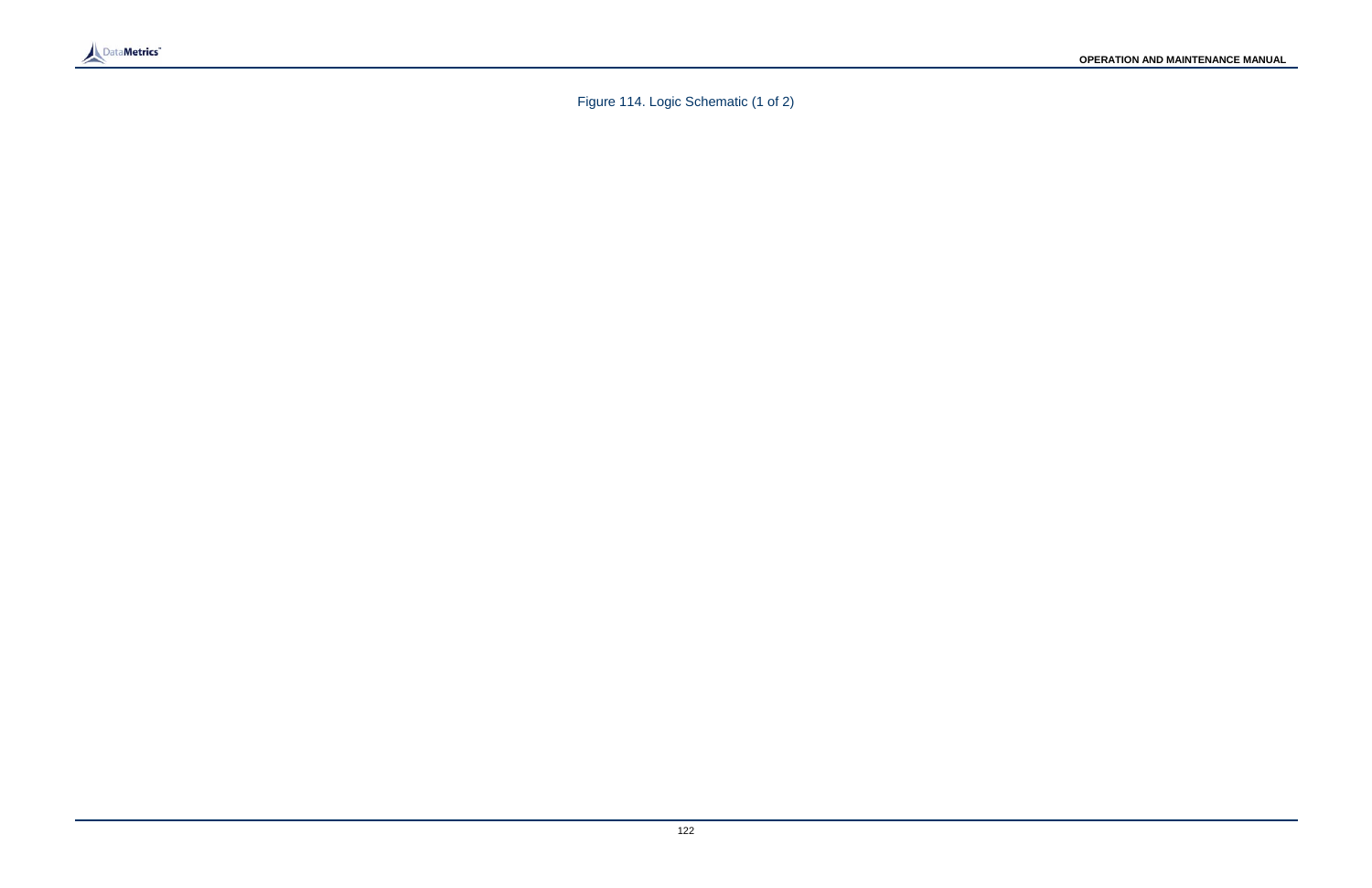Figure 114. Logic Schematic (1 of 2)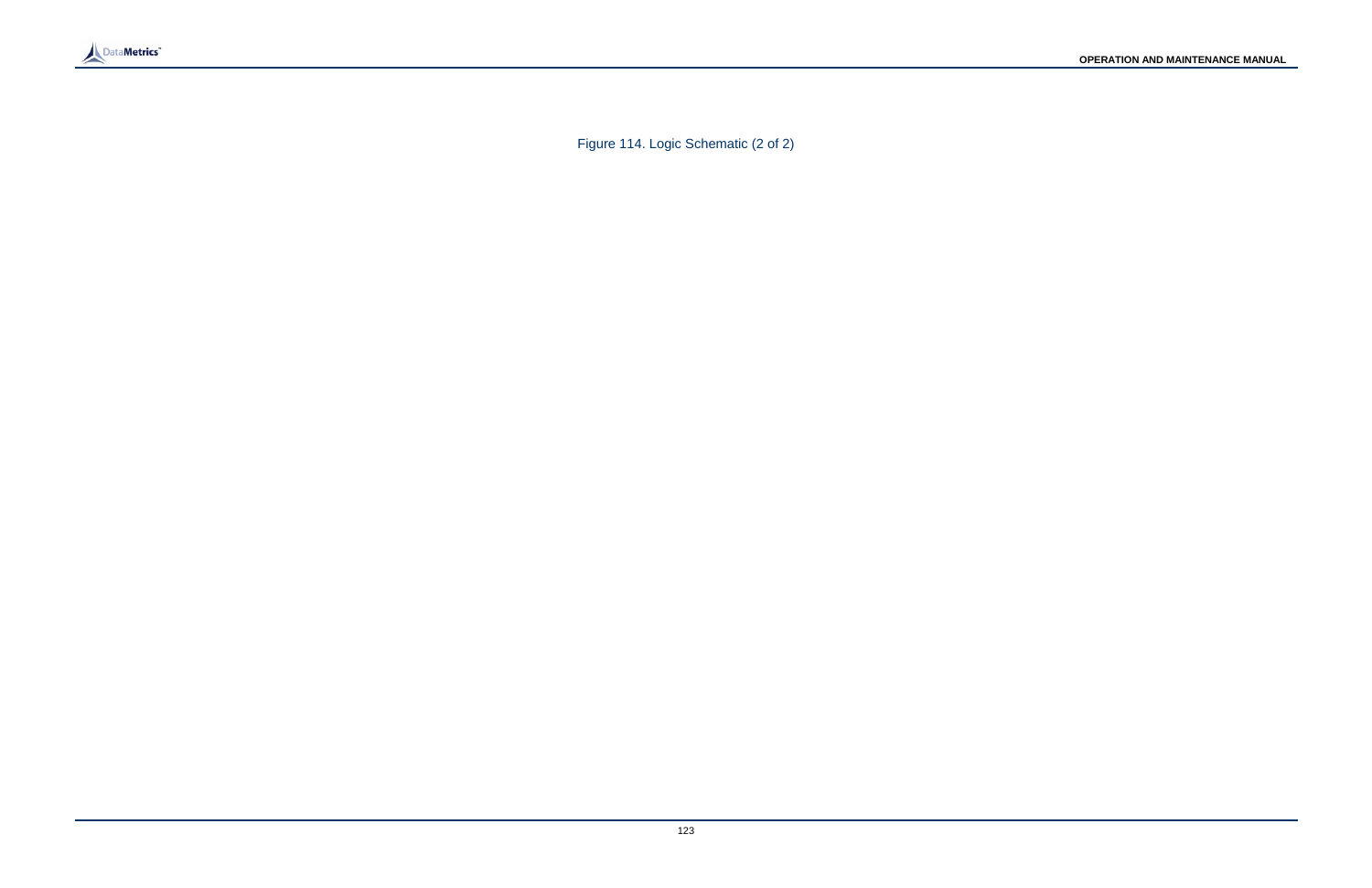Figure 114. Logic Schematic (2 of 2)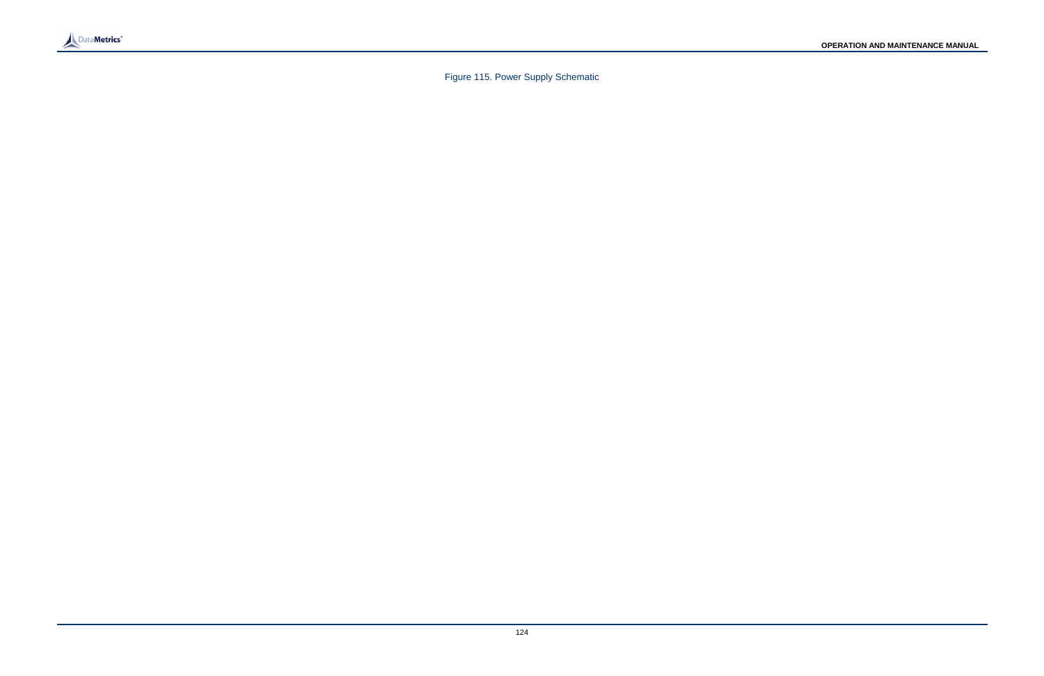Figure 115. Power Supply Schematic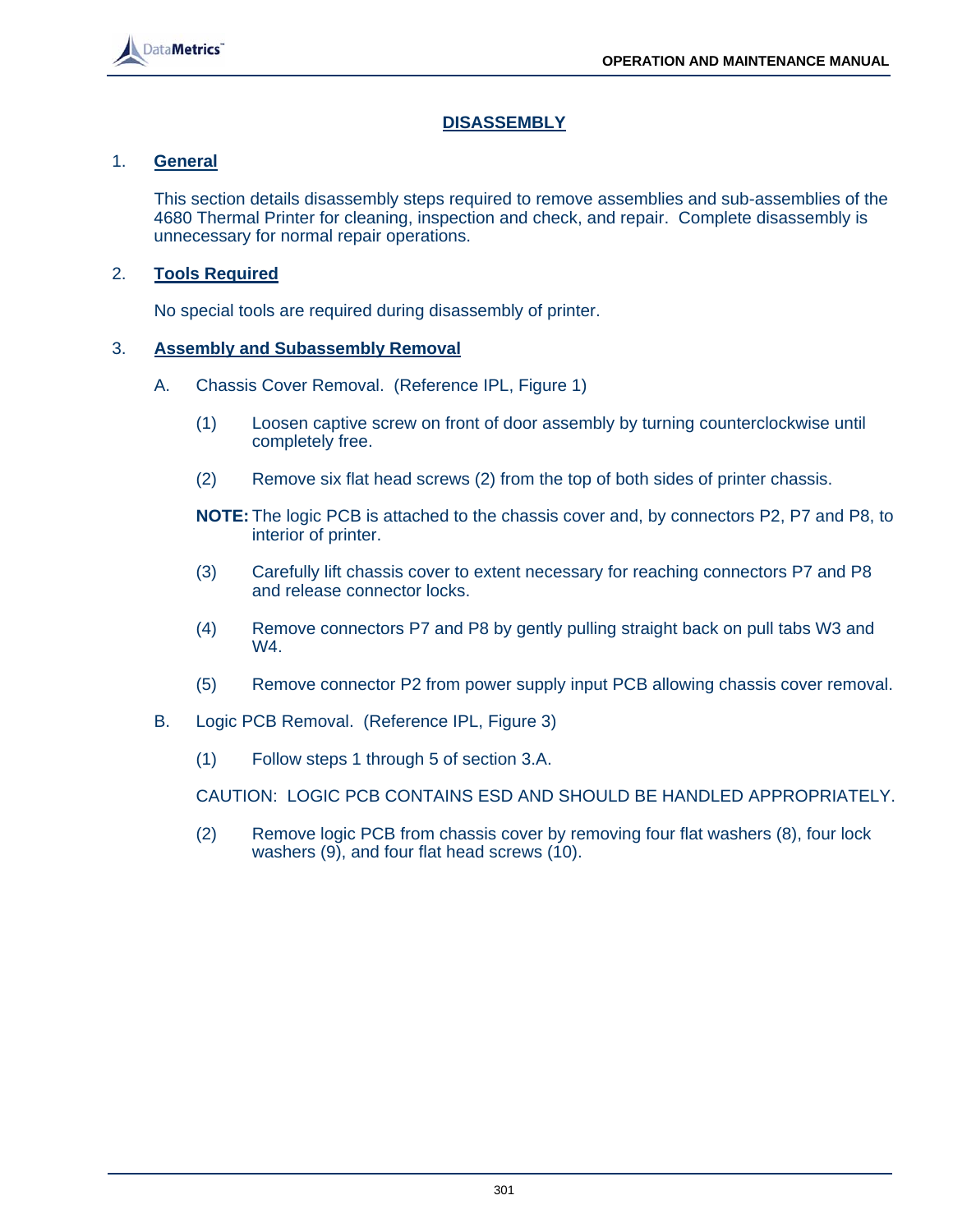# DISASSEMBLY

## 1. General

This section details disassembly steps required to remove assemblies and sub-assemblies of the 4680 Thermal Printer for cleaning, inspection and check, and repair. Complete disassembly is unnecessary for normal repair operations.

## 2. Tools Required

No special tools are required during disassembly of printer.

## 3. Assembly and Subassembly Removal

A. Chassis Cover Removal. (Reference IPL, Figure 1)

(1) Loosen captive screw on front of door assembly by turning counterclockwise until completely free.

(2) Remove six flat head screws (2) from the top of both sides of printer chassis.

**NOTE:** The logic PCB is attached to the chassis cover and, by connectors P2, P7 and P8, to interior of printer.

(3) Carefully lift chassis cover to extent necessary for reaching connectors P7 and P8 and release connector locks.

(4) Remove connectors P7 and P8 by gently pulling straight back on pull tabs W3 and W4.

(5) Remove connector P2 from power supply input PCB allowing chassis cover removal.

B. Logic PCB Removal. (Reference IPL, Figure 3)

(1) Follow steps 1 through 5 of section 3.A.

CAUTION: LOGIC PCB CONTAINS ESD AND SHOULD BE HANDLED APPROPRIATELY.

(2) Remove logic PCB from chassis cover by removing four flat washers (8), four lock washers (9), and four flat head screws (10).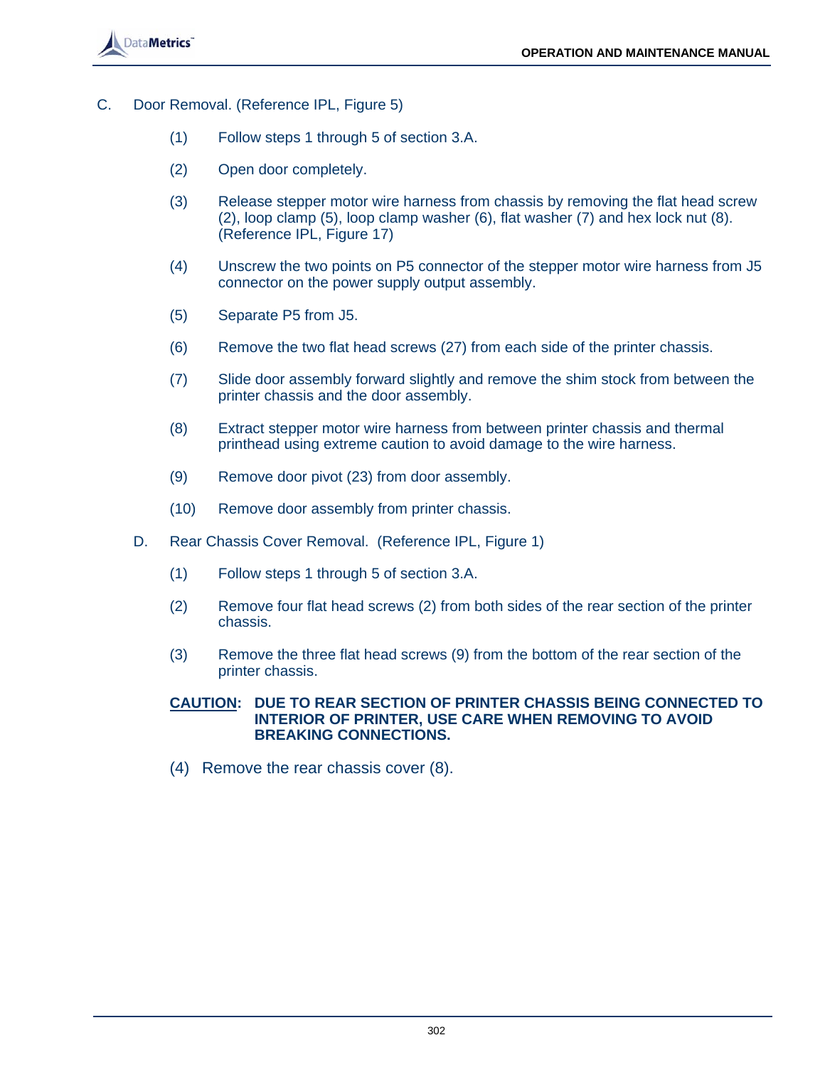C. Door Removal. (Reference IPL, Figure 5)

(1) Follow steps 1 through 5 of section 3.A.

(2) Open door completely.

(3) Release stepper motor wire harness from chassis by removing the flat head screw (2), loop clamp (5), loop clamp washer (6), flat washer (7) and hex lock nut (8). (Reference IPL, Figure 17)

(4) Unscrew the two points on P5 connector of the stepper motor wire harness from J5 connector on the power supply output assembly.

(5) Separate P5 from J5.

(6) Remove the two flat head screws (27) from each side of the printer chassis.

(7) Slide door assembly forward slightly and remove the shim stock from between the printer chassis and the door assembly.

(8) Extract stepper motor wire harness from between printer chassis and thermal printhead using extreme caution to avoid damage to the wire harness.

(9) Remove door pivot (23) from door assembly.

(10) Remove door assembly from printer chassis.

D. Rear Chassis Cover Removal. (Reference IPL, Figure 1)

(1) Follow steps 1 through 5 of section 3.A.

(2) Remove four flat head screws (2) from both sides of the rear section of the printer chassis.

(3) Remove the three flat head screws (9) from the bottom of the rear section of the printer chassis.

**CAUTION: DUE TO REAR SECTION OF PRINTER CHASSIS BEING CONNECTED TO INTERIOR OF PRINTER, USE CARE WHEN REMOVING TO AVOID BREAKING CONNECTIONS.**

(4) Remove the rear chassis cover (8).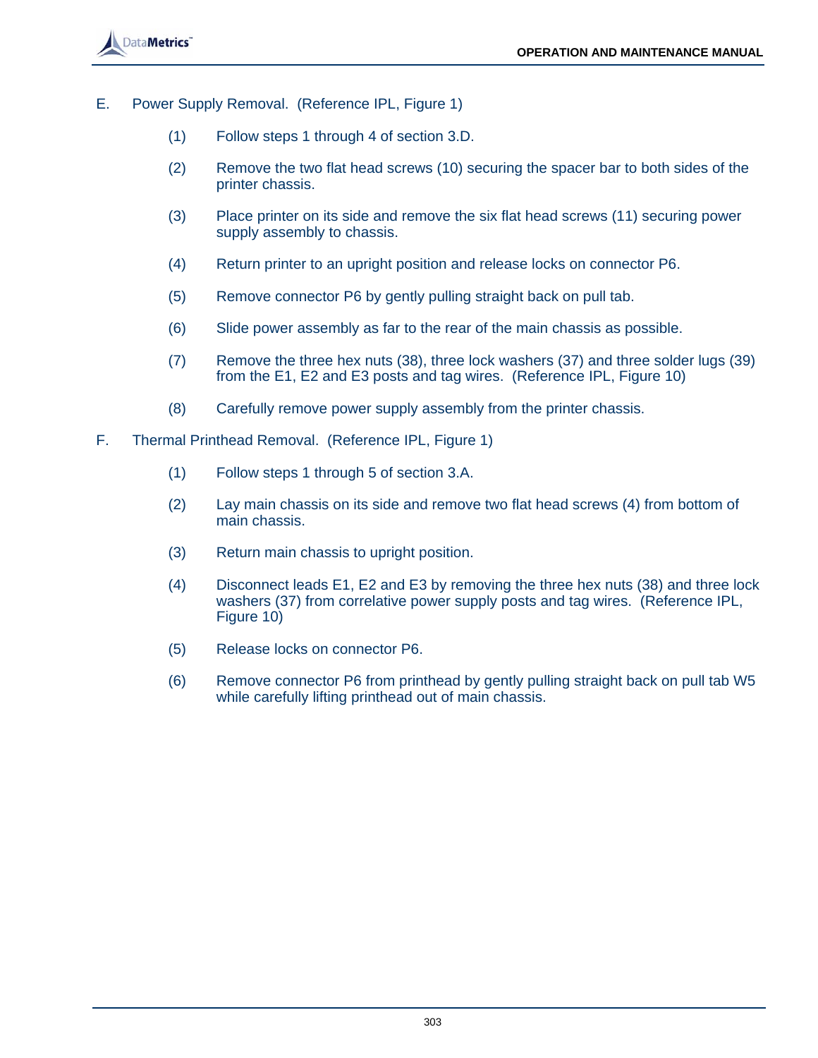E. Power Supply Removal. (Reference IPL, Figure 1)

(1) Follow steps 1 through 4 of section 3.D.

(2) Remove the two flat head screws (10) securing the spacer bar to both sides of the printer chassis.

(3) Place printer on its side and remove the six flat head screws (11) securing power supply assembly to chassis.

(4) Return printer to an upright position and release locks on connector P6.

(5) Remove connector P6 by gently pulling straight back on pull tab.

(6) Slide power assembly as far to the rear of the main chassis as possible.

(7) Remove the three hex nuts (38), three lock washers (37) and three solder lugs (39) from the E1, E2 and E3 posts and tag wires. (Reference IPL, Figure 10)

(8) Carefully remove power supply assembly from the printer chassis.

F. Thermal Printhead Removal. (Reference IPL, Figure 1)

(1) Follow steps 1 through 5 of section 3.A.

(2) Lay main chassis on its side and remove two flat head screws (4) from bottom of main chassis.

(3) Return main chassis to upright position.

(4) Disconnect leads E1, E2 and E3 by removing the three hex nuts (38) and three lock washers (37) from correlative power supply posts and tag wires. (Reference IPL, Figure 10)

(5) Release locks on connector P6.

(6) Remove connector P6 from printhead by gently pulling straight back on pull tab W5 while carefully lifting printhead out of main chassis.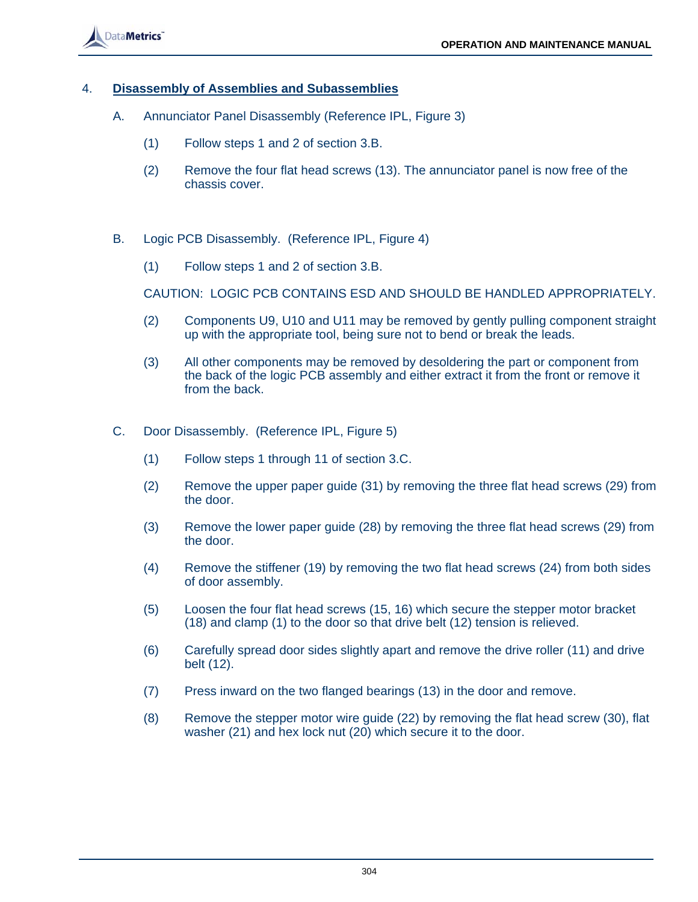## 4. Disassembly of Assemblies and Subassemblies

### A. Annunciator Panel Disassembly (Reference IPL, Figure 3)

(1) Follow steps 1 and 2 of section 3.B.

(2) Remove the four flat head screws (13). The annunciator panel is now free of the chassis cover.

### B. Logic PCB Disassembly. (Reference IPL, Figure 4)

(1) Follow steps 1 and 2 of section 3.B.

CAUTION: LOGIC PCB CONTAINS ESD AND SHOULD BE HANDLED APPROPRIATELY.

(2) Components U9, U10 and U11 may be removed by gently pulling component straight up with the appropriate tool, being sure not to bend or break the leads.

(3) All other components may be removed by desoldering the part or component from the back of the logic PCB assembly and either extract it from the front or remove it from the back.

### C. Door Disassembly. (Reference IPL, Figure 5)

(1) Follow steps 1 through 11 of section 3.C.

(2) Remove the upper paper guide (31) by removing the three flat head screws (29) from the door.

(3) Remove the lower paper guide (28) by removing the three flat head screws (29) from the door.

(4) Remove the stiffener (19) by removing the two flat head screws (24) from both sides of door assembly.

(5) Loosen the four flat head screws (15, 16) which secure the stepper motor bracket (18) and clamp (1) to the door so that drive belt (12) tension is relieved.

(6) Carefully spread door sides slightly apart and remove the drive roller (11) and drive belt (12).

(7) Press inward on the two flanged bearings (13) in the door and remove.

(8) Remove the stepper motor wire guide (22) by removing the flat head screw (30), flat washer (21) and hex lock nut (20) which secure it to the door.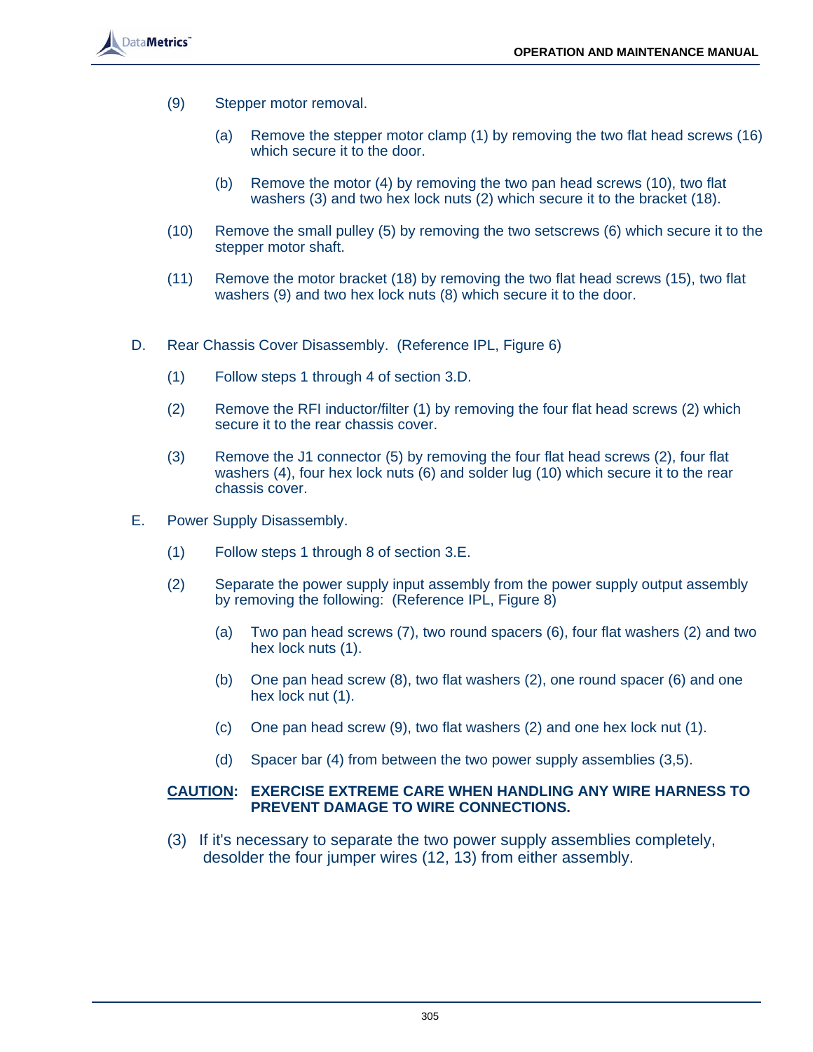(9) Stepper motor removal.

  (a) Remove the stepper motor clamp (1) by removing the two flat head screws (16) which secure it to the door.

  (b) Remove the motor (4) by removing the two pan head screws (10), two flat washers (3) and two hex lock nuts (2) which secure it to the bracket (18).

(10) Remove the small pulley (5) by removing the two setscrews (6) which secure it to the stepper motor shaft.

(11) Remove the motor bracket (18) by removing the two flat head screws (15), two flat washers (9) and two hex lock nuts (8) which secure it to the door.

D. Rear Chassis Cover Disassembly. (Reference IPL, Figure 6)

(1) Follow steps 1 through 4 of section 3.D.

(2) Remove the RFI inductor/filter (1) by removing the four flat head screws (2) which secure it to the rear chassis cover.

(3) Remove the J1 connector (5) by removing the four flat head screws (2), four flat washers (4), four hex lock nuts (6) and solder lug (10) which secure it to the rear chassis cover.

E. Power Supply Disassembly.

(1) Follow steps 1 through 8 of section 3.E.

(2) Separate the power supply input assembly from the power supply output assembly by removing the following: (Reference IPL, Figure 8)

  (a) Two pan head screws (7), two round spacers (6), four flat washers (2) and two hex lock nuts (1).

  (b) One pan head screw (8), two flat washers (2), one round spacer (6) and one hex lock nut (1).

  (c) One pan head screw (9), two flat washers (2) and one hex lock nut (1).

  (d) Spacer bar (4) from between the two power supply assemblies (3,5).

**CAUTION: EXERCISE EXTREME CARE WHEN HANDLING ANY WIRE HARNESS TO PREVENT DAMAGE TO WIRE CONNECTIONS.**

(3) If it's necessary to separate the two power supply assemblies completely, desolder the four jumper wires (12, 13) from either assembly.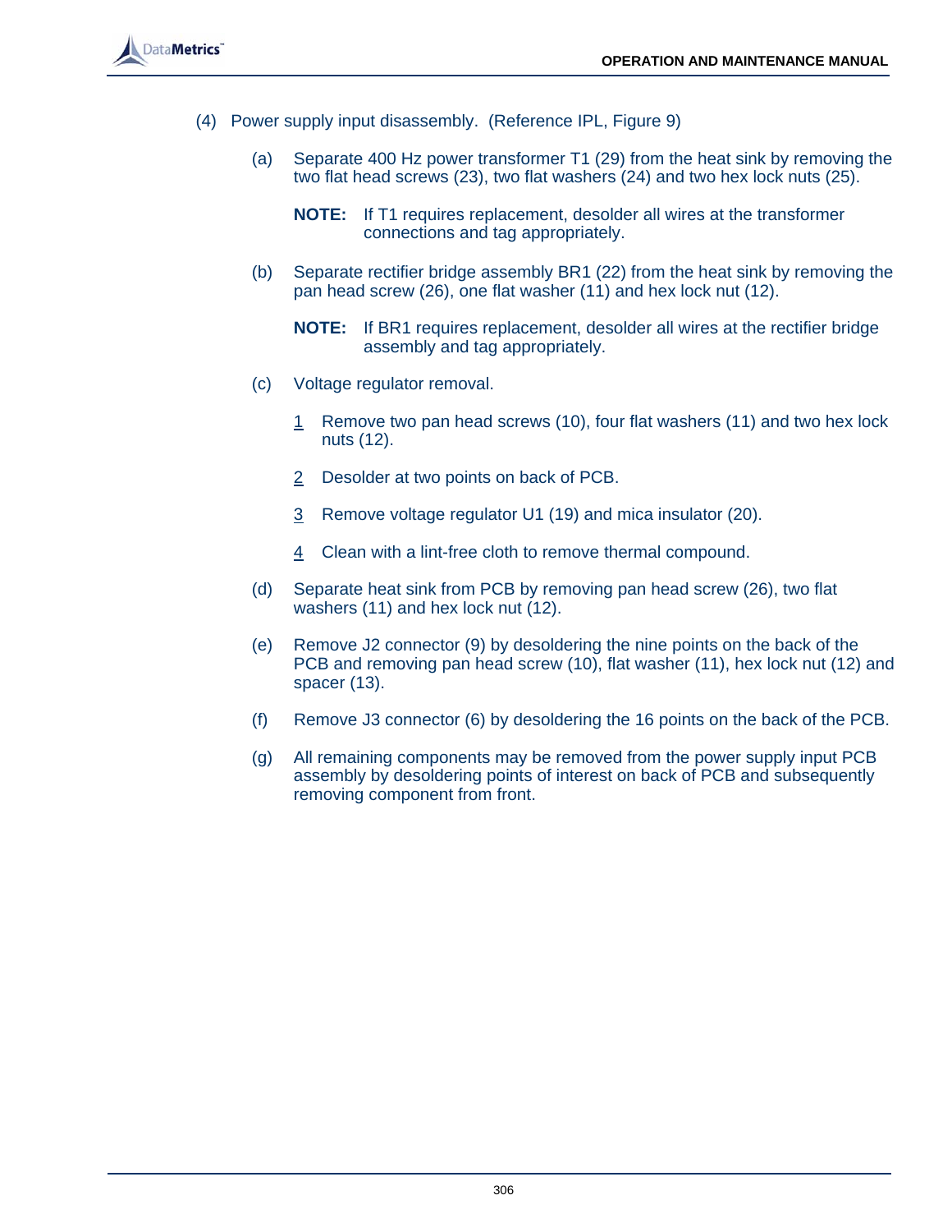(4) Power supply input disassembly. (Reference IPL, Figure 9)

(a) Separate 400 Hz power transformer T1 (29) from the heat sink by removing the two flat head screws (23), two flat washers (24) and two hex lock nuts (25).

**NOTE:** If T1 requires replacement, desolder all wires at the transformer connections and tag appropriately.

(b) Separate rectifier bridge assembly BR1 (22) from the heat sink by removing the pan head screw (26), one flat washer (11) and hex lock nut (12).

**NOTE:** If BR1 requires replacement, desolder all wires at the rectifier bridge assembly and tag appropriately.

(c) Voltage regulator removal.

1 Remove two pan head screws (10), four flat washers (11) and two hex lock nuts (12).

2 Desolder at two points on back of PCB.

3 Remove voltage regulator U1 (19) and mica insulator (20).

4 Clean with a lint-free cloth to remove thermal compound.

(d) Separate heat sink from PCB by removing pan head screw (26), two flat washers (11) and hex lock nut (12).

(e) Remove J2 connector (9) by desoldering the nine points on the back of the PCB and removing pan head screw (10), flat washer (11), hex lock nut (12) and spacer (13).

(f) Remove J3 connector (6) by desoldering the 16 points on the back of the PCB.

(g) All remaining components may be removed from the power supply input PCB assembly by desoldering points of interest on back of PCB and subsequently removing component from front.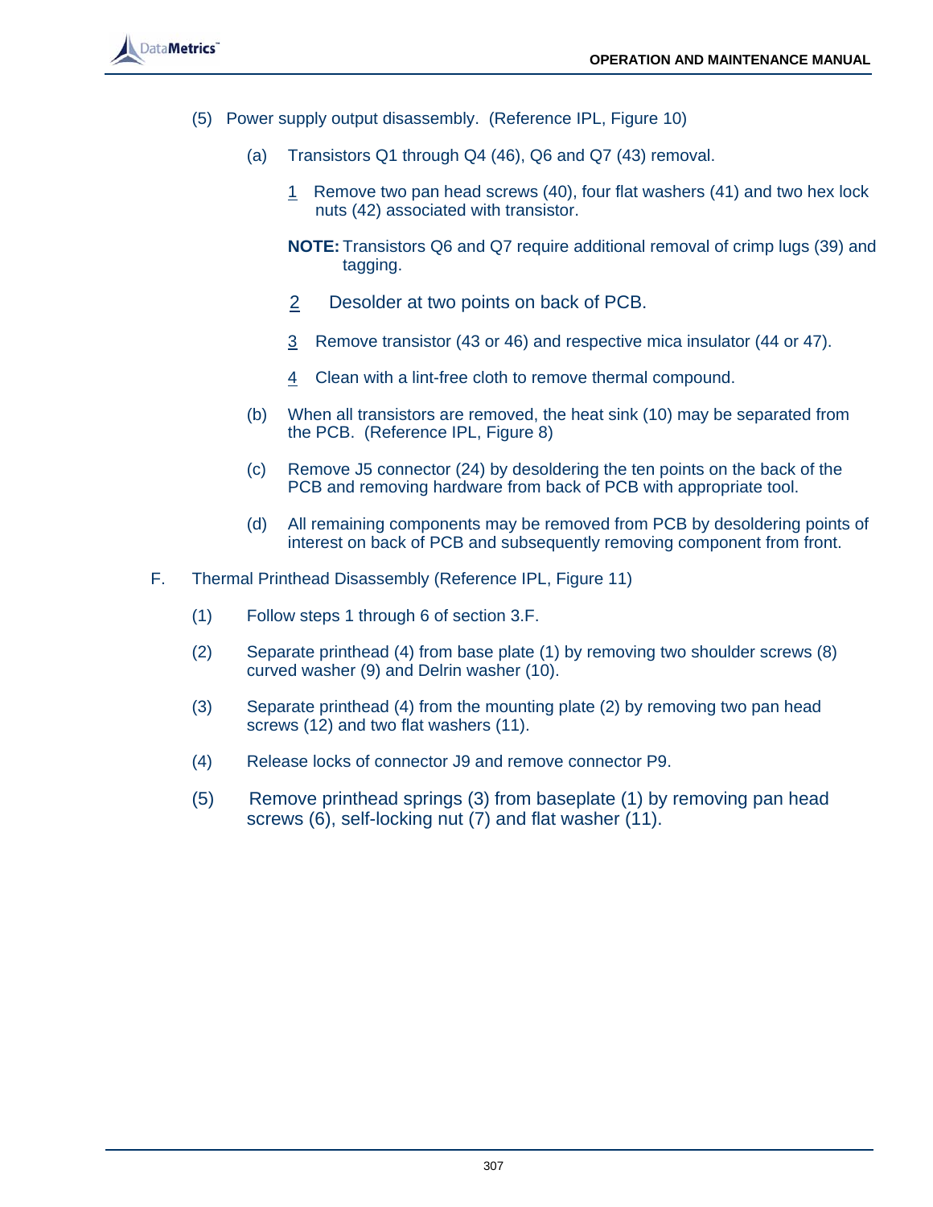(5) Power supply output disassembly. (Reference IPL, Figure 10)

(a) Transistors Q1 through Q4 (46), Q6 and Q7 (43) removal.

1 Remove two pan head screws (40), four flat washers (41) and two hex lock nuts (42) associated with transistor.

**NOTE:** Transistors Q6 and Q7 require additional removal of crimp lugs (39) and tagging.

2 Desolder at two points on back of PCB.

3 Remove transistor (43 or 46) and respective mica insulator (44 or 47).

4 Clean with a lint-free cloth to remove thermal compound.

(b) When all transistors are removed, the heat sink (10) may be separated from the PCB. (Reference IPL, Figure 8)

(c) Remove J5 connector (24) by desoldering the ten points on the back of the PCB and removing hardware from back of PCB with appropriate tool.

(d) All remaining components may be removed from PCB by desoldering points of interest on back of PCB and subsequently removing component from front.

F. Thermal Printhead Disassembly (Reference IPL, Figure 11)

(1) Follow steps 1 through 6 of section 3.F.

(2) Separate printhead (4) from base plate (1) by removing two shoulder screws (8) curved washer (9) and Delrin washer (10).

(3) Separate printhead (4) from the mounting plate (2) by removing two pan head screws (12) and two flat washers (11).

(4) Release locks of connector J9 and remove connector P9.

(5) Remove printhead springs (3) from baseplate (1) by removing pan head screws (6), self-locking nut (7) and flat washer (11).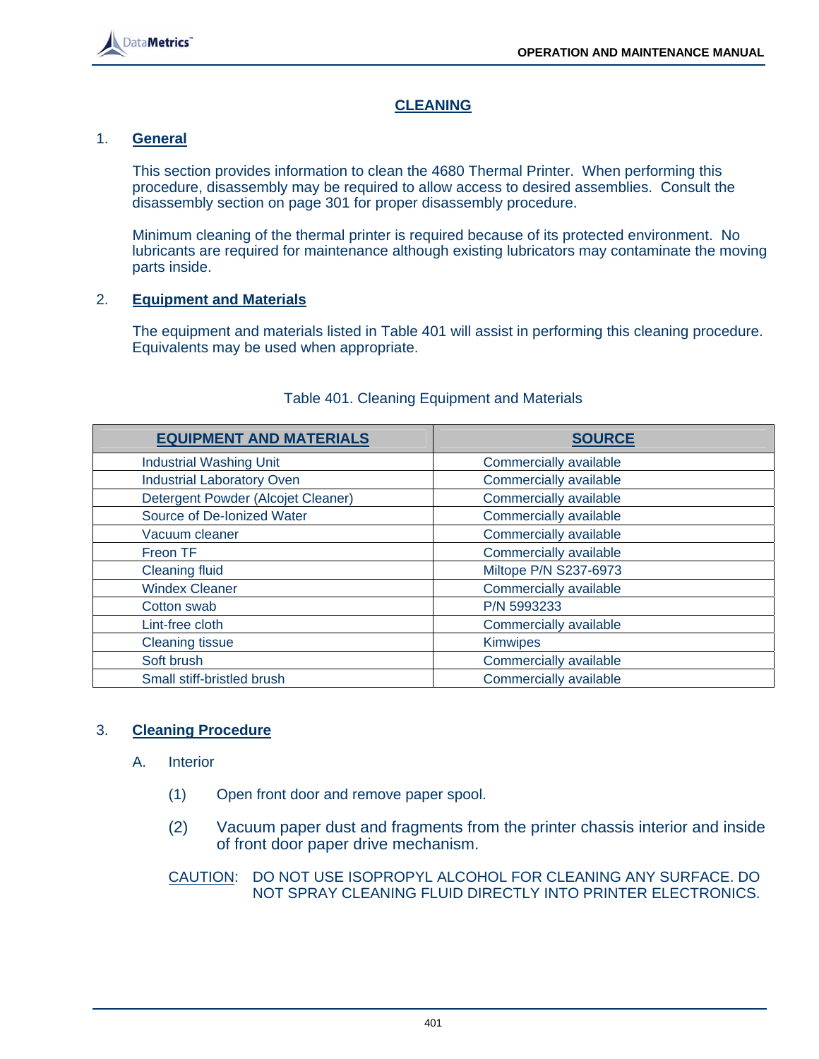# CLEANING

## 1. General

This section provides information to clean the 4680 Thermal Printer. When performing this procedure, disassembly may be required to allow access to desired assemblies. Consult the disassembly section on page 301 for proper disassembly procedure.

Minimum cleaning of the thermal printer is required because of its protected environment. No lubricants are required for maintenance although existing lubricators may contaminate the moving parts inside.

## 2. Equipment and Materials

The equipment and materials listed in Table 401 will assist in performing this cleaning procedure. Equivalents may be used when appropriate.

Table 401. Cleaning Equipment and Materials

| EQUIPMENT AND MATERIALS | SOURCE |
|---|---|
| Industrial Washing Unit | Commercially available |
| Industrial Laboratory Oven | Commercially available |
| Detergent Powder (Alcojet Cleaner) | Commercially available |
| Source of De-Ionized Water | Commercially available |
| Vacuum cleaner | Commercially available |
| Freon TF | Commercially available |
| Cleaning fluid | Miltope P/N S237-6973 |
| Windex Cleaner | Commercially available |
| Cotton swab | P/N 5993233 |
| Lint-free cloth | Commercially available |
| Cleaning tissue | Kimwipes |
| Soft brush | Commercially available |
| Small stiff-bristled brush | Commercially available |

## 3. Cleaning Procedure

A. Interior

(1) Open front door and remove paper spool.

(2) Vacuum paper dust and fragments from the printer chassis interior and inside of front door paper drive mechanism.

CAUTION: DO NOT USE ISOPROPYL ALCOHOL FOR CLEANING ANY SURFACE. DO NOT SPRAY CLEANING FLUID DIRECTLY INTO PRINTER ELECTRONICS.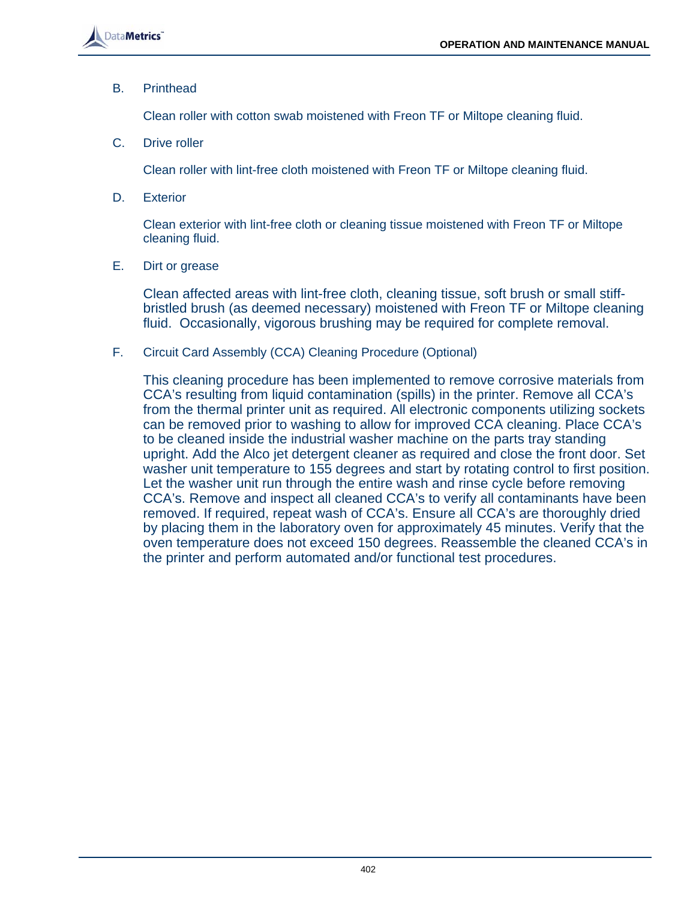B. Printhead

Clean roller with cotton swab moistened with Freon TF or Miltope cleaning fluid.

C. Drive roller

Clean roller with lint-free cloth moistened with Freon TF or Miltope cleaning fluid.

D. Exterior

Clean exterior with lint-free cloth or cleaning tissue moistened with Freon TF or Miltope cleaning fluid.

E. Dirt or grease

Clean affected areas with lint-free cloth, cleaning tissue, soft brush or small stiff-bristled brush (as deemed necessary) moistened with Freon TF or Miltope cleaning fluid. Occasionally, vigorous brushing may be required for complete removal.

F. Circuit Card Assembly (CCA) Cleaning Procedure (Optional)

This cleaning procedure has been implemented to remove corrosive materials from CCA's resulting from liquid contamination (spills) in the printer. Remove all CCA's from the thermal printer unit as required. All electronic components utilizing sockets can be removed prior to washing to allow for improved CCA cleaning. Place CCA's to be cleaned inside the industrial washer machine on the parts tray standing upright. Add the Alco jet detergent cleaner as required and close the front door. Set washer unit temperature to 155 degrees and start by rotating control to first position. Let the washer unit run through the entire wash and rinse cycle before removing CCA's. Remove and inspect all cleaned CCA's to verify all contaminants have been removed. If required, repeat wash of CCA's. Ensure all CCA's are thoroughly dried by placing them in the laboratory oven for approximately 45 minutes. Verify that the oven temperature does not exceed 150 degrees. Reassemble the cleaned CCA's in the printer and perform automated and/or functional test procedures.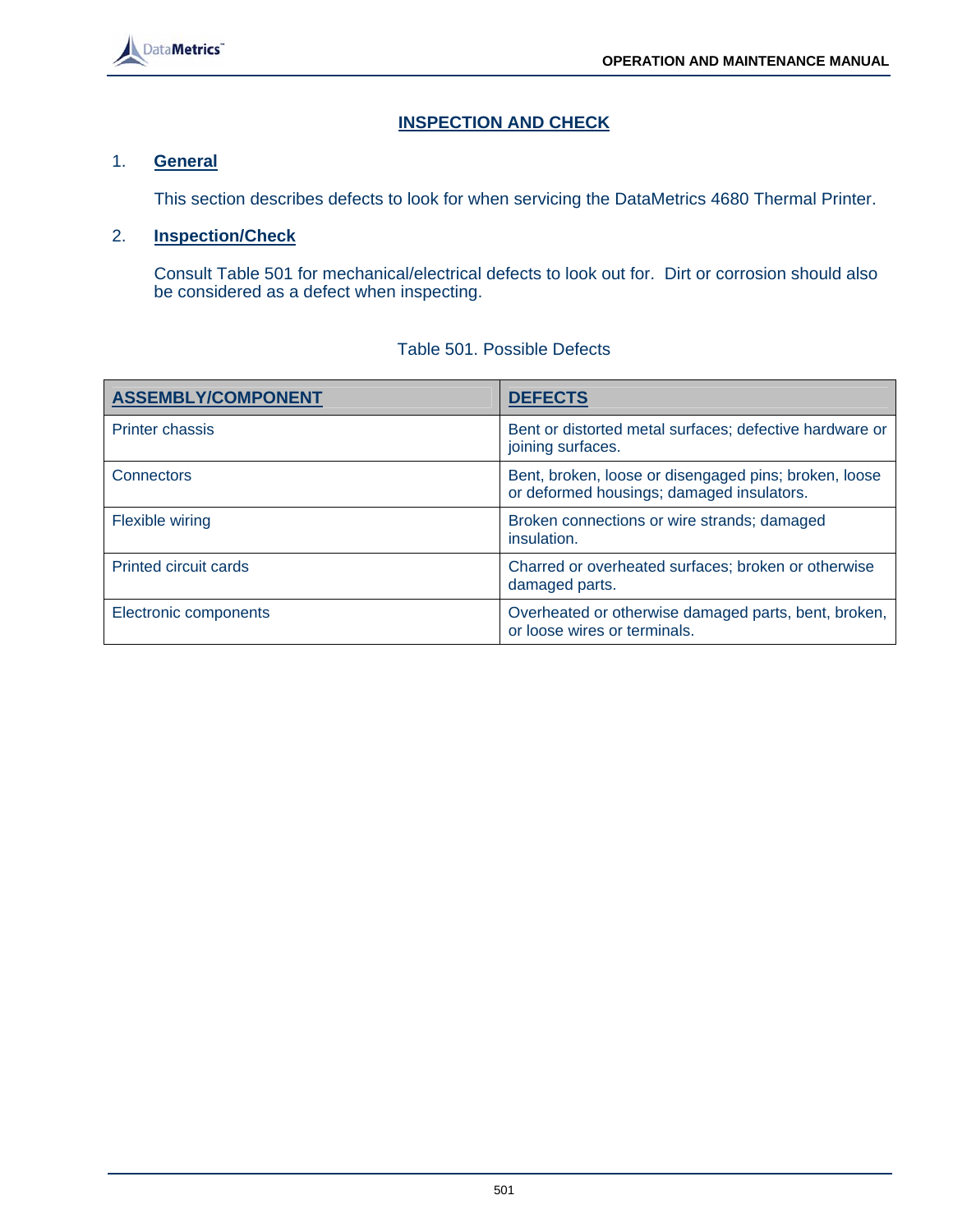# INSPECTION AND CHECK

## 1. General

This section describes defects to look for when servicing the DataMetrics 4680 Thermal Printer.

## 2. Inspection/Check

Consult Table 501 for mechanical/electrical defects to look out for. Dirt or corrosion should also be considered as a defect when inspecting.

Table 501. Possible Defects

| ASSEMBLY/COMPONENT | DEFECTS |
|---|---|
| Printer chassis | Bent or distorted metal surfaces; defective hardware or joining surfaces. |
| Connectors | Bent, broken, loose or disengaged pins; broken, loose or deformed housings; damaged insulators. |
| Flexible wiring | Broken connections or wire strands; damaged insulation. |
| Printed circuit cards | Charred or overheated surfaces; broken or otherwise damaged parts. |
| Electronic components | Overheated or otherwise damaged parts, bent, broken, or loose wires or terminals. |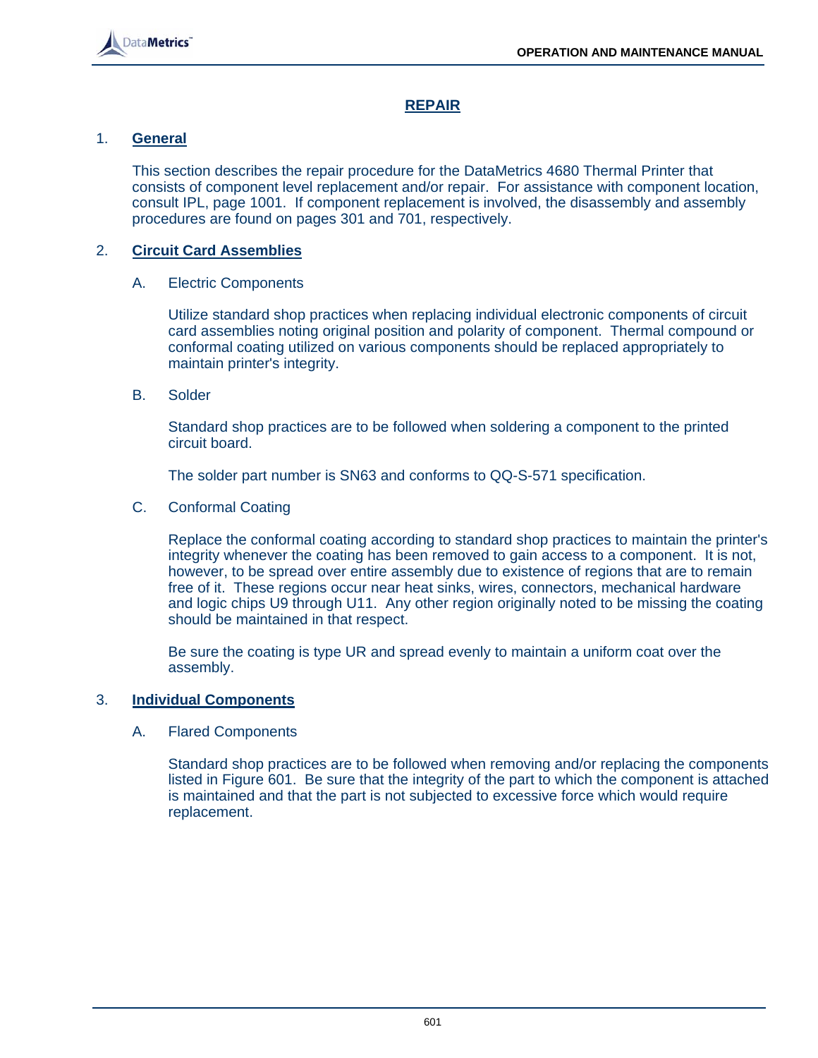# REPAIR

## 1. General

This section describes the repair procedure for the DataMetrics 4680 Thermal Printer that consists of component level replacement and/or repair. For assistance with component location, consult IPL, page 1001. If component replacement is involved, the disassembly and assembly procedures are found on pages 301 and 701, respectively.

## 2. Circuit Card Assemblies

### A. Electric Components

Utilize standard shop practices when replacing individual electronic components of circuit card assemblies noting original position and polarity of component. Thermal compound or conformal coating utilized on various components should be replaced appropriately to maintain printer's integrity.

### B. Solder

Standard shop practices are to be followed when soldering a component to the printed circuit board.

The solder part number is SN63 and conforms to QQ-S-571 specification.

### C. Conformal Coating

Replace the conformal coating according to standard shop practices to maintain the printer's integrity whenever the coating has been removed to gain access to a component. It is not, however, to be spread over entire assembly due to existence of regions that are to remain free of it. These regions occur near heat sinks, wires, connectors, mechanical hardware and logic chips U9 through U11. Any other region originally noted to be missing the coating should be maintained in that respect.

Be sure the coating is type UR and spread evenly to maintain a uniform coat over the assembly.

## 3. Individual Components

### A. Flared Components

Standard shop practices are to be followed when removing and/or replacing the components listed in Figure 601. Be sure that the integrity of the part to which the component is attached is maintained and that the part is not subjected to excessive force which would require replacement.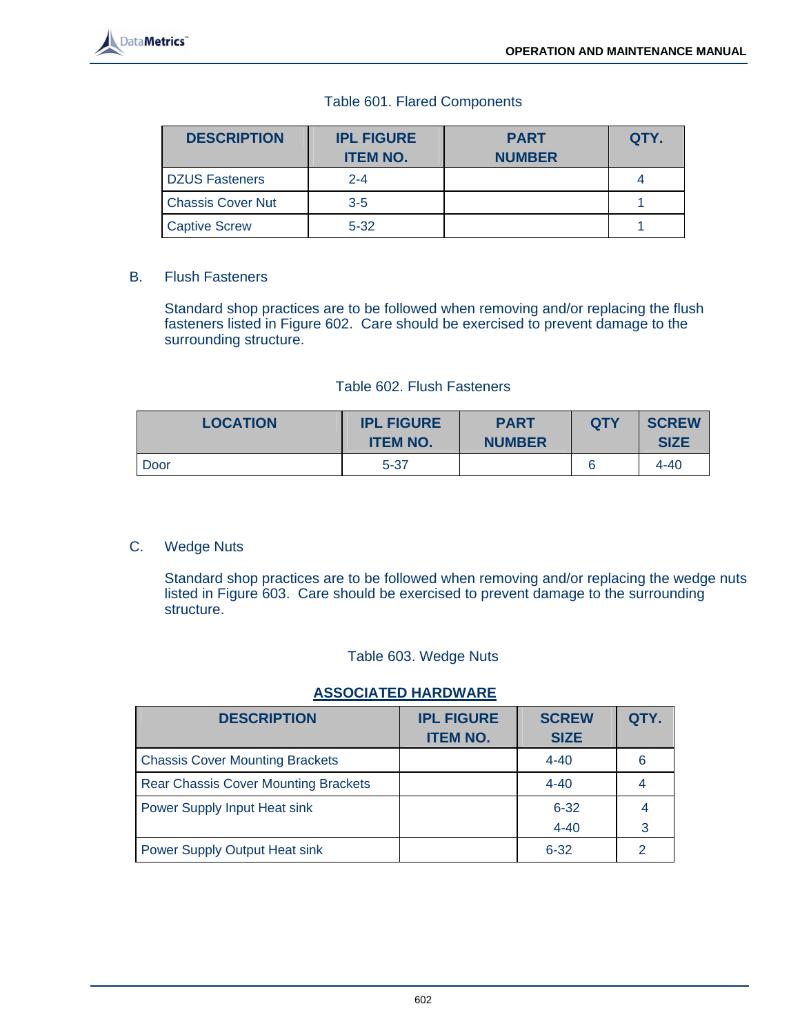Table 601. Flared Components

| DESCRIPTION | IPL FIGURE ITEM NO. | PART NUMBER | QTY. |
|---|---|---|---|
| DZUS Fasteners | 2-4 | | 4 |
| Chassis Cover Nut | 3-5 | | 1 |
| Captive Screw | 5-32 | | 1 |

B. Flush Fasteners

Standard shop practices are to be followed when removing and/or replacing the flush fasteners listed in Figure 602. Care should be exercised to prevent damage to the surrounding structure.

Table 602. Flush Fasteners

| LOCATION | IPL FIGURE ITEM NO. | PART NUMBER | QTY | SCREW SIZE |
|---|---|---|---|---|
| Door | 5-37 | | 6 | 4-40 |

C. Wedge Nuts

Standard shop practices are to be followed when removing and/or replacing the wedge nuts listed in Figure 603. Care should be exercised to prevent damage to the surrounding structure.

Table 603. Wedge Nuts

**ASSOCIATED HARDWARE**

| DESCRIPTION | IPL FIGURE ITEM NO. | SCREW SIZE | QTY. |
|---|---|---|---|
| Chassis Cover Mounting Brackets | | 4-40 | 6 |
| Rear Chassis Cover Mounting Brackets | | 4-40 | 4 |
| Power Supply Input Heat sink | | 6-32<br>4-40 | 4<br>3 |
| Power Supply Output Heat sink | | 6-32 | 2 |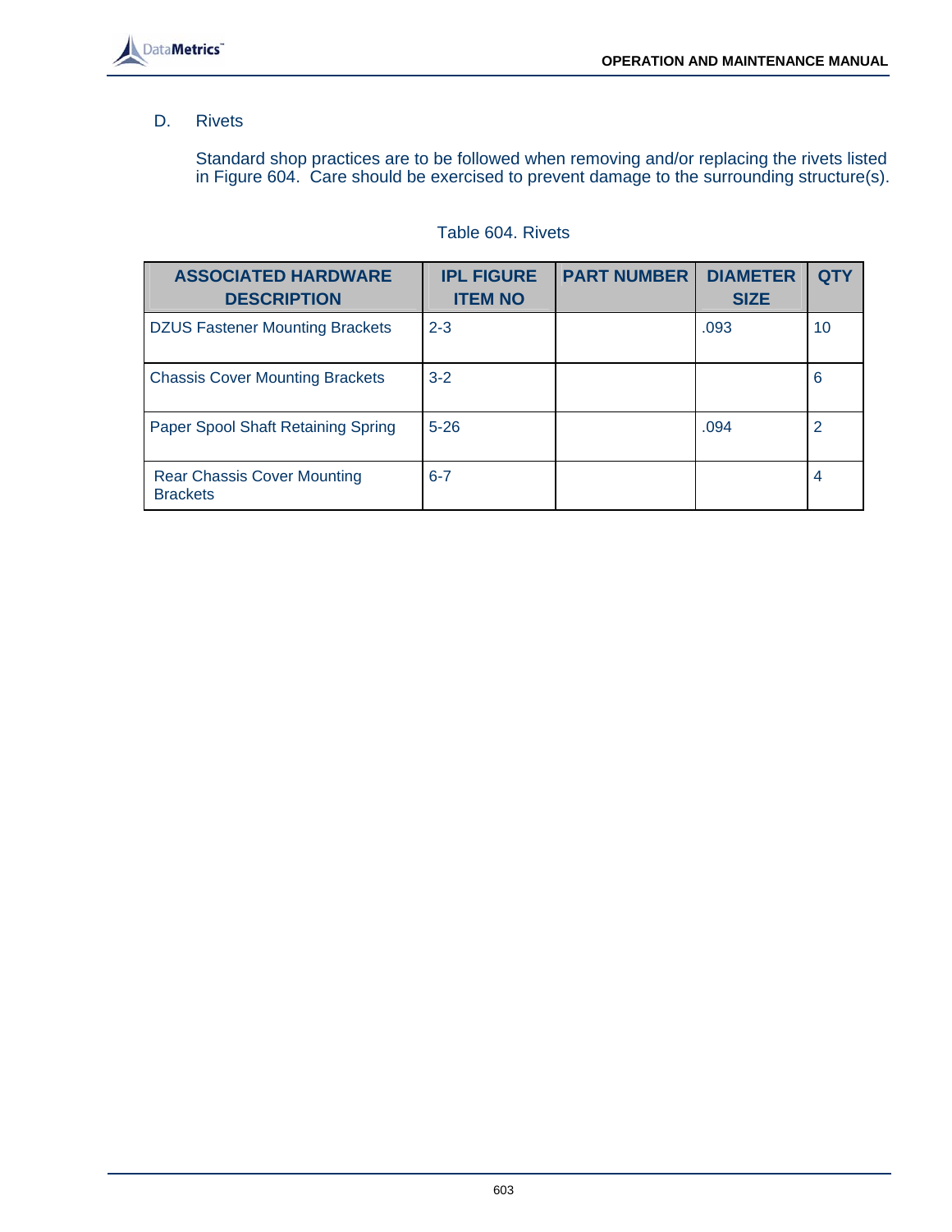D. Rivets

Standard shop practices are to be followed when removing and/or replacing the rivets listed in Figure 604. Care should be exercised to prevent damage to the surrounding structure(s).

Table 604. Rivets

| ASSOCIATED HARDWARE DESCRIPTION | IPL FIGURE ITEM NO | PART NUMBER | DIAMETER SIZE | QTY |
|---|---|---|---|---|
| DZUS Fastener Mounting Brackets | 2-3 | | .093 | 10 |
| Chassis Cover Mounting Brackets | 3-2 | | | 6 |
| Paper Spool Shaft Retaining Spring | 5-26 | | .094 | 2 |
| Rear Chassis Cover Mounting Brackets | 6-7 | | | 4 |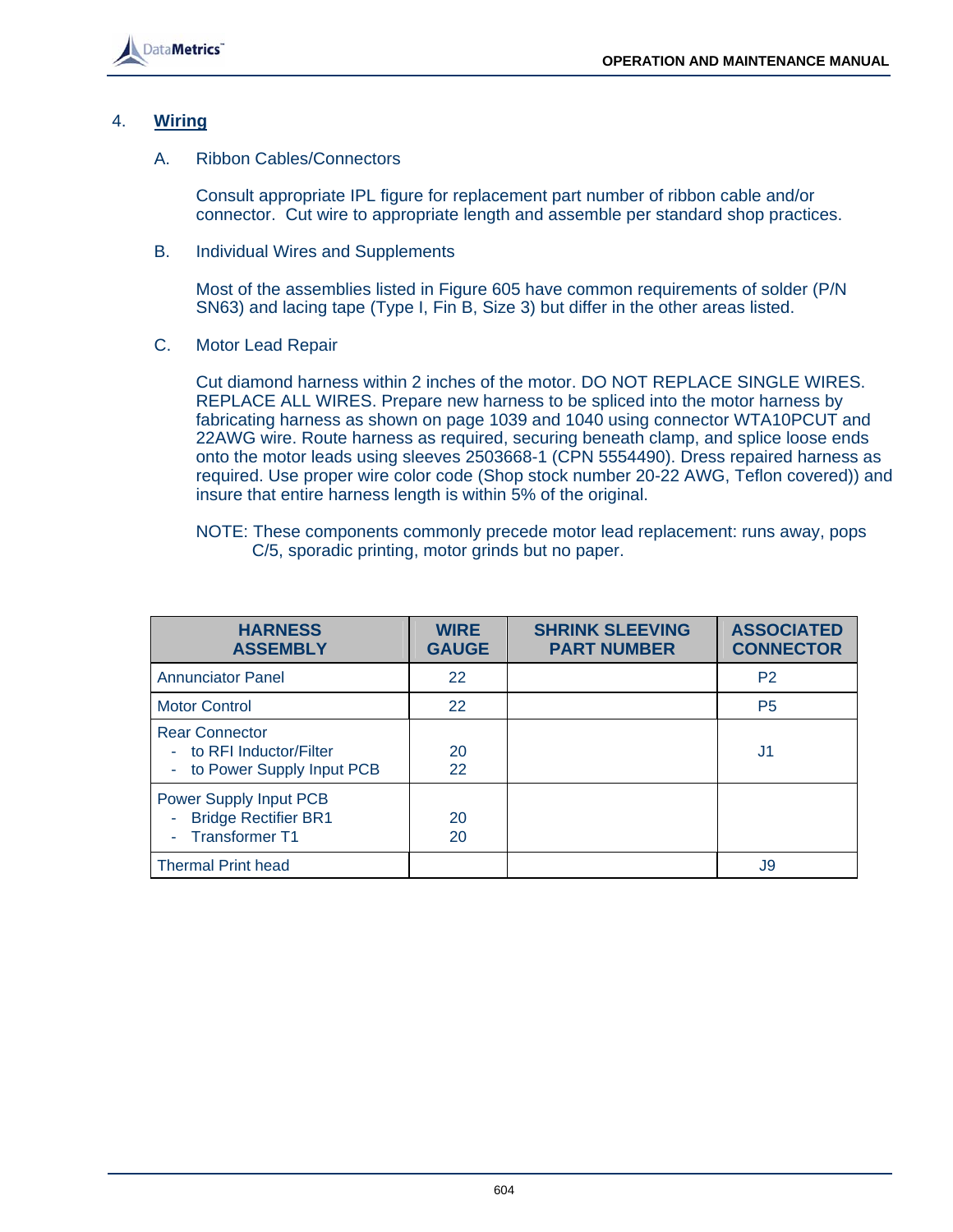## 4. Wiring

### A. Ribbon Cables/Connectors

Consult appropriate IPL figure for replacement part number of ribbon cable and/or connector. Cut wire to appropriate length and assemble per standard shop practices.

### B. Individual Wires and Supplements

Most of the assemblies listed in Figure 605 have common requirements of solder (P/N SN63) and lacing tape (Type I, Fin B, Size 3) but differ in the other areas listed.

### C. Motor Lead Repair

Cut diamond harness within 2 inches of the motor. DO NOT REPLACE SINGLE WIRES. REPLACE ALL WIRES. Prepare new harness to be spliced into the motor harness by fabricating harness as shown on page 1039 and 1040 using connector WTA10PCUT and 22AWG wire. Route harness as required, securing beneath clamp, and splice loose ends onto the motor leads using sleeves 2503668-1 (CPN 5554490). Dress repaired harness as required. Use proper wire color code (Shop stock number 20-22 AWG, Teflon covered)) and insure that entire harness length is within 5% of the original.

NOTE: These components commonly precede motor lead replacement: runs away, pops C/5, sporadic printing, motor grinds but no paper.

| HARNESS ASSEMBLY | WIRE GAUGE | SHRINK SLEEVING PART NUMBER | ASSOCIATED CONNECTOR |
|---|---|---|---|
| Annunciator Panel | 22 | | P2 |
| Motor Control | 22 | | P5 |
| Rear Connector<br>- to RFI Inductor/Filter<br>- to Power Supply Input PCB | <br>20<br>22 | | J1 |
| Power Supply Input PCB<br>- Bridge Rectifier BR1<br>- Transformer T1 | <br>20<br>20 | | |
| Thermal Print head | | | J9 |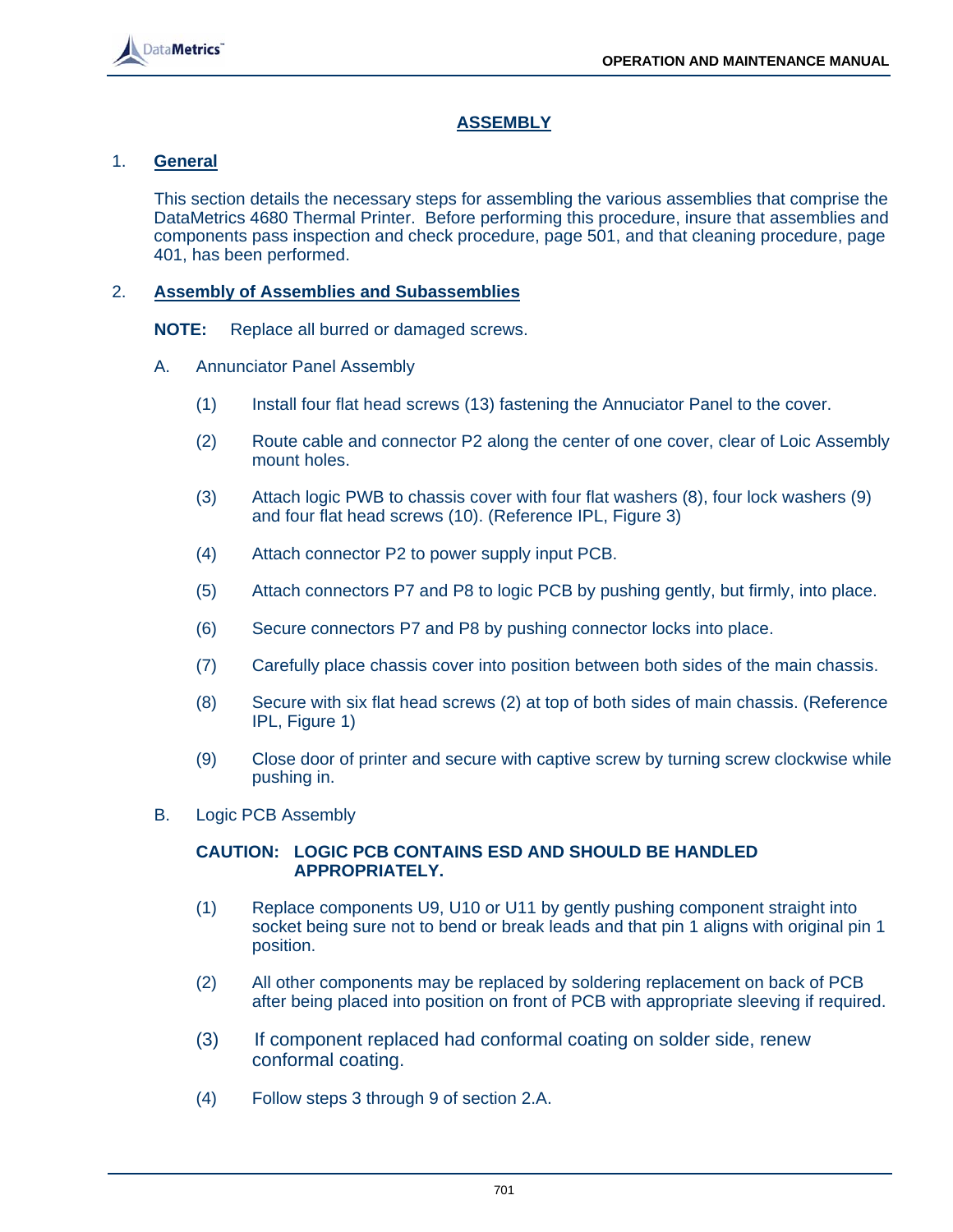# ASSEMBLY

## 1. General

This section details the necessary steps for assembling the various assemblies that comprise the DataMetrics 4680 Thermal Printer. Before performing this procedure, insure that assemblies and components pass inspection and check procedure, page 501, and that cleaning procedure, page 401, has been performed.

## 2. Assembly of Assemblies and Subassemblies

**NOTE:** Replace all burred or damaged screws.

A. Annunciator Panel Assembly

(1) Install four flat head screws (13) fastening the Annuciator Panel to the cover.

(2) Route cable and connector P2 along the center of one cover, clear of Loic Assembly mount holes.

(3) Attach logic PWB to chassis cover with four flat washers (8), four lock washers (9) and four flat head screws (10). (Reference IPL, Figure 3)

(4) Attach connector P2 to power supply input PCB.

(5) Attach connectors P7 and P8 to logic PCB by pushing gently, but firmly, into place.

(6) Secure connectors P7 and P8 by pushing connector locks into place.

(7) Carefully place chassis cover into position between both sides of the main chassis.

(8) Secure with six flat head screws (2) at top of both sides of main chassis. (Reference IPL, Figure 1)

(9) Close door of printer and secure with captive screw by turning screw clockwise while pushing in.

B. Logic PCB Assembly

**CAUTION: LOGIC PCB CONTAINS ESD AND SHOULD BE HANDLED APPROPRIATELY.**

(1) Replace components U9, U10 or U11 by gently pushing component straight into socket being sure not to bend or break leads and that pin 1 aligns with original pin 1 position.

(2) All other components may be replaced by soldering replacement on back of PCB after being placed into position on front of PCB with appropriate sleeving if required.

(3) If component replaced had conformal coating on solder side, renew conformal coating.

(4) Follow steps 3 through 9 of section 2.A.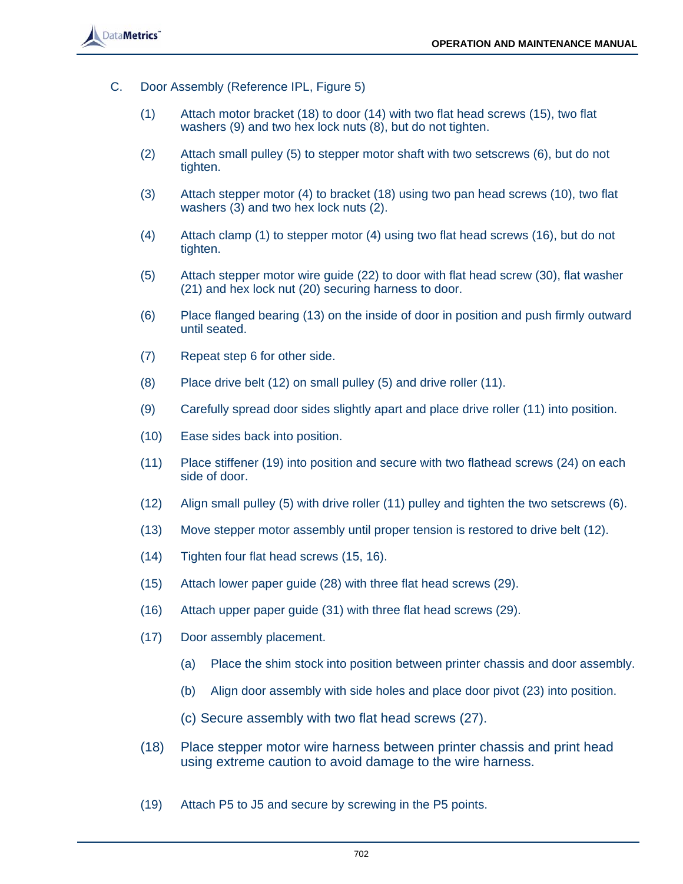C. Door Assembly (Reference IPL, Figure 5)

(1) Attach motor bracket (18) to door (14) with two flat head screws (15), two flat washers (9) and two hex lock nuts (8), but do not tighten.

(2) Attach small pulley (5) to stepper motor shaft with two setscrews (6), but do not tighten.

(3) Attach stepper motor (4) to bracket (18) using two pan head screws (10), two flat washers (3) and two hex lock nuts (2).

(4) Attach clamp (1) to stepper motor (4) using two flat head screws (16), but do not tighten.

(5) Attach stepper motor wire guide (22) to door with flat head screw (30), flat washer (21) and hex lock nut (20) securing harness to door.

(6) Place flanged bearing (13) on the inside of door in position and push firmly outward until seated.

(7) Repeat step 6 for other side.

(8) Place drive belt (12) on small pulley (5) and drive roller (11).

(9) Carefully spread door sides slightly apart and place drive roller (11) into position.

(10) Ease sides back into position.

(11) Place stiffener (19) into position and secure with two flathead screws (24) on each side of door.

(12) Align small pulley (5) with drive roller (11) pulley and tighten the two setscrews (6).

(13) Move stepper motor assembly until proper tension is restored to drive belt (12).

(14) Tighten four flat head screws (15, 16).

(15) Attach lower paper guide (28) with three flat head screws (29).

(16) Attach upper paper guide (31) with three flat head screws (29).

(17) Door assembly placement.

(a) Place the shim stock into position between printer chassis and door assembly.

(b) Align door assembly with side holes and place door pivot (23) into position.

(c) Secure assembly with two flat head screws (27).

(18) Place stepper motor wire harness between printer chassis and print head using extreme caution to avoid damage to the wire harness.

(19) Attach P5 to J5 and secure by screwing in the P5 points.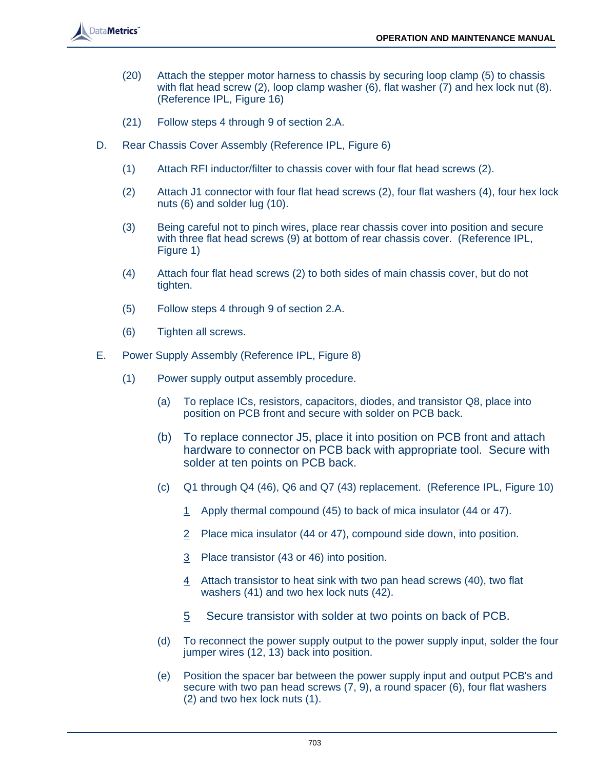(20) Attach the stepper motor harness to chassis by securing loop clamp (5) to chassis with flat head screw (2), loop clamp washer (6), flat washer (7) and hex lock nut (8). (Reference IPL, Figure 16)

(21) Follow steps 4 through 9 of section 2.A.

D. Rear Chassis Cover Assembly (Reference IPL, Figure 6)

(1) Attach RFI inductor/filter to chassis cover with four flat head screws (2).

(2) Attach J1 connector with four flat head screws (2), four flat washers (4), four hex lock nuts (6) and solder lug (10).

(3) Being careful not to pinch wires, place rear chassis cover into position and secure with three flat head screws (9) at bottom of rear chassis cover. (Reference IPL, Figure 1)

(4) Attach four flat head screws (2) to both sides of main chassis cover, but do not tighten.

(5) Follow steps 4 through 9 of section 2.A.

(6) Tighten all screws.

E. Power Supply Assembly (Reference IPL, Figure 8)

(1) Power supply output assembly procedure.

(a) To replace ICs, resistors, capacitors, diodes, and transistor Q8, place into position on PCB front and secure with solder on PCB back.

(b) To replace connector J5, place it into position on PCB front and attach hardware to connector on PCB back with appropriate tool. Secure with solder at ten points on PCB back.

(c) Q1 through Q4 (46), Q6 and Q7 (43) replacement. (Reference IPL, Figure 10)

1 Apply thermal compound (45) to back of mica insulator (44 or 47).

2 Place mica insulator (44 or 47), compound side down, into position.

3 Place transistor (43 or 46) into position.

4 Attach transistor to heat sink with two pan head screws (40), two flat washers (41) and two hex lock nuts (42).

5 Secure transistor with solder at two points on back of PCB.

(d) To reconnect the power supply output to the power supply input, solder the four jumper wires (12, 13) back into position.

(e) Position the spacer bar between the power supply input and output PCB's and secure with two pan head screws (7, 9), a round spacer (6), four flat washers (2) and two hex lock nuts (1).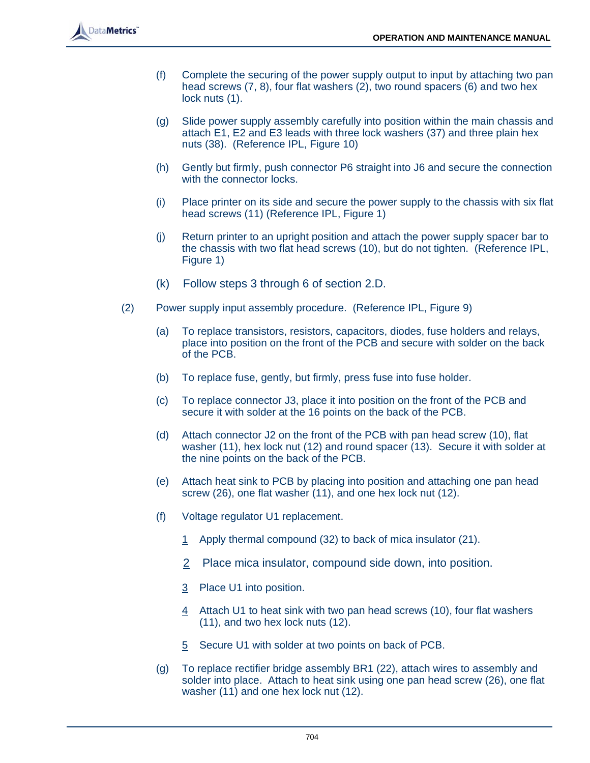(f) Complete the securing of the power supply output to input by attaching two pan head screws (7, 8), four flat washers (2), two round spacers (6) and two hex lock nuts (1).

(g) Slide power supply assembly carefully into position within the main chassis and attach E1, E2 and E3 leads with three lock washers (37) and three plain hex nuts (38). (Reference IPL, Figure 10)

(h) Gently but firmly, push connector P6 straight into J6 and secure the connection with the connector locks.

(i) Place printer on its side and secure the power supply to the chassis with six flat head screws (11) (Reference IPL, Figure 1)

(j) Return printer to an upright position and attach the power supply spacer bar to the chassis with two flat head screws (10), but do not tighten. (Reference IPL, Figure 1)

(k) Follow steps 3 through 6 of section 2.D.

(2) Power supply input assembly procedure. (Reference IPL, Figure 9)

(a) To replace transistors, resistors, capacitors, diodes, fuse holders and relays, place into position on the front of the PCB and secure with solder on the back of the PCB.

(b) To replace fuse, gently, but firmly, press fuse into fuse holder.

(c) To replace connector J3, place it into position on the front of the PCB and secure it with solder at the 16 points on the back of the PCB.

(d) Attach connector J2 on the front of the PCB with pan head screw (10), flat washer (11), hex lock nut (12) and round spacer (13). Secure it with solder at the nine points on the back of the PCB.

(e) Attach heat sink to PCB by placing into position and attaching one pan head screw (26), one flat washer (11), and one hex lock nut (12).

(f) Voltage regulator U1 replacement.

<u>1</u> Apply thermal compound (32) to back of mica insulator (21).

<u>2</u> Place mica insulator, compound side down, into position.

<u>3</u> Place U1 into position.

<u>4</u> Attach U1 to heat sink with two pan head screws (10), four flat washers (11), and two hex lock nuts (12).

<u>5</u> Secure U1 with solder at two points on back of PCB.

(g) To replace rectifier bridge assembly BR1 (22), attach wires to assembly and solder into place. Attach to heat sink using one pan head screw (26), one flat washer (11) and one hex lock nut (12).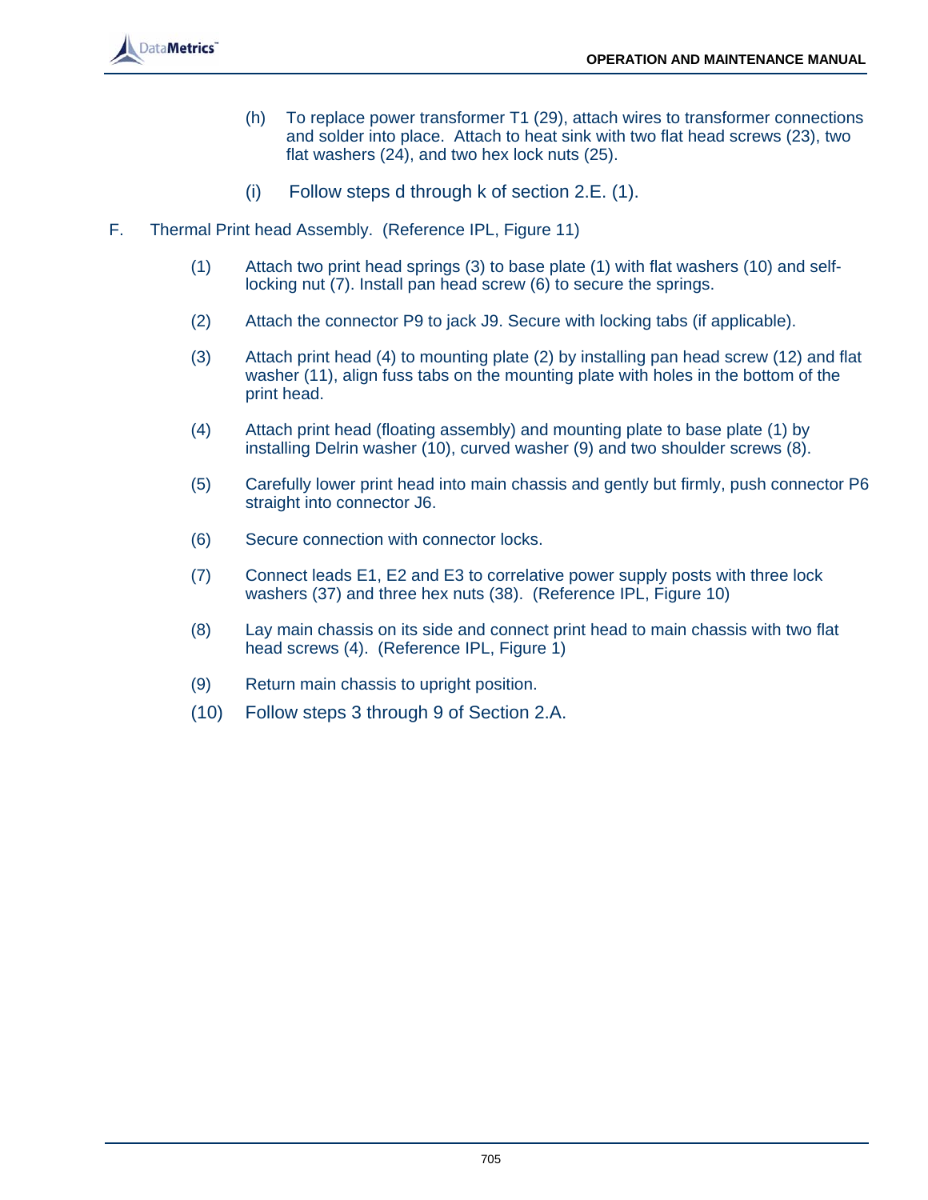(h) To replace power transformer T1 (29), attach wires to transformer connections and solder into place. Attach to heat sink with two flat head screws (23), two flat washers (24), and two hex lock nuts (25).

(i) Follow steps d through k of section 2.E. (1).

F. Thermal Print head Assembly. (Reference IPL, Figure 11)

(1) Attach two print head springs (3) to base plate (1) with flat washers (10) and self-locking nut (7). Install pan head screw (6) to secure the springs.

(2) Attach the connector P9 to jack J9. Secure with locking tabs (if applicable).

(3) Attach print head (4) to mounting plate (2) by installing pan head screw (12) and flat washer (11), align fuss tabs on the mounting plate with holes in the bottom of the print head.

(4) Attach print head (floating assembly) and mounting plate to base plate (1) by installing Delrin washer (10), curved washer (9) and two shoulder screws (8).

(5) Carefully lower print head into main chassis and gently but firmly, push connector P6 straight into connector J6.

(6) Secure connection with connector locks.

(7) Connect leads E1, E2 and E3 to correlative power supply posts with three lock washers (37) and three hex nuts (38). (Reference IPL, Figure 10)

(8) Lay main chassis on its side and connect print head to main chassis with two flat head screws (4). (Reference IPL, Figure 1)

(9) Return main chassis to upright position.

(10) Follow steps 3 through 9 of Section 2.A.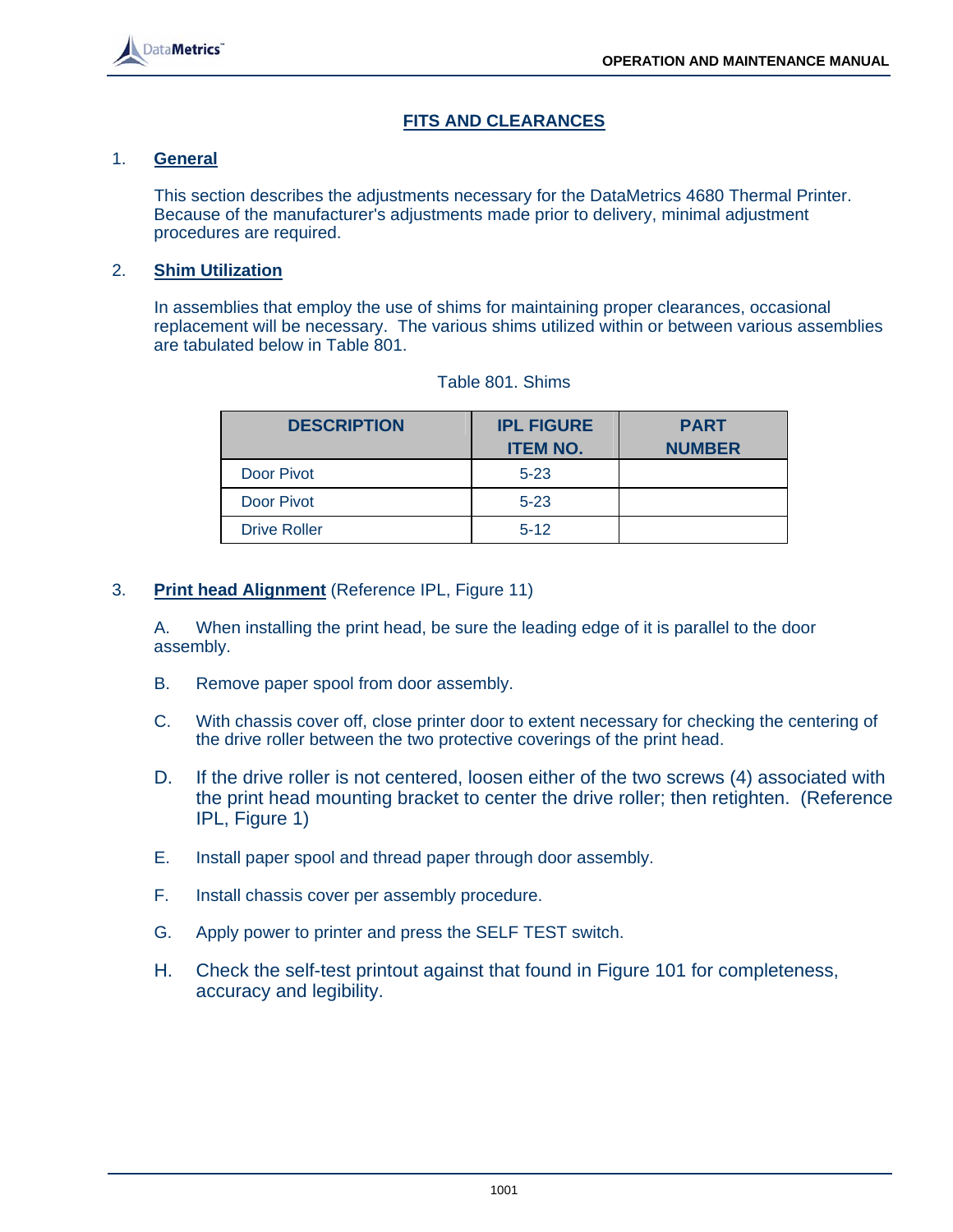# FITS AND CLEARANCES

## 1. General

This section describes the adjustments necessary for the DataMetrics 4680 Thermal Printer. Because of the manufacturer's adjustments made prior to delivery, minimal adjustment procedures are required.

## 2. Shim Utilization

In assemblies that employ the use of shims for maintaining proper clearances, occasional replacement will be necessary. The various shims utilized within or between various assemblies are tabulated below in Table 801.

Table 801. Shims

| DESCRIPTION | IPL FIGURE ITEM NO. | PART NUMBER |
|---|---|---|
| Door Pivot | 5-23 | |
| Door Pivot | 5-23 | |
| Drive Roller | 5-12 | |

## 3. Print head Alignment (Reference IPL, Figure 11)

A. When installing the print head, be sure the leading edge of it is parallel to the door assembly.

B. Remove paper spool from door assembly.

C. With chassis cover off, close printer door to extent necessary for checking the centering of the drive roller between the two protective coverings of the print head.

D. If the drive roller is not centered, loosen either of the two screws (4) associated with the print head mounting bracket to center the drive roller; then retighten. (Reference IPL, Figure 1)

E. Install paper spool and thread paper through door assembly.

F. Install chassis cover per assembly procedure.

G. Apply power to printer and press the SELF TEST switch.

H. Check the self-test printout against that found in Figure 101 for completeness, accuracy and legibility.